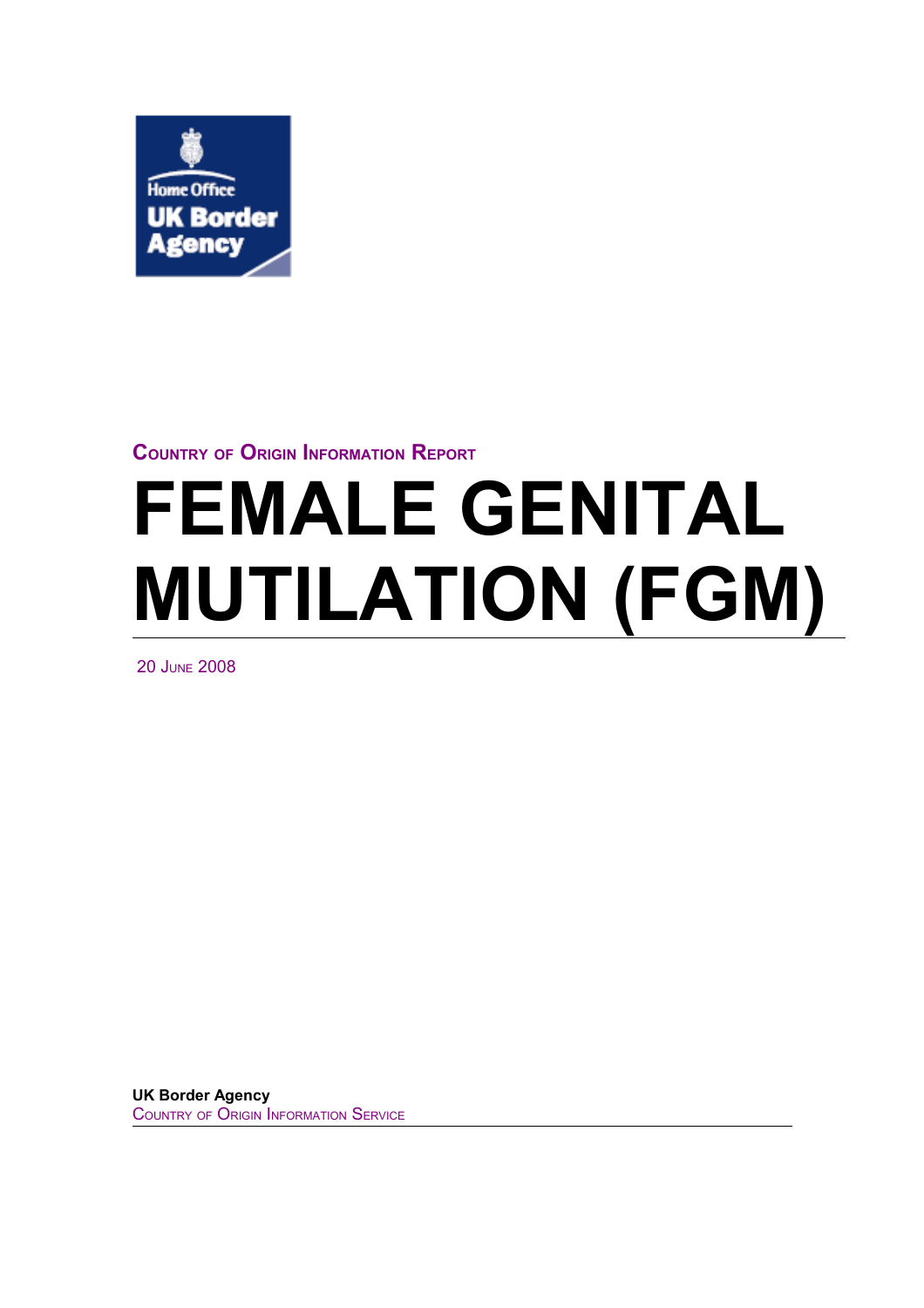Home Office
UK Border Agency

COUNTRY OF ORIGIN INFORMATION REPORT

# FEMALE GENITAL MUTILATION (FGM)

20 JUNE 2008

**UK Border Agency**
COUNTRY OF ORIGIN INFORMATION SERVICE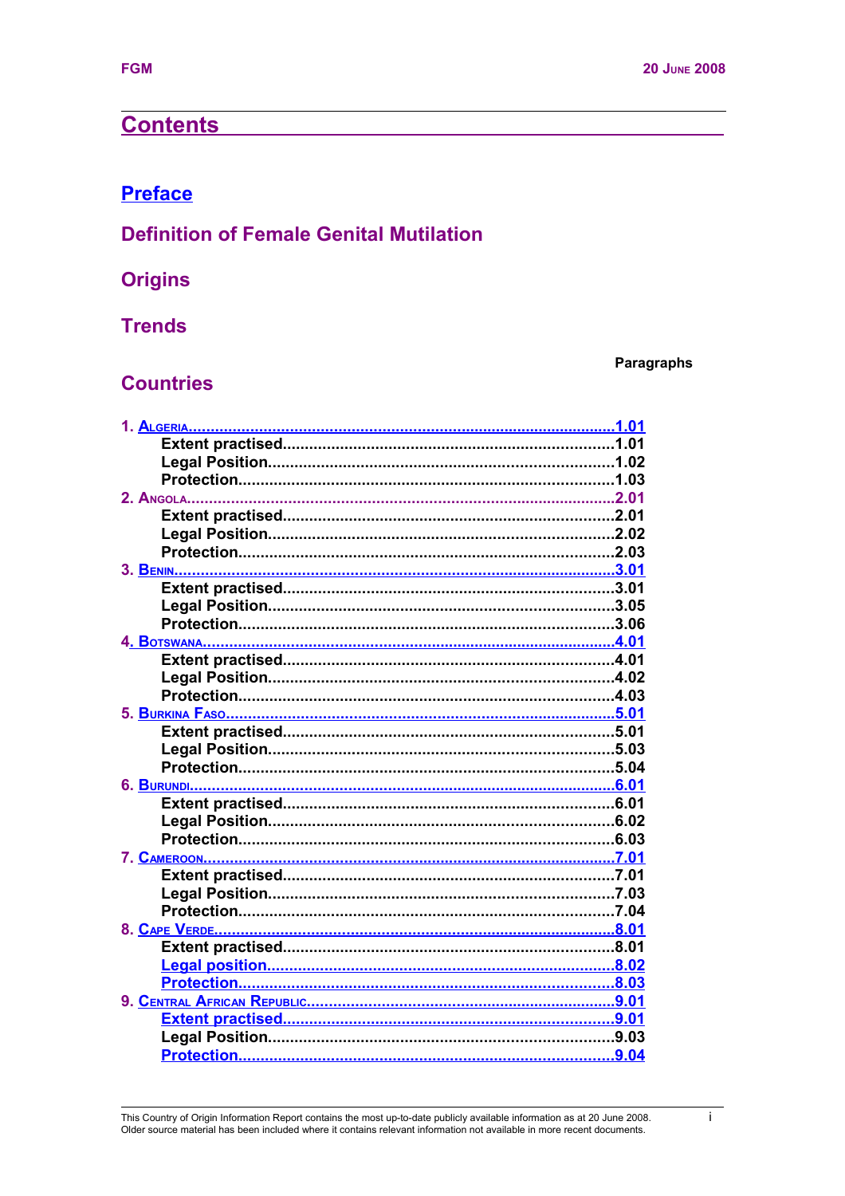## Contents

## Preface

## Definition of Female Genital Mutilation

## Origins

## Trends

## Countries

| | Paragraphs |
|---|---|
| 1. Algeria | 1.01 |
| Extent practised | 1.01 |
| Legal Position | 1.02 |
| Protection | 1.03 |
| 2. Angola | 2.01 |
| Extent practised | 2.01 |
| Legal Position | 2.02 |
| Protection | 2.03 |
| 3. Benin | 3.01 |
| Extent practised | 3.01 |
| Legal Position | 3.05 |
| Protection | 3.06 |
| 4. Botswana | 4.01 |
| Extent practised | 4.01 |
| Legal Position | 4.02 |
| Protection | 4.03 |
| 5. Burkina Faso | 5.01 |
| Extent practised | 5.01 |
| Legal Position | 5.03 |
| Protection | 5.04 |
| 6. Burundi | 6.01 |
| Extent practised | 6.01 |
| Legal Position | 6.02 |
| Protection | 6.03 |
| 7. Cameroon | 7.01 |
| Extent practised | 7.01 |
| Legal Position | 7.03 |
| Protection | 7.04 |
| 8. Cape Verde | 8.01 |
| Extent practised | 8.01 |
| Legal position | 8.02 |
| Protection | 8.03 |
| 9. Central African Republic | 9.01 |
| Extent practised | 9.01 |
| Legal Position | 9.03 |
| Protection | 9.04 |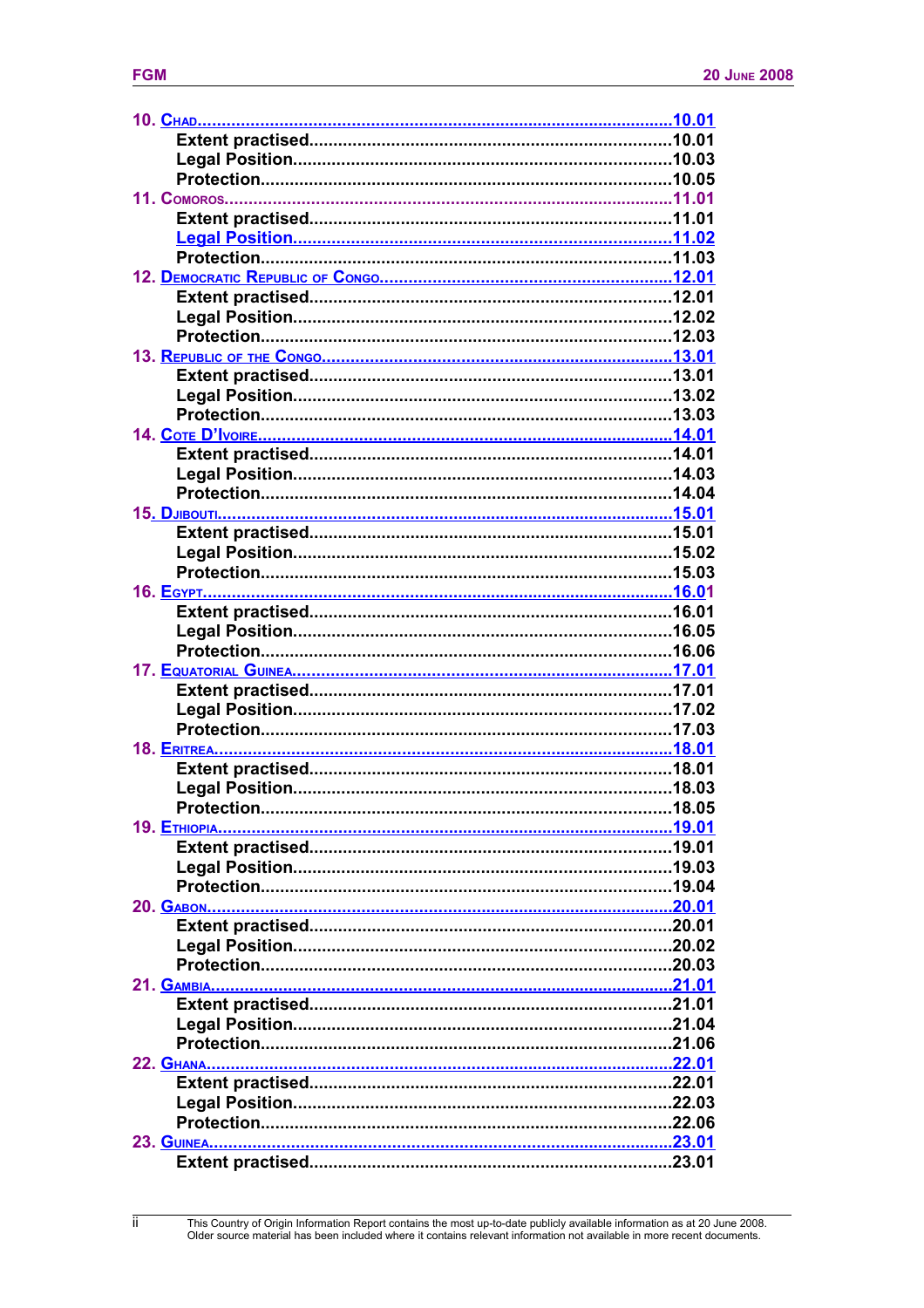10. Chad ........................................................................................ 10.01
  Extent practised ............................................................ 10.01
  Legal Position ................................................................ 10.03
  Protection ....................................................................... 10.05
11. Comoros ................................................................................ 11.01
  Extent practised ............................................................ 11.01
  Legal Position ................................................................ 11.02
  Protection ....................................................................... 11.03
12. Democratic Republic of Congo ................................................ 12.01
  Extent practised ............................................................ 12.01
  Legal Position ................................................................ 12.02
  Protection ....................................................................... 12.03
13. Republic of the Congo ............................................................ 13.01
  Extent practised ............................................................ 13.01
  Legal Position ................................................................ 13.02
  Protection ....................................................................... 13.03
14. Cote D'Ivoire .......................................................................... 14.01
  Extent practised ............................................................ 14.01
  Legal Position ................................................................ 14.03
  Protection ....................................................................... 14.04
15. Djibouti ................................................................................... 15.01
  Extent practised ............................................................ 15.01
  Legal Position ................................................................ 15.02
  Protection ....................................................................... 15.03
16. Egypt ...................................................................................... 16.01
  Extent practised ............................................................ 16.01
  Legal Position ................................................................ 16.05
  Protection ....................................................................... 16.06
17. Equatorial Guinea ................................................................... 17.01
  Extent practised ............................................................ 17.01
  Legal Position ................................................................ 17.02
  Protection ....................................................................... 17.03
18. Eritrea .................................................................................... 18.01
  Extent practised ............................................................ 18.01
  Legal Position ................................................................ 18.03
  Protection ....................................................................... 18.05
19. Ethiopia .................................................................................. 19.01
  Extent practised ............................................................ 19.01
  Legal Position ................................................................ 19.03
  Protection ....................................................................... 19.04
20. Gabon ..................................................................................... 20.01
  Extent practised ............................................................ 20.01
  Legal Position ................................................................ 20.02
  Protection ....................................................................... 20.03
21. Gambia ................................................................................... 21.01
  Extent practised ............................................................ 21.01
  Legal Position ................................................................ 21.04
  Protection ....................................................................... 21.06
22. Ghana ..................................................................................... 22.01
  Extent practised ............................................................ 22.01
  Legal Position ................................................................ 22.03
  Protection ....................................................................... 22.06
23. Guinea .................................................................................... 23.01
  Extent practised ............................................................ 23.01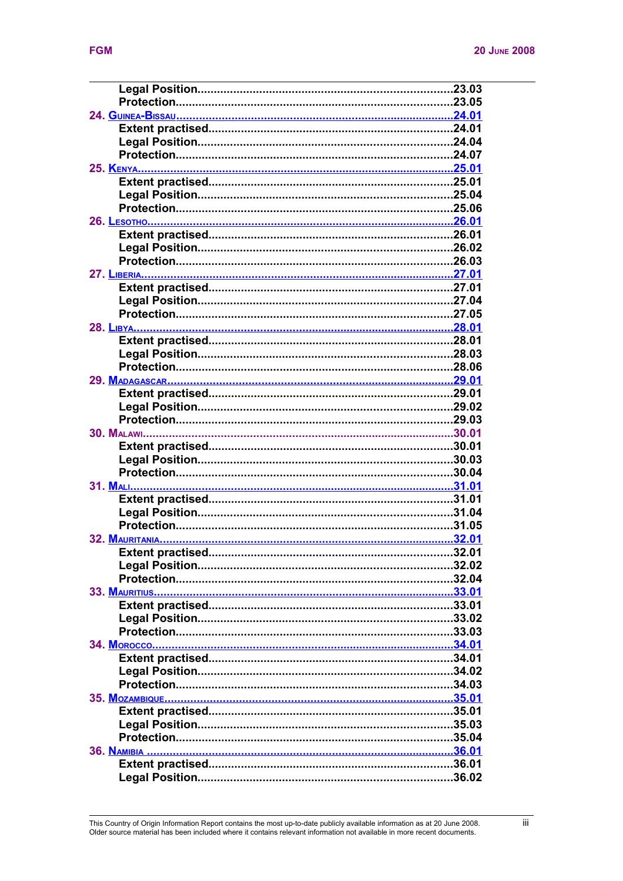Legal Position....................................................................23.03
Protection...........................................................................23.05

24. GUINEA-BISSAU....................................................................24.01
Extent practised.................................................................24.01
Legal Position....................................................................24.04
Protection...........................................................................24.07

25. KENYA....................................................................................25.01
Extent practised.................................................................25.01
Legal Position....................................................................25.04
Protection...........................................................................25.06

26. LESOTHO................................................................................26.01
Extent practised.................................................................26.01
Legal Position....................................................................26.02
Protection...........................................................................26.03

27. LIBERIA..................................................................................27.01
Extent practised.................................................................27.01
Legal Position....................................................................27.04
Protection...........................................................................27.05

28. LIBYA.....................................................................................28.01
Extent practised.................................................................28.01
Legal Position....................................................................28.03
Protection...........................................................................28.06

29. MADAGASCAR........................................................................29.01
Extent practised.................................................................29.01
Legal Position....................................................................29.02
Protection...........................................................................29.03

30. MALAWI..................................................................................30.01
Extent practised.................................................................30.01
Legal Position....................................................................30.03
Protection...........................................................................30.04

31. MALI.......................................................................................31.01
Extent practised.................................................................31.01
Legal Position....................................................................31.04
Protection...........................................................................31.05

32. MAURITANIA...........................................................................32.01
Extent practised.................................................................32.01
Legal Position....................................................................32.02
Protection...........................................................................32.04

33. MAURITIUS..............................................................................33.01
Extent practised.................................................................33.01
Legal Position....................................................................33.02
Protection...........................................................................33.03

34. MOROCCO...............................................................................34.01
Extent practised.................................................................34.01
Legal Position....................................................................34.02
Protection...........................................................................34.03

35. MOZAMBIQUE..........................................................................35.01
Extent practised.................................................................35.01
Legal Position....................................................................35.03
Protection...........................................................................35.04

36. NAMIBIA ..................................................................................36.01
Extent practised.................................................................36.01
Legal Position....................................................................36.02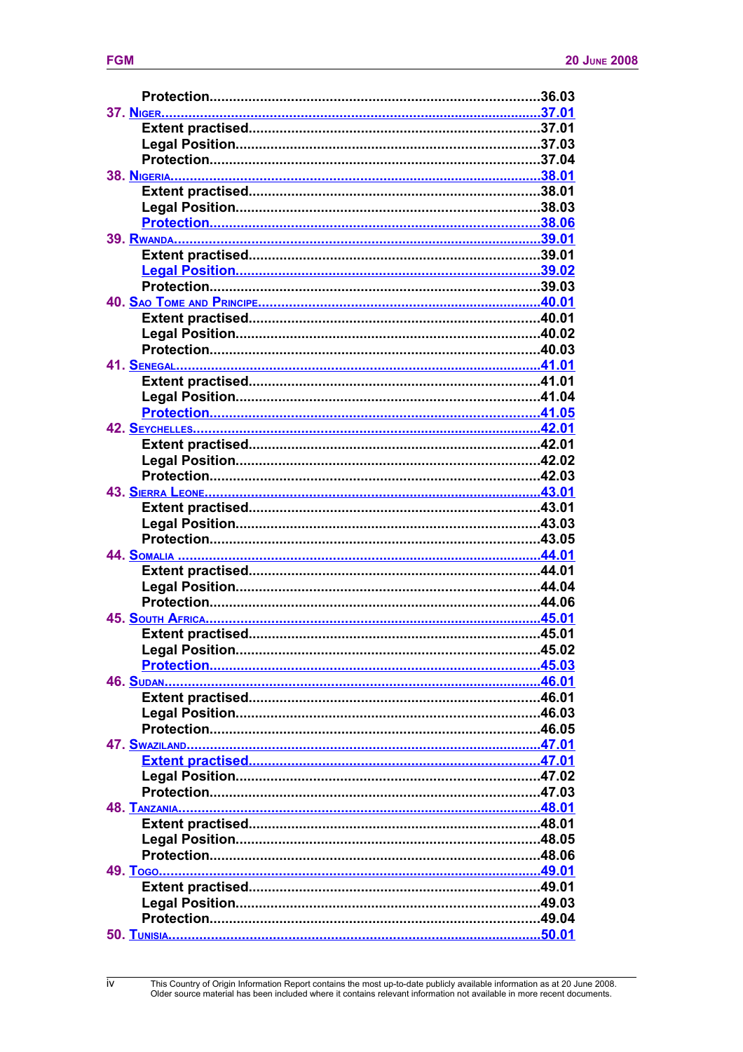Protection....................................................................................36.03

37. Niger..................................................................................37.01

Extent practised..........................................................................37.01

Legal Position............................................................................37.03

Protection....................................................................................37.04

38. Nigeria..............................................................................38.01

Extent practised..........................................................................38.01

Legal Position............................................................................38.03

Protection....................................................................................38.06

39. Rwanda..............................................................................39.01

Extent practised..........................................................................39.01

Legal Position............................................................................39.02

Protection....................................................................................39.03

40. Sao Tome and Principe........................................................40.01

Extent practised..........................................................................40.01

Legal Position............................................................................40.02

Protection....................................................................................40.03

41. Senegal..............................................................................41.01

Extent practised..........................................................................41.01

Legal Position............................................................................41.04

Protection....................................................................................41.05

42. Seychelles..........................................................................42.01

Extent practised..........................................................................42.01

Legal Position............................................................................42.02

Protection....................................................................................42.03

43. Sierra Leone.......................................................................43.01

Extent practised..........................................................................43.01

Legal Position............................................................................43.03

Protection....................................................................................43.05

44. Somalia .............................................................................44.01

Extent practised..........................................................................44.01

Legal Position............................................................................44.04

Protection....................................................................................44.06

45. South Africa.......................................................................45.01

Extent practised..........................................................................45.01

Legal Position............................................................................45.02

Protection....................................................................................45.03

46. Sudan.................................................................................46.01

Extent practised..........................................................................46.01

Legal Position............................................................................46.03

Protection....................................................................................46.05

47. Swaziland...........................................................................47.01

Extent practised..........................................................................47.01

Legal Position............................................................................47.02

Protection....................................................................................47.03

48. Tanzania.............................................................................48.01

Extent practised..........................................................................48.01

Legal Position............................................................................48.05

Protection....................................................................................48.06

49. Togo...................................................................................49.01

Extent practised..........................................................................49.01

Legal Position............................................................................49.03

Protection....................................................................................49.04

50. Tunisia...............................................................................50.01

This Country of Origin Information Report contains the most up-to-date publicly available information as at 20 June 2008. Older source material has been included where it contains relevant information not available in more recent documents.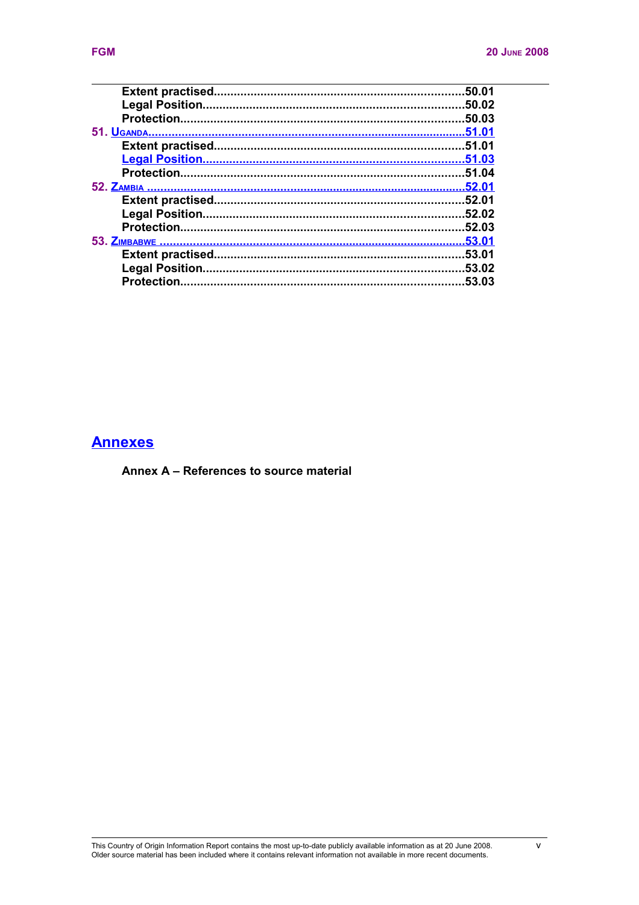Extent practised.........................................................................50.01
Legal Position............................................................................50.02
Protection...................................................................................50.03

51. UGANDA.............................................................................................51.01
Extent practised.........................................................................51.01
Legal Position............................................................................51.03
Protection...................................................................................51.04

52. ZAMBIA ............................................................................................52.01
Extent practised.........................................................................52.01
Legal Position............................................................................52.02
Protection...................................................................................52.03

53. ZIMBABWE .......................................................................................53.01
Extent practised.........................................................................53.01
Legal Position............................................................................53.02
Protection...................................................................................53.03

## Annexes

**Annex A – References to source material**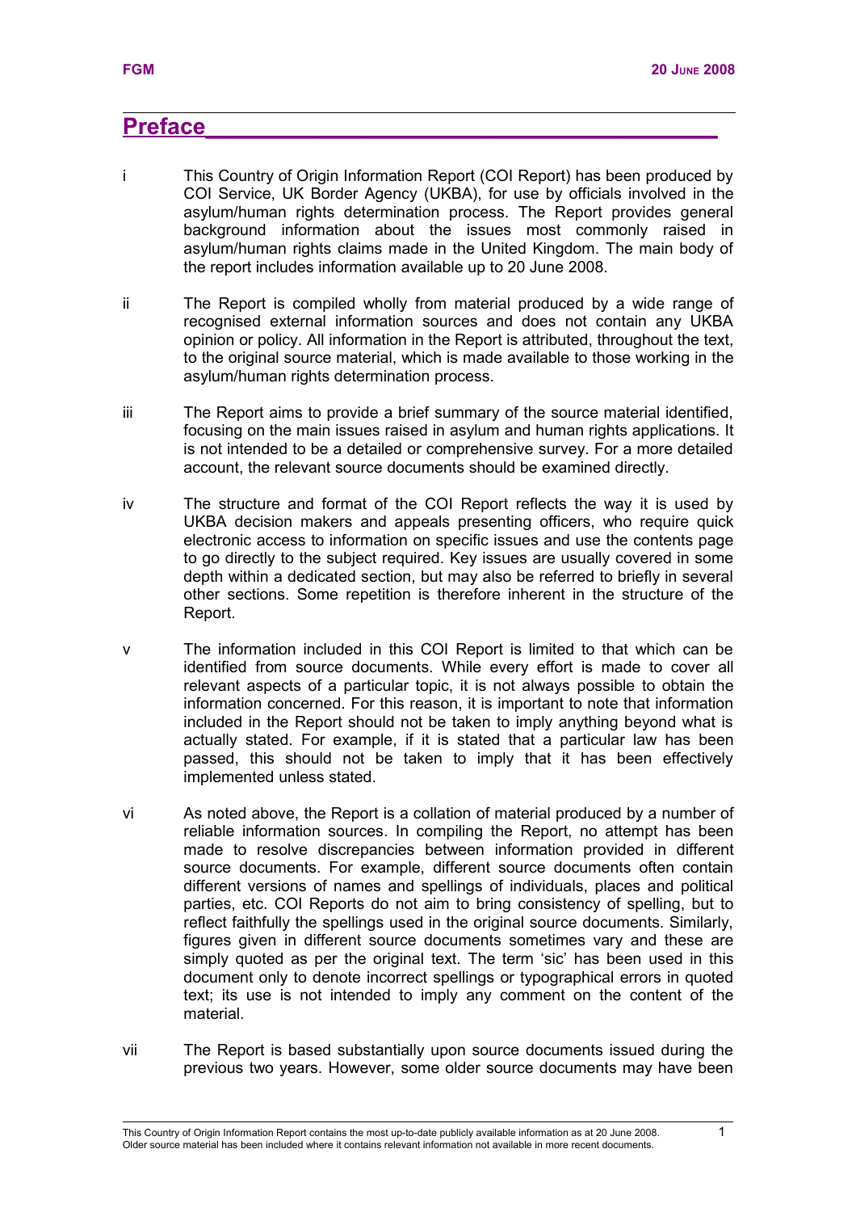## Preface

i This Country of Origin Information Report (COI Report) has been produced by COI Service, UK Border Agency (UKBA), for use by officials involved in the asylum/human rights determination process. The Report provides general background information about the issues most commonly raised in asylum/human rights claims made in the United Kingdom. The main body of the report includes information available up to 20 June 2008.

ii The Report is compiled wholly from material produced by a wide range of recognised external information sources and does not contain any UKBA opinion or policy. All information in the Report is attributed, throughout the text, to the original source material, which is made available to those working in the asylum/human rights determination process.

iii The Report aims to provide a brief summary of the source material identified, focusing on the main issues raised in asylum and human rights applications. It is not intended to be a detailed or comprehensive survey. For a more detailed account, the relevant source documents should be examined directly.

iv The structure and format of the COI Report reflects the way it is used by UKBA decision makers and appeals presenting officers, who require quick electronic access to information on specific issues and use the contents page to go directly to the subject required. Key issues are usually covered in some depth within a dedicated section, but may also be referred to briefly in several other sections. Some repetition is therefore inherent in the structure of the Report.

v The information included in this COI Report is limited to that which can be identified from source documents. While every effort is made to cover all relevant aspects of a particular topic, it is not always possible to obtain the information concerned. For this reason, it is important to note that information included in the Report should not be taken to imply anything beyond what is actually stated. For example, if it is stated that a particular law has been passed, this should not be taken to imply that it has been effectively implemented unless stated.

vi As noted above, the Report is a collation of material produced by a number of reliable information sources. In compiling the Report, no attempt has been made to resolve discrepancies between information provided in different source documents. For example, different source documents often contain different versions of names and spellings of individuals, places and political parties, etc. COI Reports do not aim to bring consistency of spelling, but to reflect faithfully the spellings used in the original source documents. Similarly, figures given in different source documents sometimes vary and these are simply quoted as per the original text. The term 'sic' has been used in this document only to denote incorrect spellings or typographical errors in quoted text; its use is not intended to imply any comment on the content of the material.

vii The Report is based substantially upon source documents issued during the previous two years. However, some older source documents may have been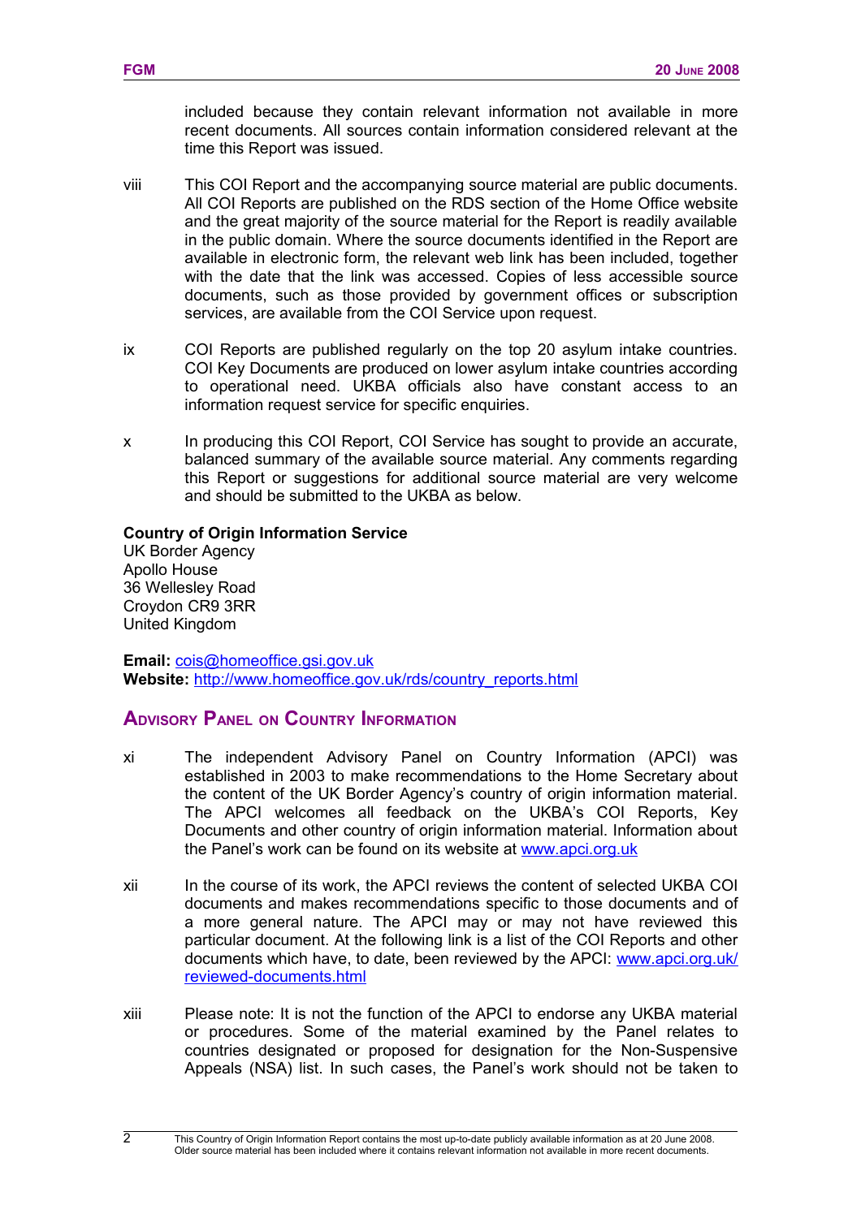included because they contain relevant information not available in more recent documents. All sources contain information considered relevant at the time this Report was issued.

viii This COI Report and the accompanying source material are public documents. All COI Reports are published on the RDS section of the Home Office website and the great majority of the source material for the Report is readily available in the public domain. Where the source documents identified in the Report are available in electronic form, the relevant web link has been included, together with the date that the link was accessed. Copies of less accessible source documents, such as those provided by government offices or subscription services, are available from the COI Service upon request.

ix COI Reports are published regularly on the top 20 asylum intake countries. COI Key Documents are produced on lower asylum intake countries according to operational need. UKBA officials also have constant access to an information request service for specific enquiries.

x In producing this COI Report, COI Service has sought to provide an accurate, balanced summary of the available source material. Any comments regarding this Report or suggestions for additional source material are very welcome and should be submitted to the UKBA as below.

**Country of Origin Information Service**
UK Border Agency
Apollo House
36 Wellesley Road
Croydon CR9 3RR
United Kingdom

**Email:** cois@homeoffice.gsi.gov.uk
**Website:** http://www.homeoffice.gov.uk/rds/country_reports.html

## Advisory Panel on Country Information

xi The independent Advisory Panel on Country Information (APCI) was established in 2003 to make recommendations to the Home Secretary about the content of the UK Border Agency's country of origin information material. The APCI welcomes all feedback on the UKBA's COI Reports, Key Documents and other country of origin information material. Information about the Panel's work can be found on its website at www.apci.org.uk

xii In the course of its work, the APCI reviews the content of selected UKBA COI documents and makes recommendations specific to those documents and of a more general nature. The APCI may or may not have reviewed this particular document. At the following link is a list of the COI Reports and other documents which have, to date, been reviewed by the APCI: www.apci.org.uk/reviewed-documents.html

xiii Please note: It is not the function of the APCI to endorse any UKBA material or procedures. Some of the material examined by the Panel relates to countries designated or proposed for designation for the Non-Suspensive Appeals (NSA) list. In such cases, the Panel's work should not be taken to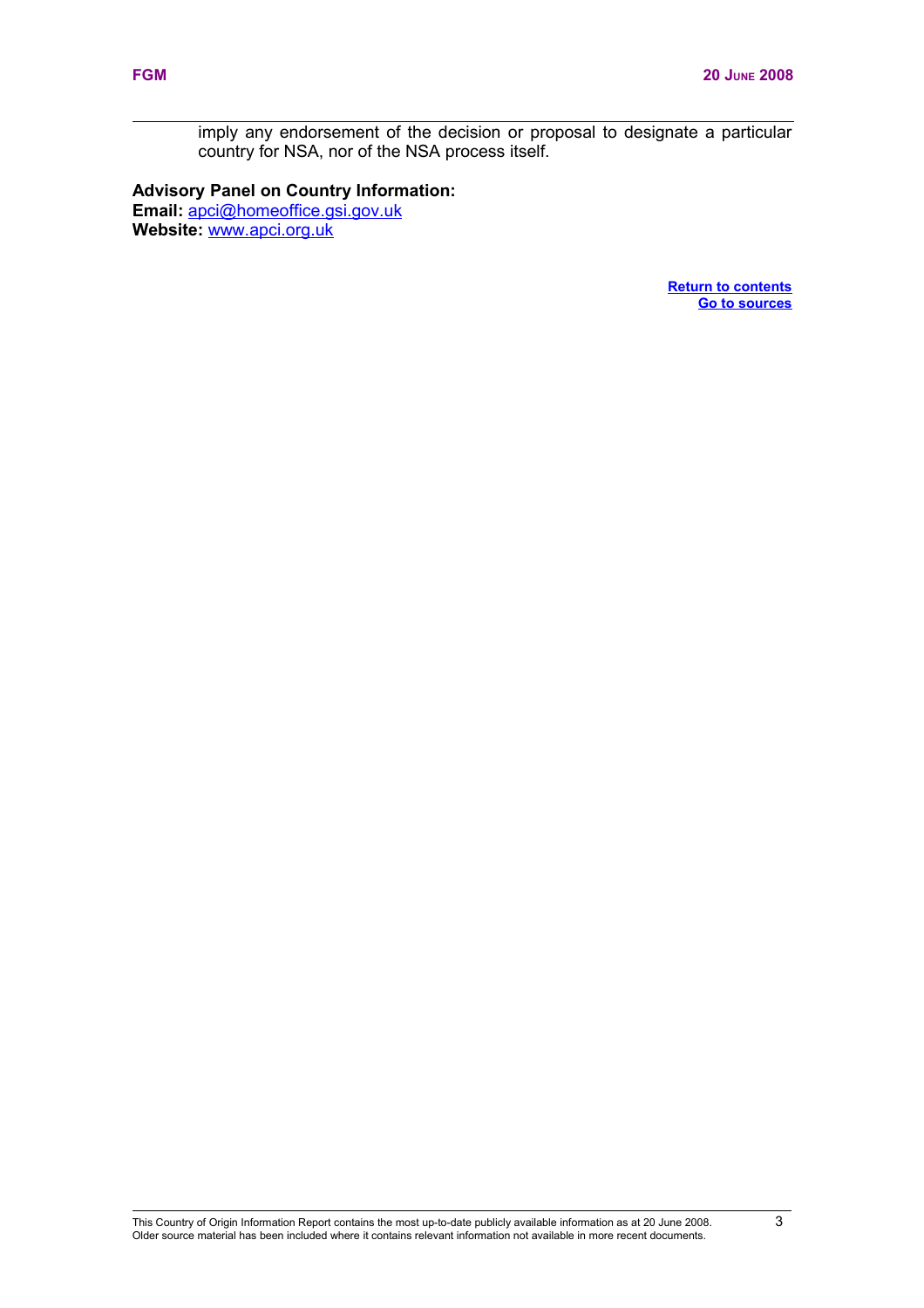imply any endorsement of the decision or proposal to designate a particular country for NSA, nor of the NSA process itself.

**Advisory Panel on Country Information:**
**Email:** apci@homeoffice.gsi.gov.uk
**Website:** www.apci.org.uk

**Return to contents**
**Go to sources**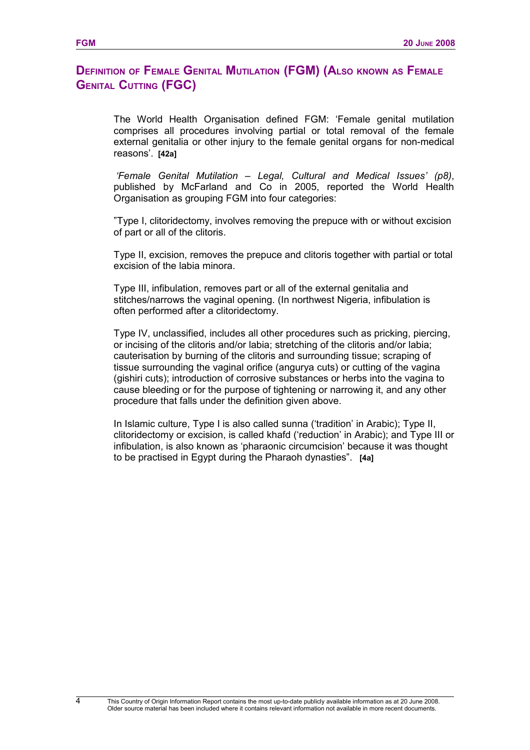## Definition of Female Genital Mutilation (FGM) (Also known as Female Genital Cutting (FGC)

The World Health Organisation defined FGM: 'Female genital mutilation comprises all procedures involving partial or total removal of the female external genitalia or other injury to the female genital organs for non-medical reasons'. **[42a]**

*'Female Genital Mutilation – Legal, Cultural and Medical Issues' (p8)*, published by McFarland and Co in 2005, reported the World Health Organisation as grouping FGM into four categories:

"Type I, clitoridectomy, involves removing the prepuce with or without excision of part or all of the clitoris.

Type II, excision, removes the prepuce and clitoris together with partial or total excision of the labia minora.

Type III, infibulation, removes part or all of the external genitalia and stitches/narrows the vaginal opening. (In northwest Nigeria, infibulation is often performed after a clitoridectomy.

Type IV, unclassified, includes all other procedures such as pricking, piercing, or incising of the clitoris and/or labia; stretching of the clitoris and/or labia; cauterisation by burning of the clitoris and surrounding tissue; scraping of tissue surrounding the vaginal orifice (angurya cuts) or cutting of the vagina (gishiri cuts); introduction of corrosive substances or herbs into the vagina to cause bleeding or for the purpose of tightening or narrowing it, and any other procedure that falls under the definition given above.

In Islamic culture, Type I is also called sunna ('tradition' in Arabic); Type II, clitoridectomy or excision, is called khafd ('reduction' in Arabic); and Type III or infibulation, is also known as 'pharaonic circumcision' because it was thought to be practised in Egypt during the Pharaoh dynasties". **[4a]**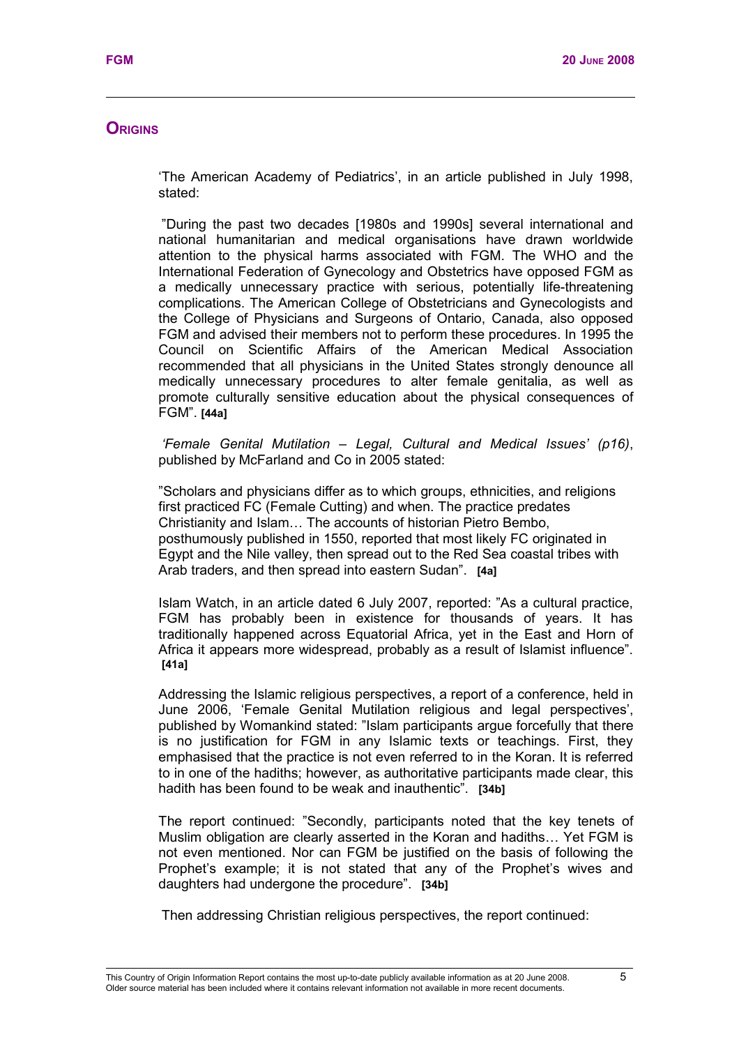## ORIGINS

'The American Academy of Pediatrics', in an article published in July 1998, stated:

"During the past two decades [1980s and 1990s] several international and national humanitarian and medical organisations have drawn worldwide attention to the physical harms associated with FGM. The WHO and the International Federation of Gynecology and Obstetrics have opposed FGM as a medically unnecessary practice with serious, potentially life-threatening complications. The American College of Obstetricians and Gynecologists and the College of Physicians and Surgeons of Ontario, Canada, also opposed FGM and advised their members not to perform these procedures. In 1995 the Council on Scientific Affairs of the American Medical Association recommended that all physicians in the United States strongly denounce all medically unnecessary procedures to alter female genitalia, as well as promote culturally sensitive education about the physical consequences of FGM". **[44a]**

*'Female Genital Mutilation – Legal, Cultural and Medical Issues' (p16)*, published by McFarland and Co in 2005 stated:

"Scholars and physicians differ as to which groups, ethnicities, and religions first practiced FC (Female Cutting) and when. The practice predates Christianity and Islam… The accounts of historian Pietro Bembo, posthumously published in 1550, reported that most likely FC originated in Egypt and the Nile valley, then spread out to the Red Sea coastal tribes with Arab traders, and then spread into eastern Sudan". **[4a]**

Islam Watch, in an article dated 6 July 2007, reported: "As a cultural practice, FGM has probably been in existence for thousands of years. It has traditionally happened across Equatorial Africa, yet in the East and Horn of Africa it appears more widespread, probably as a result of Islamist influence". **[41a]**

Addressing the Islamic religious perspectives, a report of a conference, held in June 2006, 'Female Genital Mutilation religious and legal perspectives', published by Womankind stated: "Islam participants argue forcefully that there is no justification for FGM in any Islamic texts or teachings. First, they emphasised that the practice is not even referred to in the Koran. It is referred to in one of the hadiths; however, as authoritative participants made clear, this hadith has been found to be weak and inauthentic". **[34b]**

The report continued: "Secondly, participants noted that the key tenets of Muslim obligation are clearly asserted in the Koran and hadiths… Yet FGM is not even mentioned. Nor can FGM be justified on the basis of following the Prophet's example; it is not stated that any of the Prophet's wives and daughters had undergone the procedure". **[34b]**

Then addressing Christian religious perspectives, the report continued: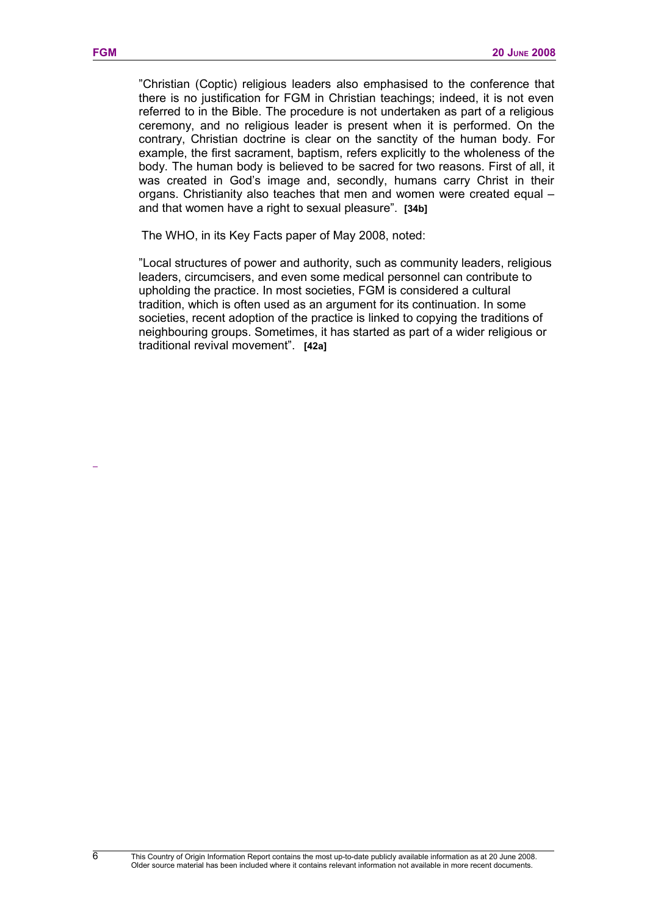"Christian (Coptic) religious leaders also emphasised to the conference that there is no justification for FGM in Christian teachings; indeed, it is not even referred to in the Bible. The procedure is not undertaken as part of a religious ceremony, and no religious leader is present when it is performed. On the contrary, Christian doctrine is clear on the sanctity of the human body. For example, the first sacrament, baptism, refers explicitly to the wholeness of the body. The human body is believed to be sacred for two reasons. First of all, it was created in God's image and, secondly, humans carry Christ in their organs. Christianity also teaches that men and women were created equal – and that women have a right to sexual pleasure". **[34b]**

The WHO, in its Key Facts paper of May 2008, noted:

"Local structures of power and authority, such as community leaders, religious leaders, circumcisers, and even some medical personnel can contribute to upholding the practice. In most societies, FGM is considered a cultural tradition, which is often used as an argument for its continuation. In some societies, recent adoption of the practice is linked to copying the traditions of neighbouring groups. Sometimes, it has started as part of a wider religious or traditional revival movement". **[42a]**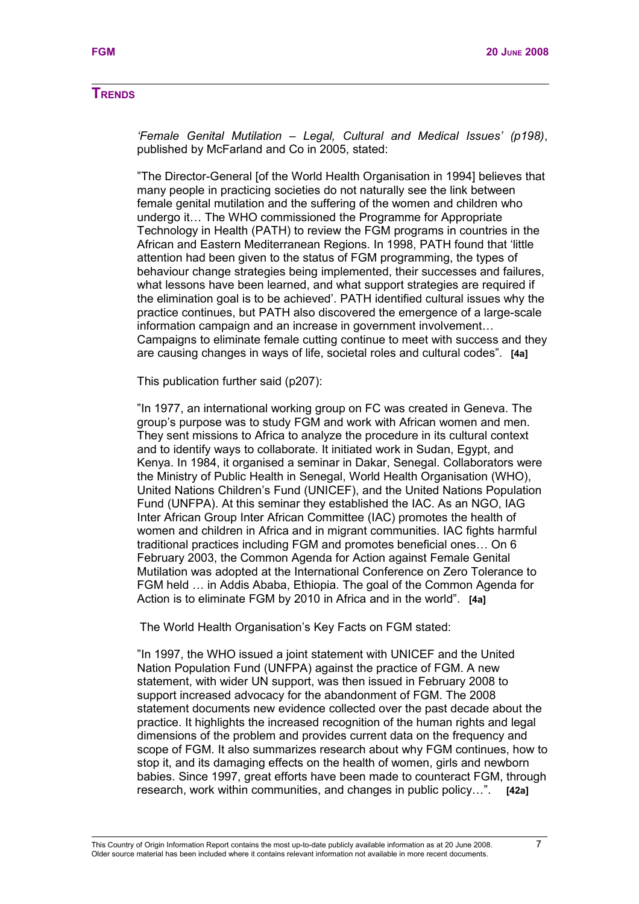## TRENDS

*'Female Genital Mutilation – Legal, Cultural and Medical Issues' (p198)*, published by McFarland and Co in 2005, stated:

"The Director-General [of the World Health Organisation in 1994] believes that many people in practicing societies do not naturally see the link between female genital mutilation and the suffering of the women and children who undergo it… The WHO commissioned the Programme for Appropriate Technology in Health (PATH) to review the FGM programs in countries in the African and Eastern Mediterranean Regions. In 1998, PATH found that 'little attention had been given to the status of FGM programming, the types of behaviour change strategies being implemented, their successes and failures, what lessons have been learned, and what support strategies are required if the elimination goal is to be achieved'. PATH identified cultural issues why the practice continues, but PATH also discovered the emergence of a large-scale information campaign and an increase in government involvement… Campaigns to eliminate female cutting continue to meet with success and they are causing changes in ways of life, societal roles and cultural codes". **[4a]**

This publication further said (p207):

"In 1977, an international working group on FC was created in Geneva. The group's purpose was to study FGM and work with African women and men. They sent missions to Africa to analyze the procedure in its cultural context and to identify ways to collaborate. It initiated work in Sudan, Egypt, and Kenya. In 1984, it organised a seminar in Dakar, Senegal. Collaborators were the Ministry of Public Health in Senegal, World Health Organisation (WHO), United Nations Children's Fund (UNICEF), and the United Nations Population Fund (UNFPA). At this seminar they established the IAC. As an NGO, IAG Inter African Group Inter African Committee (IAC) promotes the health of women and children in Africa and in migrant communities. IAC fights harmful traditional practices including FGM and promotes beneficial ones… On 6 February 2003, the Common Agenda for Action against Female Genital Mutilation was adopted at the International Conference on Zero Tolerance to FGM held … in Addis Ababa, Ethiopia. The goal of the Common Agenda for Action is to eliminate FGM by 2010 in Africa and in the world". **[4a]**

The World Health Organisation's Key Facts on FGM stated:

"In 1997, the WHO issued a joint statement with UNICEF and the United Nation Population Fund (UNFPA) against the practice of FGM. A new statement, with wider UN support, was then issued in February 2008 to support increased advocacy for the abandonment of FGM. The 2008 statement documents new evidence collected over the past decade about the practice. It highlights the increased recognition of the human rights and legal dimensions of the problem and provides current data on the frequency and scope of FGM. It also summarizes research about why FGM continues, how to stop it, and its damaging effects on the health of women, girls and newborn babies. Since 1997, great efforts have been made to counteract FGM, through research, work within communities, and changes in public policy…". **[42a]**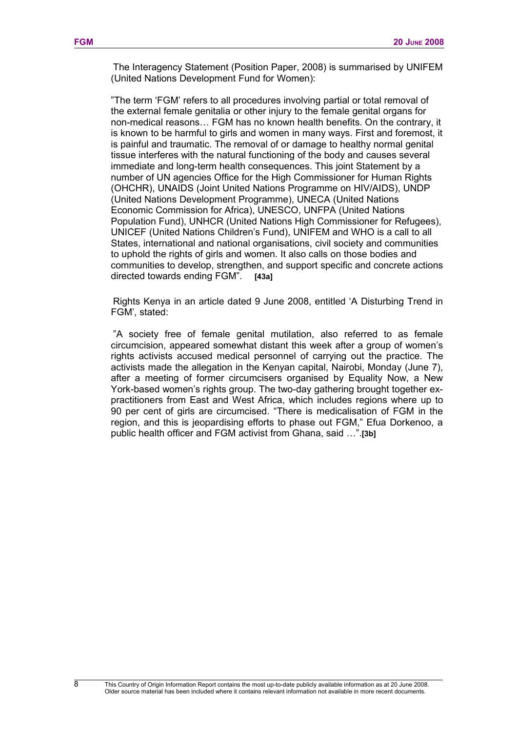The Interagency Statement (Position Paper, 2008) is summarised by UNIFEM (United Nations Development Fund for Women):

"The term 'FGM' refers to all procedures involving partial or total removal of the external female genitalia or other injury to the female genital organs for non-medical reasons… FGM has no known health benefits. On the contrary, it is known to be harmful to girls and women in many ways. First and foremost, it is painful and traumatic. The removal of or damage to healthy normal genital tissue interferes with the natural functioning of the body and causes several immediate and long-term health consequences. This joint Statement by a number of UN agencies Office for the High Commissioner for Human Rights (OHCHR), UNAIDS (Joint United Nations Programme on HIV/AIDS), UNDP (United Nations Development Programme), UNECA (United Nations Economic Commission for Africa), UNESCO, UNFPA (United Nations Population Fund), UNHCR (United Nations High Commissioner for Refugees), UNICEF (United Nations Children's Fund), UNIFEM and WHO is a call to all States, international and national organisations, civil society and communities to uphold the rights of girls and women. It also calls on those bodies and communities to develop, strengthen, and support specific and concrete actions directed towards ending FGM". **[43a]**

Rights Kenya in an article dated 9 June 2008, entitled 'A Disturbing Trend in FGM', stated:

"A society free of female genital mutilation, also referred to as female circumcision, appeared somewhat distant this week after a group of women's rights activists accused medical personnel of carrying out the practice. The activists made the allegation in the Kenyan capital, Nairobi, Monday (June 7), after a meeting of former circumcisers organised by Equality Now, a New York-based women's rights group. The two-day gathering brought together ex-practitioners from East and West Africa, which includes regions where up to 90 per cent of girls are circumcised. "There is medicalisation of FGM in the region, and this is jeopardising efforts to phase out FGM," Efua Dorkenoo, a public health officer and FGM activist from Ghana, said …".**[3b]**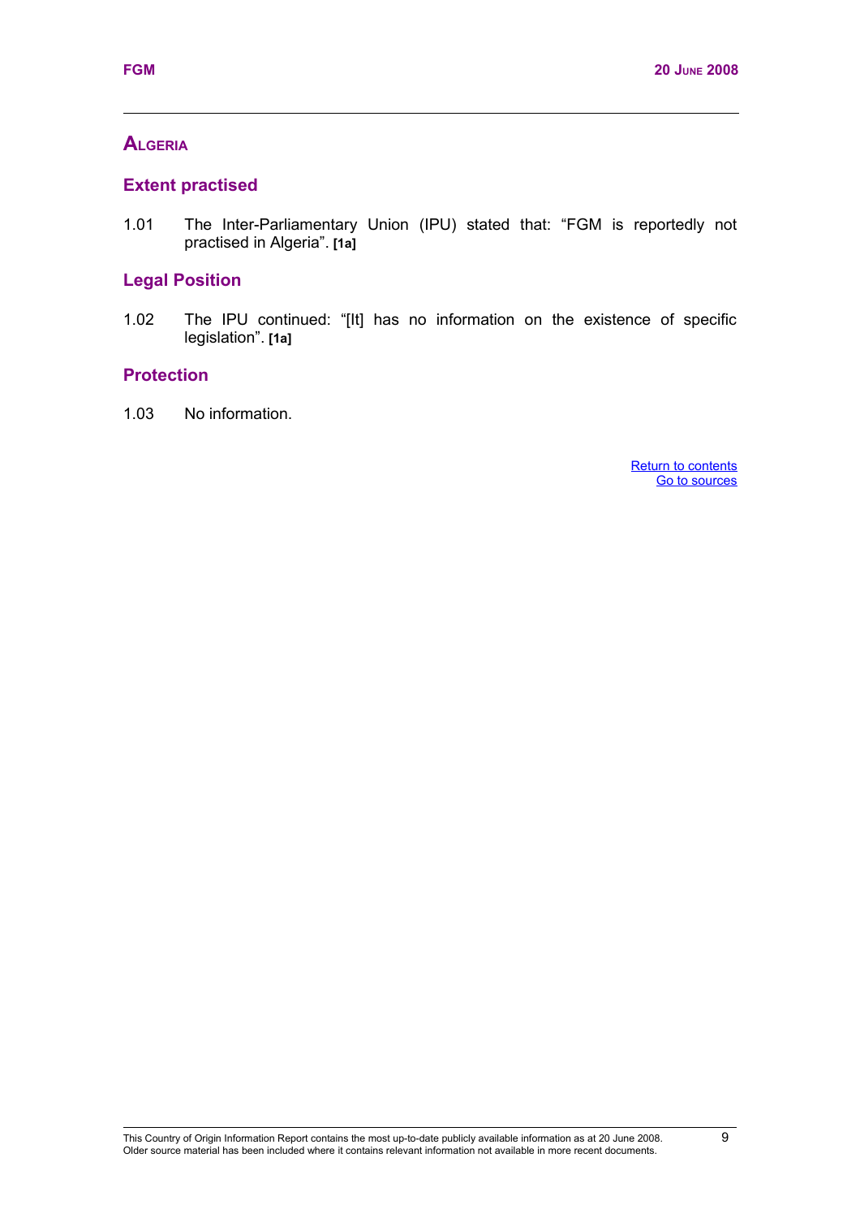## ALGERIA

### Extent practised

1.01 The Inter-Parliamentary Union (IPU) stated that: "FGM is reportedly not practised in Algeria". **[1a]**

### Legal Position

1.02 The IPU continued: "[It] has no information on the existence of specific legislation". **[1a]**

### Protection

1.03 No information.

Return to contents
Go to sources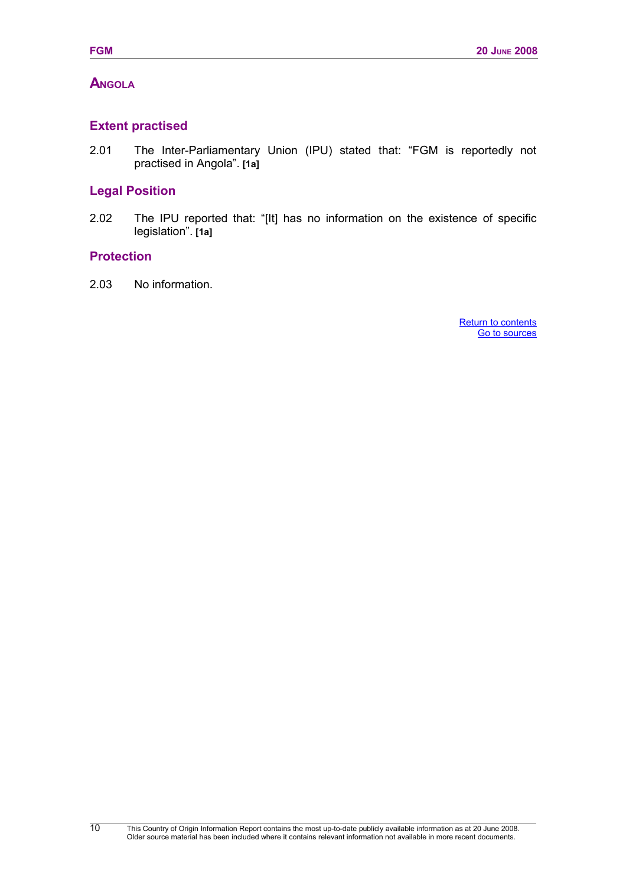## ANGOLA

### Extent practised

2.01 The Inter-Parliamentary Union (IPU) stated that: "FGM is reportedly not practised in Angola". **[1a]**

### Legal Position

2.02 The IPU reported that: "[It] has no information on the existence of specific legislation". **[1a]**

### Protection

2.03 No information.

Return to contents
Go to sources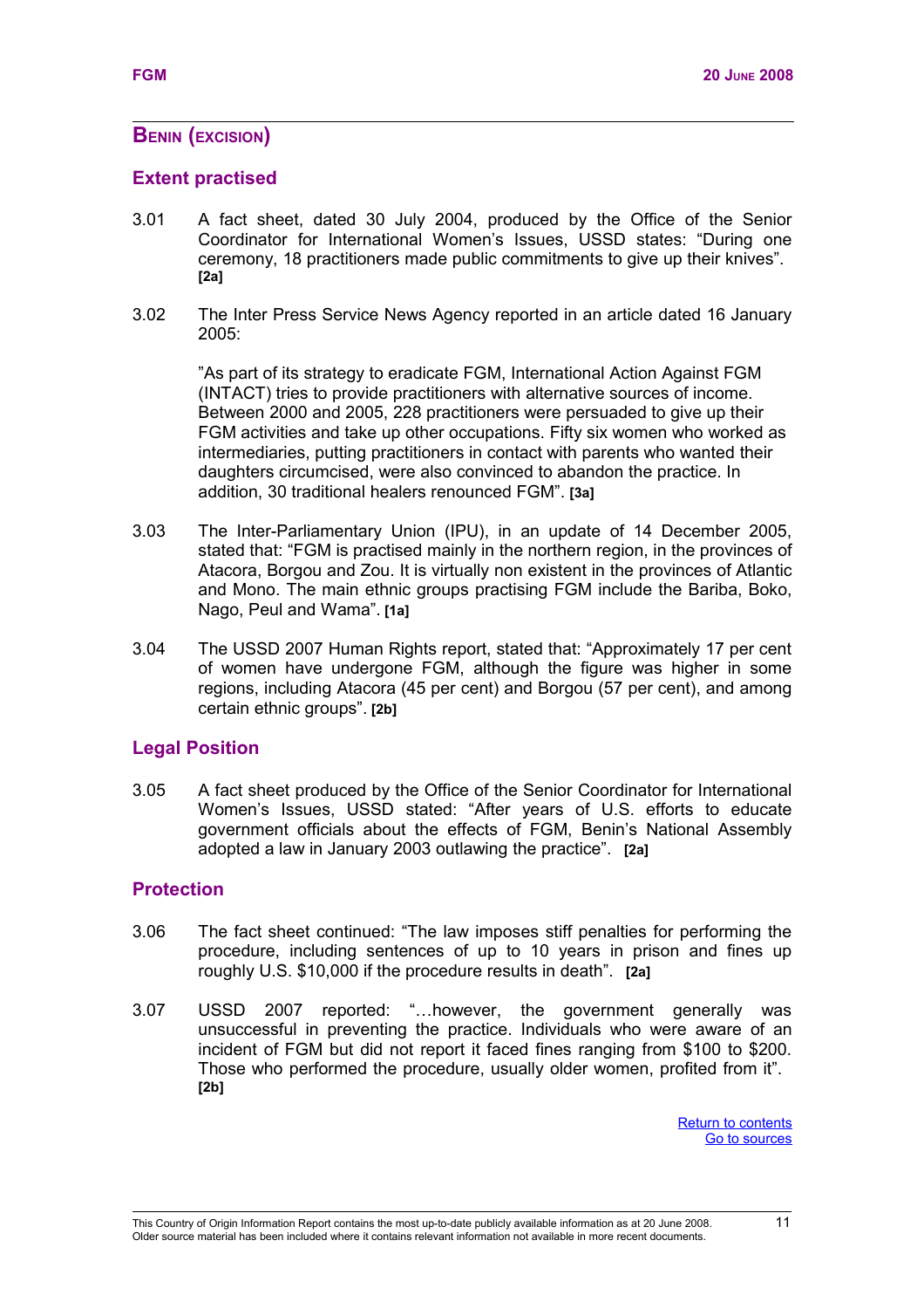## BENIN (EXCISION)

### Extent practised

3.01 A fact sheet, dated 30 July 2004, produced by the Office of the Senior Coordinator for International Women's Issues, USSD states: "During one ceremony, 18 practitioners made public commitments to give up their knives". **[2a]**

3.02 The Inter Press Service News Agency reported in an article dated 16 January 2005:

> "As part of its strategy to eradicate FGM, International Action Against FGM (INTACT) tries to provide practitioners with alternative sources of income. Between 2000 and 2005, 228 practitioners were persuaded to give up their FGM activities and take up other occupations. Fifty six women who worked as intermediaries, putting practitioners in contact with parents who wanted their daughters circumcised, were also convinced to abandon the practice. In addition, 30 traditional healers renounced FGM". **[3a]**

3.03 The Inter-Parliamentary Union (IPU), in an update of 14 December 2005, stated that: "FGM is practised mainly in the northern region, in the provinces of Atacora, Borgou and Zou. It is virtually non existent in the provinces of Atlantic and Mono. The main ethnic groups practising FGM include the Bariba, Boko, Nago, Peul and Wama". **[1a]**

3.04 The USSD 2007 Human Rights report, stated that: "Approximately 17 per cent of women have undergone FGM, although the figure was higher in some regions, including Atacora (45 per cent) and Borgou (57 per cent), and among certain ethnic groups". **[2b]**

### Legal Position

3.05 A fact sheet produced by the Office of the Senior Coordinator for International Women's Issues, USSD stated: "After years of U.S. efforts to educate government officials about the effects of FGM, Benin's National Assembly adopted a law in January 2003 outlawing the practice". **[2a]**

### Protection

3.06 The fact sheet continued: "The law imposes stiff penalties for performing the procedure, including sentences of up to 10 years in prison and fines up roughly U.S. $10,000 if the procedure results in death". **[2a]**

3.07 USSD 2007 reported: "…however, the government generally was unsuccessful in preventing the practice. Individuals who were aware of an incident of FGM but did not report it faced fines ranging from $100 to $200. Those who performed the procedure, usually older women, profited from it". **[2b]**

Return to contents
Go to sources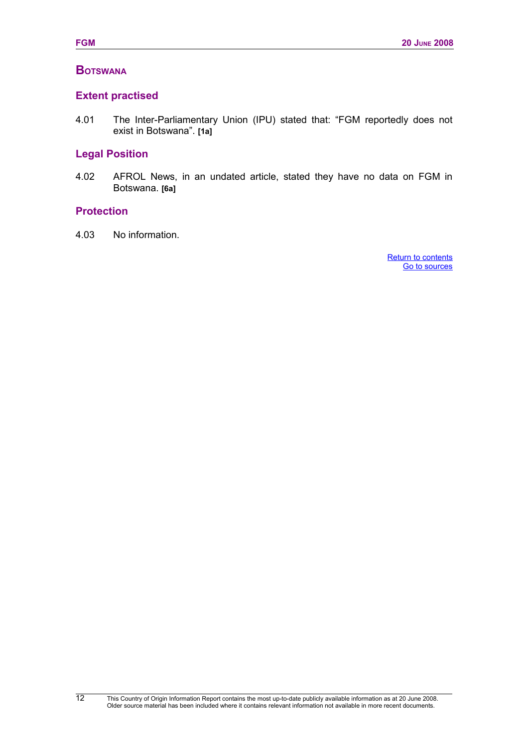## Botswana

### Extent practised

4.01 The Inter-Parliamentary Union (IPU) stated that: "FGM reportedly does not exist in Botswana". **[1a]**

### Legal Position

4.02 AFROL News, in an undated article, stated they have no data on FGM in Botswana. **[6a]**

### Protection

4.03 No information.

Return to contents
Go to sources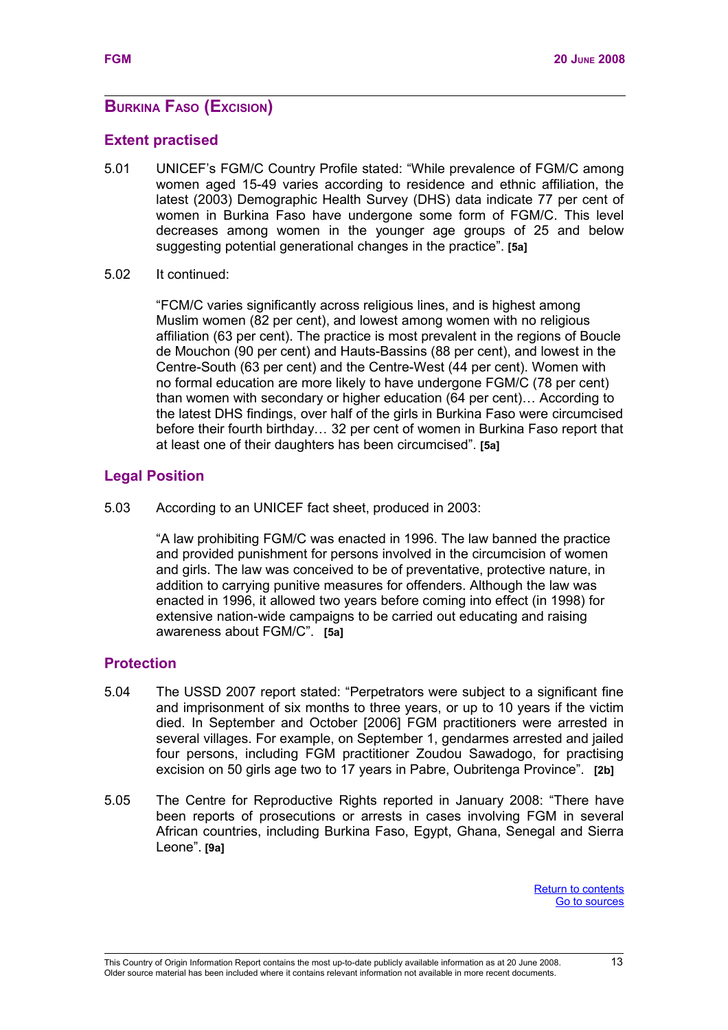## Burkina Faso (Excision)

### Extent practised

5.01 UNICEF's FGM/C Country Profile stated: "While prevalence of FGM/C among women aged 15-49 varies according to residence and ethnic affiliation, the latest (2003) Demographic Health Survey (DHS) data indicate 77 per cent of women in Burkina Faso have undergone some form of FGM/C. This level decreases among women in the younger age groups of 25 and below suggesting potential generational changes in the practice". **[5a]**

5.02 It continued:

> "FCM/C varies significantly across religious lines, and is highest among Muslim women (82 per cent), and lowest among women with no religious affiliation (63 per cent). The practice is most prevalent in the regions of Boucle de Mouchon (90 per cent) and Hauts-Bassins (88 per cent), and lowest in the Centre-South (63 per cent) and the Centre-West (44 per cent). Women with no formal education are more likely to have undergone FGM/C (78 per cent) than women with secondary or higher education (64 per cent)… According to the latest DHS findings, over half of the girls in Burkina Faso were circumcised before their fourth birthday… 32 per cent of women in Burkina Faso report that at least one of their daughters has been circumcised". **[5a]**

### Legal Position

5.03 According to an UNICEF fact sheet, produced in 2003:

> "A law prohibiting FGM/C was enacted in 1996. The law banned the practice and provided punishment for persons involved in the circumcision of women and girls. The law was conceived to be of preventative, protective nature, in addition to carrying punitive measures for offenders. Although the law was enacted in 1996, it allowed two years before coming into effect (in 1998) for extensive nation-wide campaigns to be carried out educating and raising awareness about FGM/C". **[5a]**

### Protection

5.04 The USSD 2007 report stated: "Perpetrators were subject to a significant fine and imprisonment of six months to three years, or up to 10 years if the victim died. In September and October [2006] FGM practitioners were arrested in several villages. For example, on September 1, gendarmes arrested and jailed four persons, including FGM practitioner Zoudou Sawadogo, for practising excision on 50 girls age two to 17 years in Pabre, Oubritenga Province". **[2b]**

5.05 The Centre for Reproductive Rights reported in January 2008: "There have been reports of prosecutions or arrests in cases involving FGM in several African countries, including Burkina Faso, Egypt, Ghana, Senegal and Sierra Leone". **[9a]**

Return to contents
Go to sources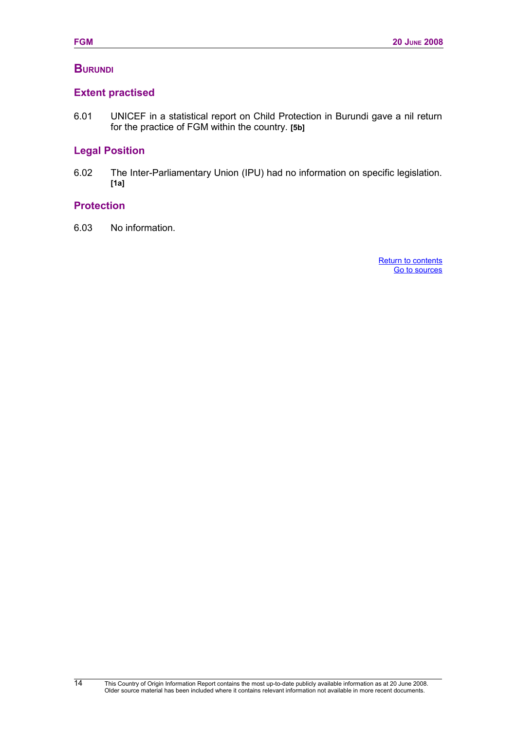## Burundi

### Extent practised

6.01 UNICEF in a statistical report on Child Protection in Burundi gave a nil return for the practice of FGM within the country. **[5b]**

### Legal Position

6.02 The Inter-Parliamentary Union (IPU) had no information on specific legislation. **[1a]**

### Protection

6.03 No information.

Return to contents
Go to sources

This Country of Origin Information Report contains the most up-to-date publicly available information as at 20 June 2008. Older source material has been included where it contains relevant information not available in more recent documents.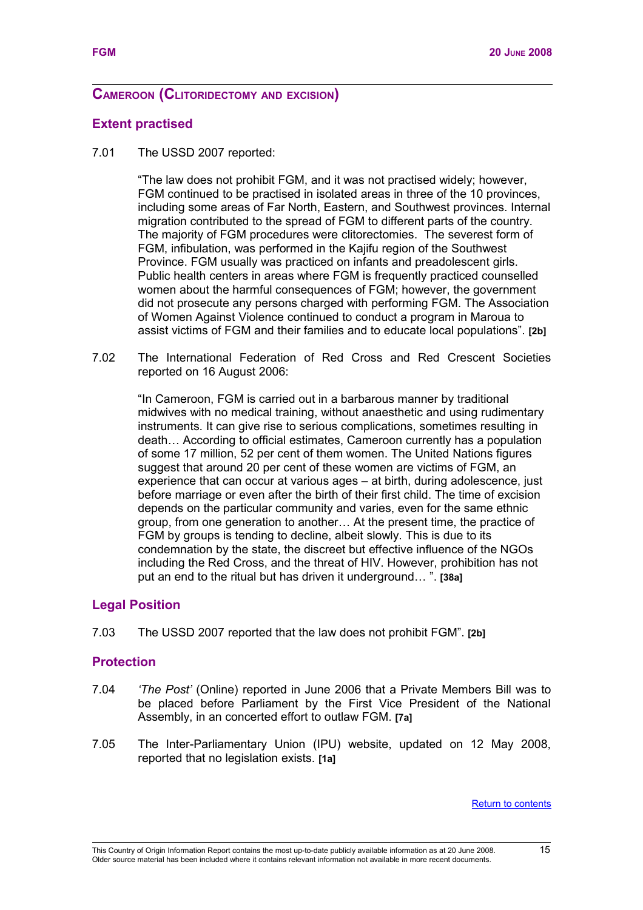## CAMEROON (CLITORIDECTOMY AND EXCISION)

### Extent practised

7.01 The USSD 2007 reported:

> "The law does not prohibit FGM, and it was not practised widely; however, FGM continued to be practised in isolated areas in three of the 10 provinces, including some areas of Far North, Eastern, and Southwest provinces. Internal migration contributed to the spread of FGM to different parts of the country. The majority of FGM procedures were clitorectomies. The severest form of FGM, infibulation, was performed in the Kajifu region of the Southwest Province. FGM usually was practiced on infants and preadolescent girls. Public health centers in areas where FGM is frequently practiced counselled women about the harmful consequences of FGM; however, the government did not prosecute any persons charged with performing FGM. The Association of Women Against Violence continued to conduct a program in Maroua to assist victims of FGM and their families and to educate local populations". **[2b]**

7.02 The International Federation of Red Cross and Red Crescent Societies reported on 16 August 2006:

> "In Cameroon, FGM is carried out in a barbarous manner by traditional midwives with no medical training, without anaesthetic and using rudimentary instruments. It can give rise to serious complications, sometimes resulting in death… According to official estimates, Cameroon currently has a population of some 17 million, 52 per cent of them women. The United Nations figures suggest that around 20 per cent of these women are victims of FGM, an experience that can occur at various ages – at birth, during adolescence, just before marriage or even after the birth of their first child. The time of excision depends on the particular community and varies, even for the same ethnic group, from one generation to another… At the present time, the practice of FGM by groups is tending to decline, albeit slowly. This is due to its condemnation by the state, the discreet but effective influence of the NGOs including the Red Cross, and the threat of HIV. However, prohibition has not put an end to the ritual but has driven it underground… ". **[38a]**

### Legal Position

7.03 The USSD 2007 reported that the law does not prohibit FGM". **[2b]**

### Protection

7.04 *'The Post'* (Online) reported in June 2006 that a Private Members Bill was to be placed before Parliament by the First Vice President of the National Assembly, in an concerted effort to outlaw FGM. **[7a]**

7.05 The Inter-Parliamentary Union (IPU) website, updated on 12 May 2008, reported that no legislation exists. **[1a]**

Return to contents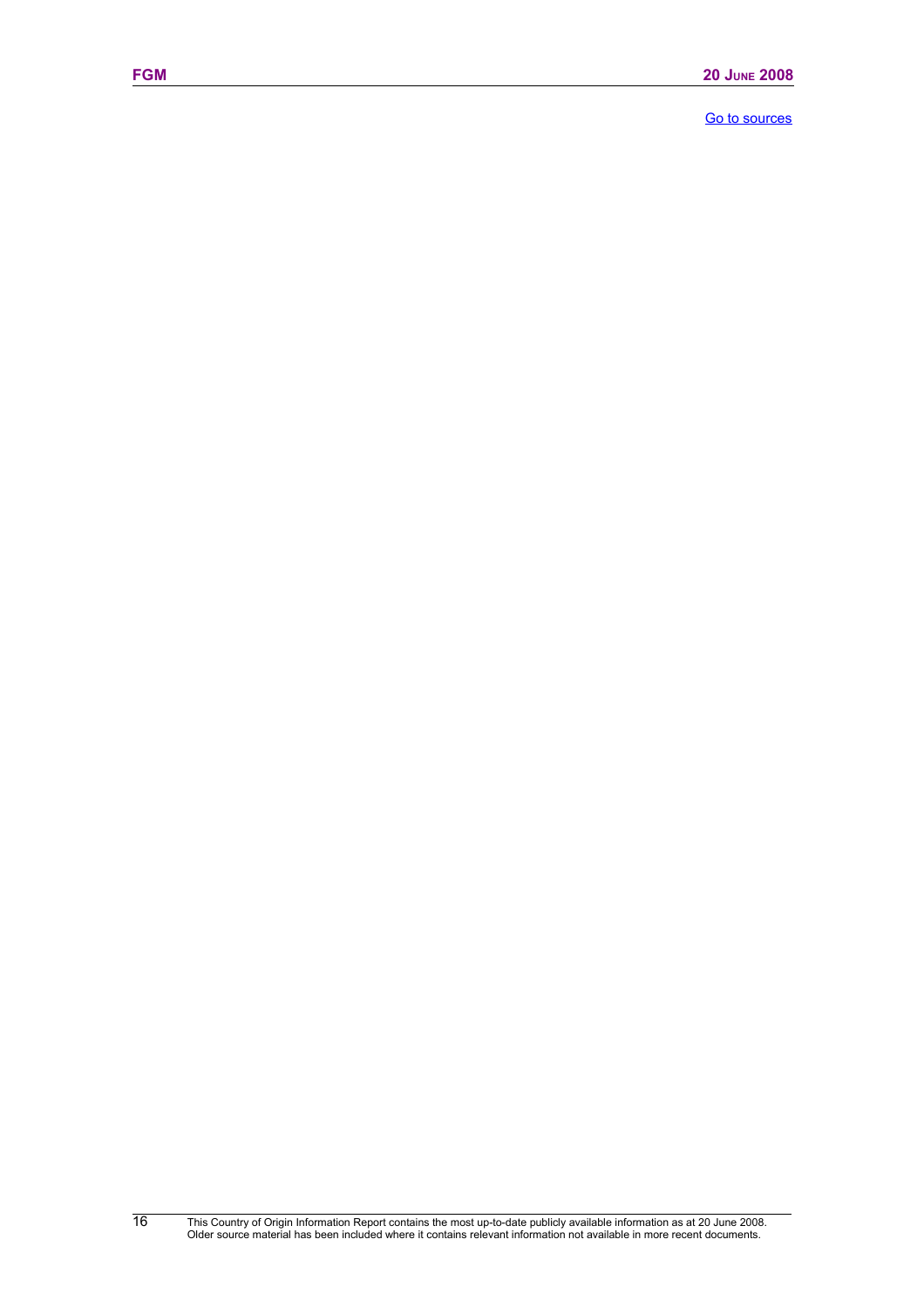Go to sources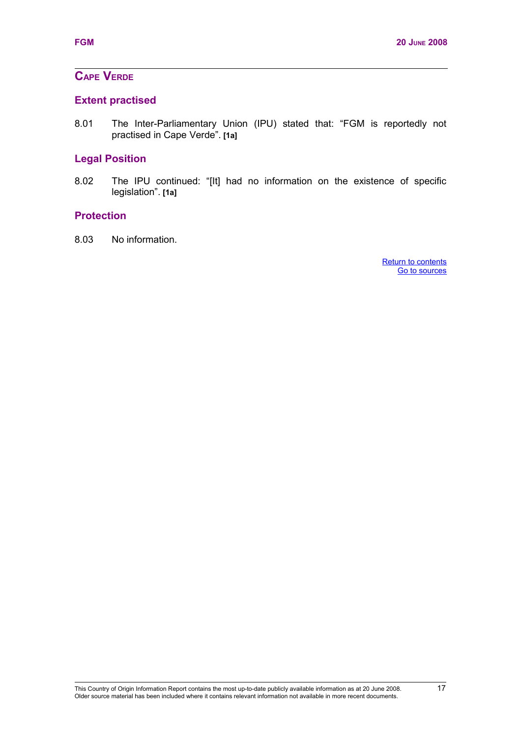## Cape Verde

### Extent practised

8.01 The Inter-Parliamentary Union (IPU) stated that: "FGM is reportedly not practised in Cape Verde". **[1a]**

### Legal Position

8.02 The IPU continued: "[It] had no information on the existence of specific legislation". **[1a]**

### Protection

8.03 No information.

Return to contents
Go to sources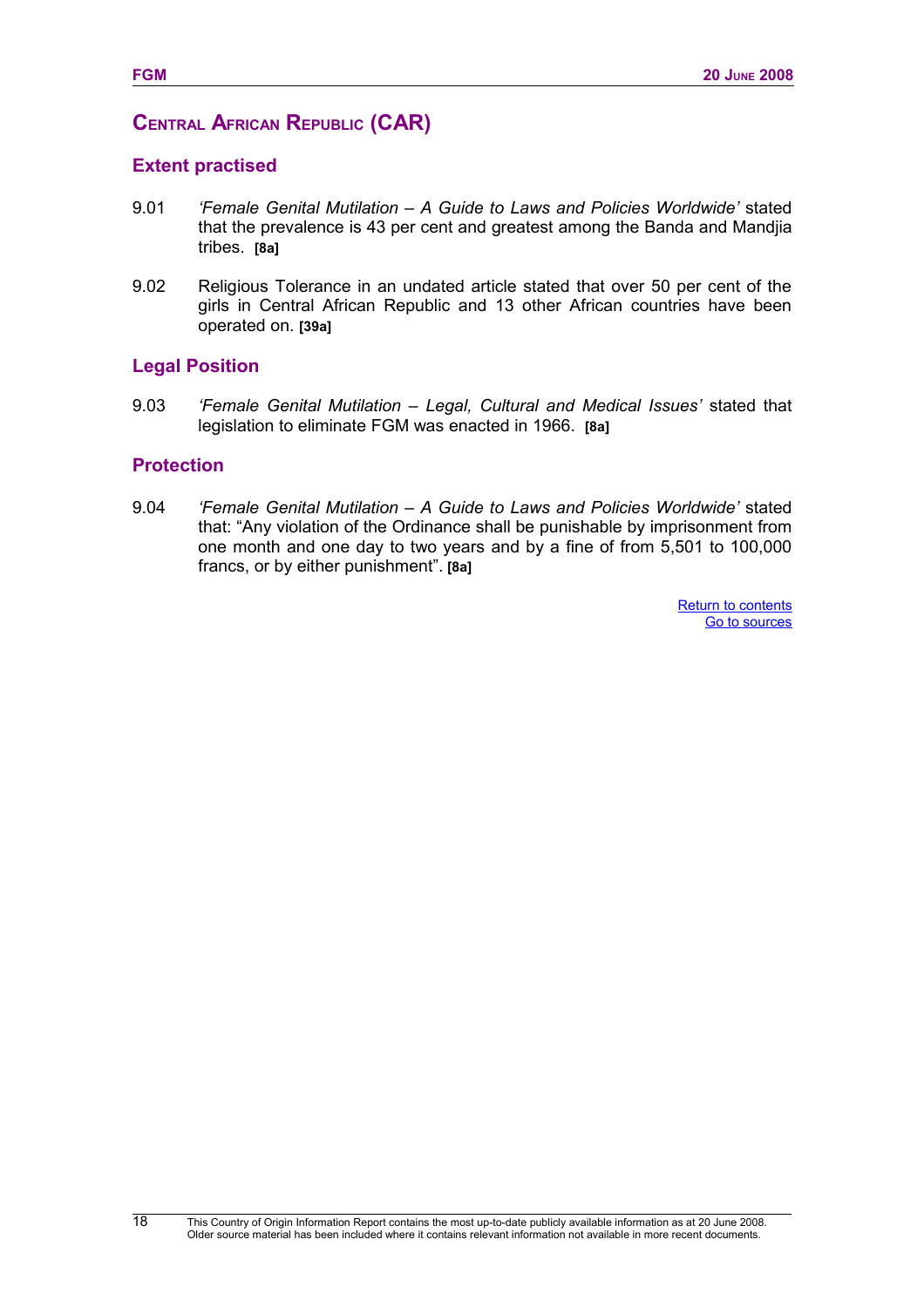## Central African Republic (CAR)

### Extent practised

9.01 *'Female Genital Mutilation – A Guide to Laws and Policies Worldwide'* stated that the prevalence is 43 per cent and greatest among the Banda and Mandjia tribes. **[8a]**

9.02 Religious Tolerance in an undated article stated that over 50 per cent of the girls in Central African Republic and 13 other African countries have been operated on. **[39a]**

### Legal Position

9.03 *'Female Genital Mutilation – Legal, Cultural and Medical Issues'* stated that legislation to eliminate FGM was enacted in 1966. **[8a]**

### Protection

9.04 *'Female Genital Mutilation – A Guide to Laws and Policies Worldwide'* stated that: "Any violation of the Ordinance shall be punishable by imprisonment from one month and one day to two years and by a fine of from 5,501 to 100,000 francs, or by either punishment". **[8a]**

Return to contents
Go to sources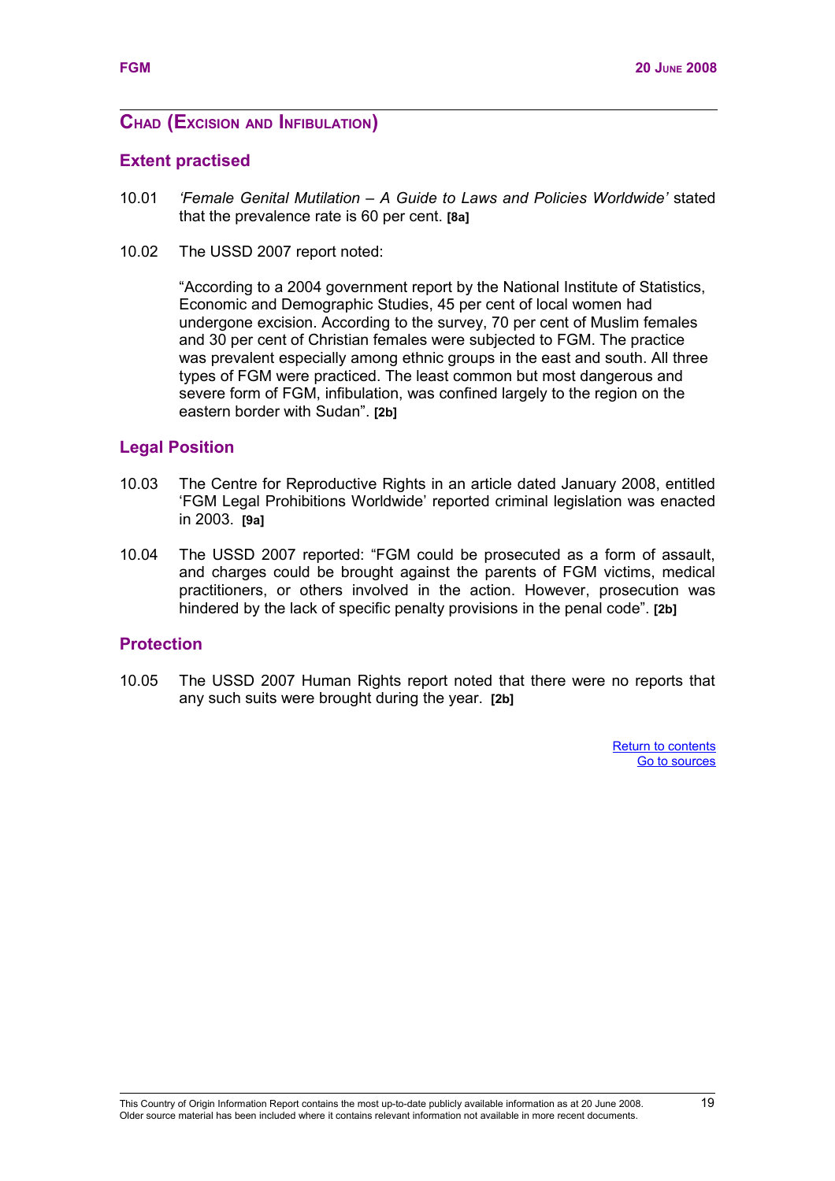## Chad (Excision and Infibulation)

### Extent practised

10.01 *'Female Genital Mutilation – A Guide to Laws and Policies Worldwide'* stated that the prevalence rate is 60 per cent. **[8a]**

10.02 The USSD 2007 report noted:

> "According to a 2004 government report by the National Institute of Statistics, Economic and Demographic Studies, 45 per cent of local women had undergone excision. According to the survey, 70 per cent of Muslim females and 30 per cent of Christian females were subjected to FGM. The practice was prevalent especially among ethnic groups in the east and south. All three types of FGM were practiced. The least common but most dangerous and severe form of FGM, infibulation, was confined largely to the region on the eastern border with Sudan". **[2b]**

### Legal Position

10.03 The Centre for Reproductive Rights in an article dated January 2008, entitled 'FGM Legal Prohibitions Worldwide' reported criminal legislation was enacted in 2003. **[9a]**

10.04 The USSD 2007 reported: "FGM could be prosecuted as a form of assault, and charges could be brought against the parents of FGM victims, medical practitioners, or others involved in the action. However, prosecution was hindered by the lack of specific penalty provisions in the penal code". **[2b]**

### Protection

10.05 The USSD 2007 Human Rights report noted that there were no reports that any such suits were brought during the year. **[2b]**

Return to contents
Go to sources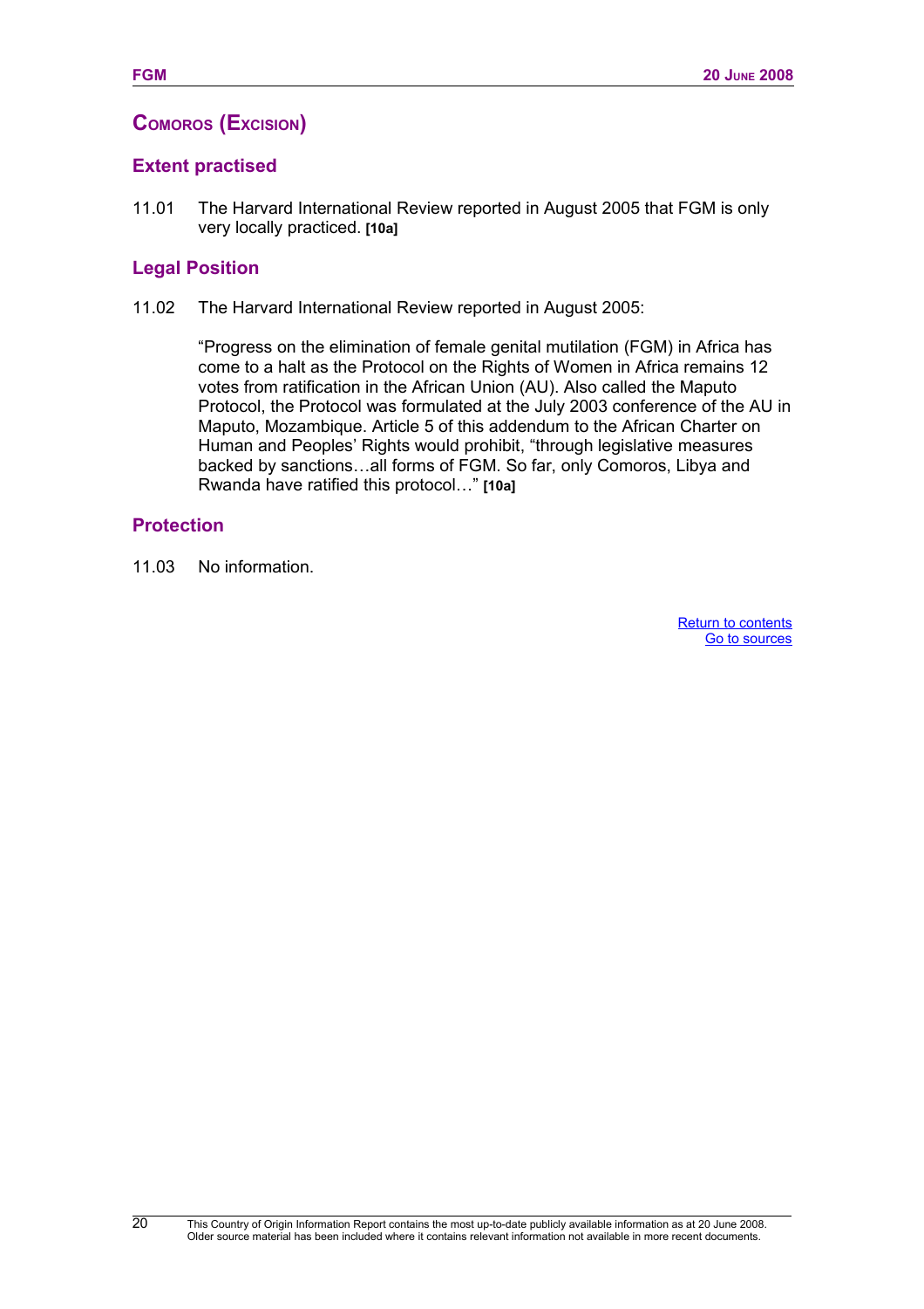## COMOROS (EXCISION)

### Extent practised

11.01 The Harvard International Review reported in August 2005 that FGM is only very locally practiced. **[10a]**

### Legal Position

11.02 The Harvard International Review reported in August 2005:

> "Progress on the elimination of female genital mutilation (FGM) in Africa has come to a halt as the Protocol on the Rights of Women in Africa remains 12 votes from ratification in the African Union (AU). Also called the Maputo Protocol, the Protocol was formulated at the July 2003 conference of the AU in Maputo, Mozambique. Article 5 of this addendum to the African Charter on Human and Peoples' Rights would prohibit, "through legislative measures backed by sanctions…all forms of FGM. So far, only Comoros, Libya and Rwanda have ratified this protocol…" **[10a]**

### Protection

11.03 No information.

Return to contents
Go to sources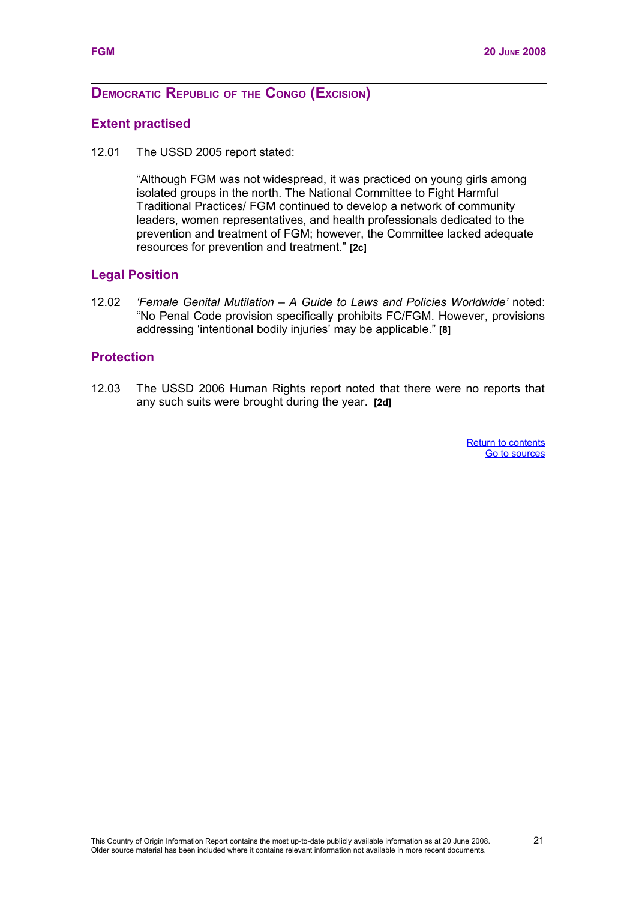## DEMOCRATIC REPUBLIC OF THE CONGO (EXCISION)

### Extent practised

12.01 The USSD 2005 report stated:

> "Although FGM was not widespread, it was practiced on young girls among isolated groups in the north. The National Committee to Fight Harmful Traditional Practices/ FGM continued to develop a network of community leaders, women representatives, and health professionals dedicated to the prevention and treatment of FGM; however, the Committee lacked adequate resources for prevention and treatment." **[2c]**

### Legal Position

12.02 *'Female Genital Mutilation – A Guide to Laws and Policies Worldwide'* noted: "No Penal Code provision specifically prohibits FC/FGM. However, provisions addressing 'intentional bodily injuries' may be applicable." **[8]**

### Protection

12.03 The USSD 2006 Human Rights report noted that there were no reports that any such suits were brought during the year. **[2d]**

Return to contents
Go to sources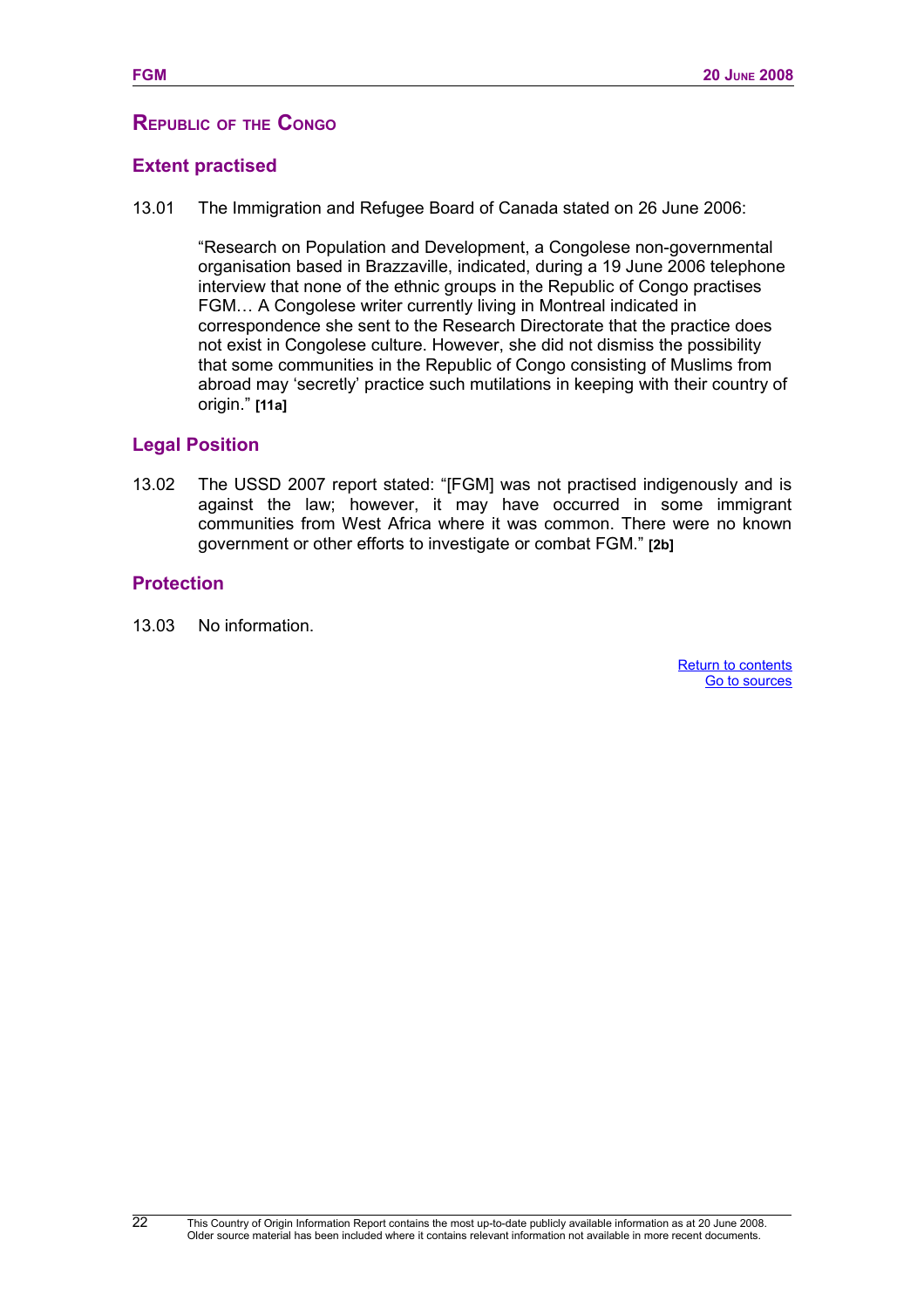## Republic of the Congo

### Extent practised

13.01 The Immigration and Refugee Board of Canada stated on 26 June 2006:

> "Research on Population and Development, a Congolese non-governmental organisation based in Brazzaville, indicated, during a 19 June 2006 telephone interview that none of the ethnic groups in the Republic of Congo practises FGM… A Congolese writer currently living in Montreal indicated in correspondence she sent to the Research Directorate that the practice does not exist in Congolese culture. However, she did not dismiss the possibility that some communities in the Republic of Congo consisting of Muslims from abroad may 'secretly' practice such mutilations in keeping with their country of origin." **[11a]**

### Legal Position

13.02 The USSD 2007 report stated: "[FGM] was not practised indigenously and is against the law; however, it may have occurred in some immigrant communities from West Africa where it was common. There were no known government or other efforts to investigate or combat FGM." **[2b]**

### Protection

13.03 No information.

Return to contents
Go to sources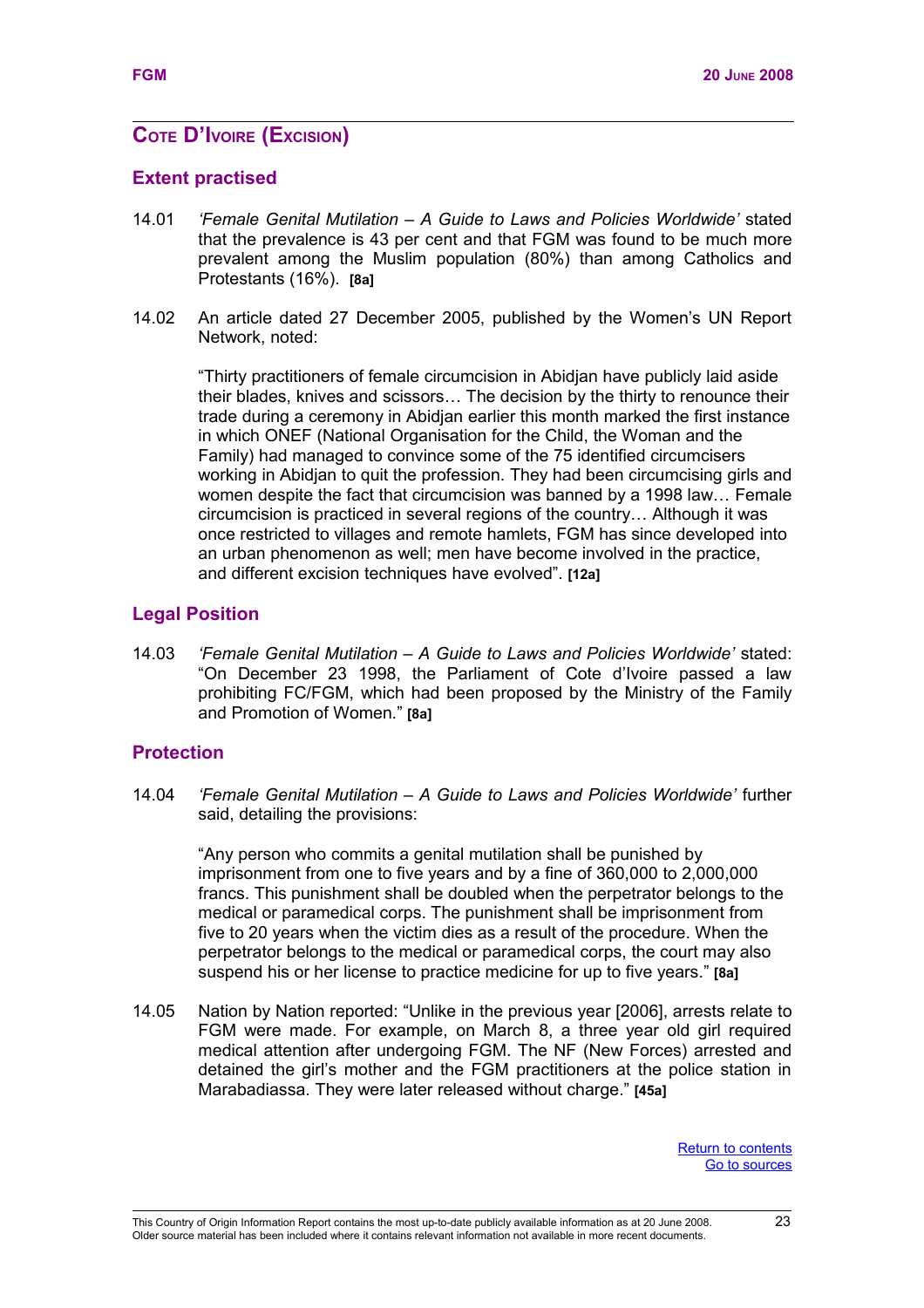## COTE D'IVOIRE (EXCISION)

### Extent practised

14.01 *'Female Genital Mutilation – A Guide to Laws and Policies Worldwide'* stated that the prevalence is 43 per cent and that FGM was found to be much more prevalent among the Muslim population (80%) than among Catholics and Protestants (16%). **[8a]**

14.02 An article dated 27 December 2005, published by the Women's UN Report Network, noted:

> "Thirty practitioners of female circumcision in Abidjan have publicly laid aside their blades, knives and scissors… The decision by the thirty to renounce their trade during a ceremony in Abidjan earlier this month marked the first instance in which ONEF (National Organisation for the Child, the Woman and the Family) had managed to convince some of the 75 identified circumcisers working in Abidjan to quit the profession. They had been circumcising girls and women despite the fact that circumcision was banned by a 1998 law… Female circumcision is practiced in several regions of the country… Although it was once restricted to villages and remote hamlets, FGM has since developed into an urban phenomenon as well; men have become involved in the practice, and different excision techniques have evolved". **[12a]**

### Legal Position

14.03 *'Female Genital Mutilation – A Guide to Laws and Policies Worldwide'* stated: "On December 23 1998, the Parliament of Cote d'Ivoire passed a law prohibiting FC/FGM, which had been proposed by the Ministry of the Family and Promotion of Women." **[8a]**

### Protection

14.04 *'Female Genital Mutilation – A Guide to Laws and Policies Worldwide'* further said, detailing the provisions:

> "Any person who commits a genital mutilation shall be punished by imprisonment from one to five years and by a fine of 360,000 to 2,000,000 francs. This punishment shall be doubled when the perpetrator belongs to the medical or paramedical corps. The punishment shall be imprisonment from five to 20 years when the victim dies as a result of the procedure. When the perpetrator belongs to the medical or paramedical corps, the court may also suspend his or her license to practice medicine for up to five years." **[8a]**

14.05 Nation by Nation reported: "Unlike in the previous year [2006], arrests relate to FGM were made. For example, on March 8, a three year old girl required medical attention after undergoing FGM. The NF (New Forces) arrested and detained the girl's mother and the FGM practitioners at the police station in Marabadiassa. They were later released without charge." **[45a]**

Return to contents
Go to sources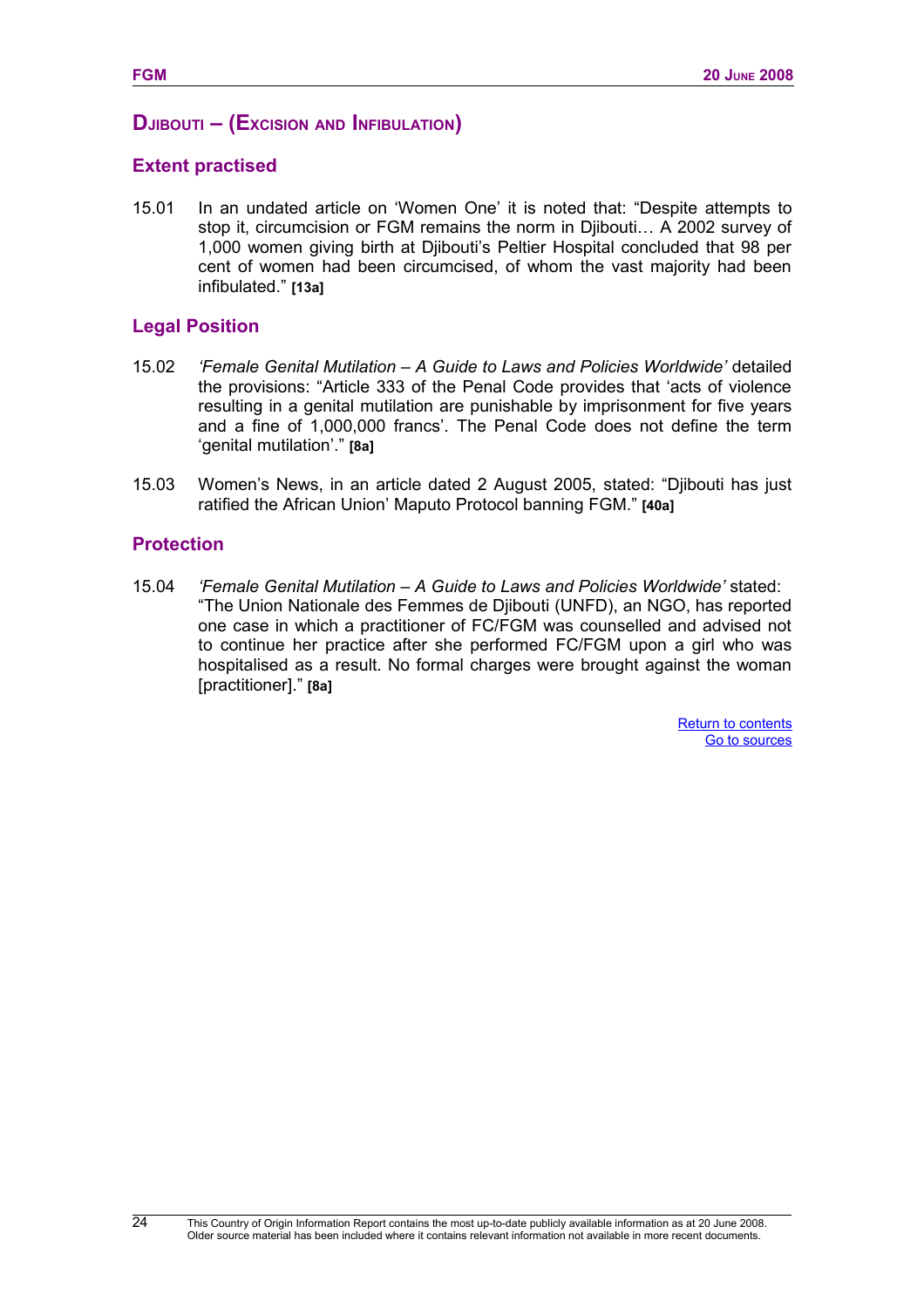## Djibouti – (Excision and Infibulation)

### Extent practised

15.01 In an undated article on 'Women One' it is noted that: "Despite attempts to stop it, circumcision or FGM remains the norm in Djibouti… A 2002 survey of 1,000 women giving birth at Djibouti's Peltier Hospital concluded that 98 per cent of women had been circumcised, of whom the vast majority had been infibulated." **[13a]**

### Legal Position

15.02 *'Female Genital Mutilation – A Guide to Laws and Policies Worldwide'* detailed the provisions: "Article 333 of the Penal Code provides that 'acts of violence resulting in a genital mutilation are punishable by imprisonment for five years and a fine of 1,000,000 francs'. The Penal Code does not define the term 'genital mutilation'." **[8a]**

15.03 Women's News, in an article dated 2 August 2005, stated: "Djibouti has just ratified the African Union' Maputo Protocol banning FGM." **[40a]**

### Protection

15.04 *'Female Genital Mutilation – A Guide to Laws and Policies Worldwide'* stated: "The Union Nationale des Femmes de Djibouti (UNFD), an NGO, has reported one case in which a practitioner of FC/FGM was counselled and advised not to continue her practice after she performed FC/FGM upon a girl who was hospitalised as a result. No formal charges were brought against the woman [practitioner]." **[8a]**

Return to contents
Go to sources

This Country of Origin Information Report contains the most up-to-date publicly available information as at 20 June 2008. Older source material has been included where it contains relevant information not available in more recent documents.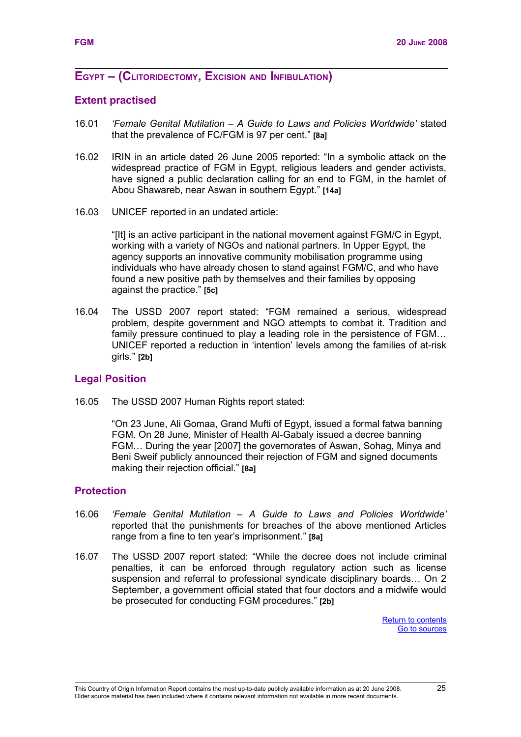## Egypt – (Clitoridectomy, Excision and Infibulation)

### Extent practised

16.01 *'Female Genital Mutilation – A Guide to Laws and Policies Worldwide'* stated that the prevalence of FC/FGM is 97 per cent." **[8a]**

16.02 IRIN in an article dated 26 June 2005 reported: "In a symbolic attack on the widespread practice of FGM in Egypt, religious leaders and gender activists, have signed a public declaration calling for an end to FGM, in the hamlet of Abou Shawareb, near Aswan in southern Egypt." **[14a]**

16.03 UNICEF reported in an undated article:

> "[It] is an active participant in the national movement against FGM/C in Egypt, working with a variety of NGOs and national partners. In Upper Egypt, the agency supports an innovative community mobilisation programme using individuals who have already chosen to stand against FGM/C, and who have found a new positive path by themselves and their families by opposing against the practice." **[5c]**

16.04 The USSD 2007 report stated: "FGM remained a serious, widespread problem, despite government and NGO attempts to combat it. Tradition and family pressure continued to play a leading role in the persistence of FGM… UNICEF reported a reduction in 'intention' levels among the families of at-risk girls." **[2b]**

### Legal Position

16.05 The USSD 2007 Human Rights report stated:

> "On 23 June, Ali Gomaa, Grand Mufti of Egypt, issued a formal fatwa banning FGM. On 28 June, Minister of Health Al-Gabaly issued a decree banning FGM… During the year [2007] the governorates of Aswan, Sohag, Minya and Beni Sweif publicly announced their rejection of FGM and signed documents making their rejection official." **[8a]**

### Protection

16.06 *'Female Genital Mutilation – A Guide to Laws and Policies Worldwide'* reported that the punishments for breaches of the above mentioned Articles range from a fine to ten year's imprisonment." **[8a]**

16.07 The USSD 2007 report stated: "While the decree does not include criminal penalties, it can be enforced through regulatory action such as license suspension and referral to professional syndicate disciplinary boards… On 2 September, a government official stated that four doctors and a midwife would be prosecuted for conducting FGM procedures." **[2b]**

Return to contents
Go to sources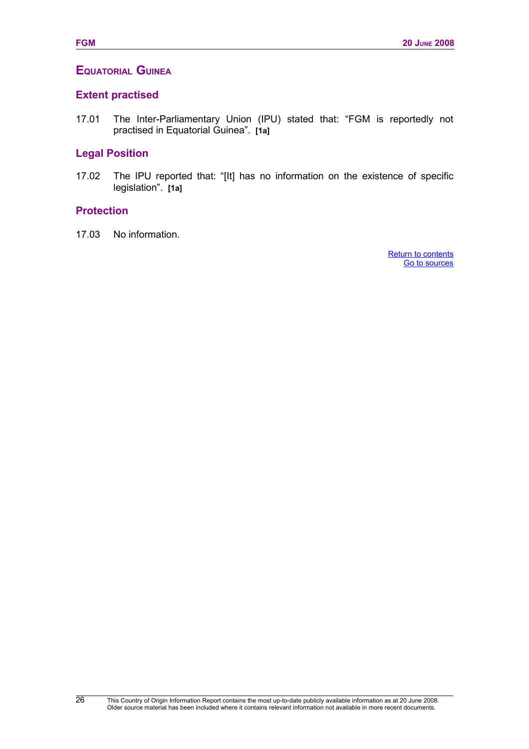## EQUATORIAL GUINEA

### Extent practised

17.01 The Inter-Parliamentary Union (IPU) stated that: “FGM is reportedly not practised in Equatorial Guinea”. **[1a]**

### Legal Position

17.02 The IPU reported that: “[It] has no information on the existence of specific legislation”. **[1a]**

### Protection

17.03 No information.

Return to contents
Go to sources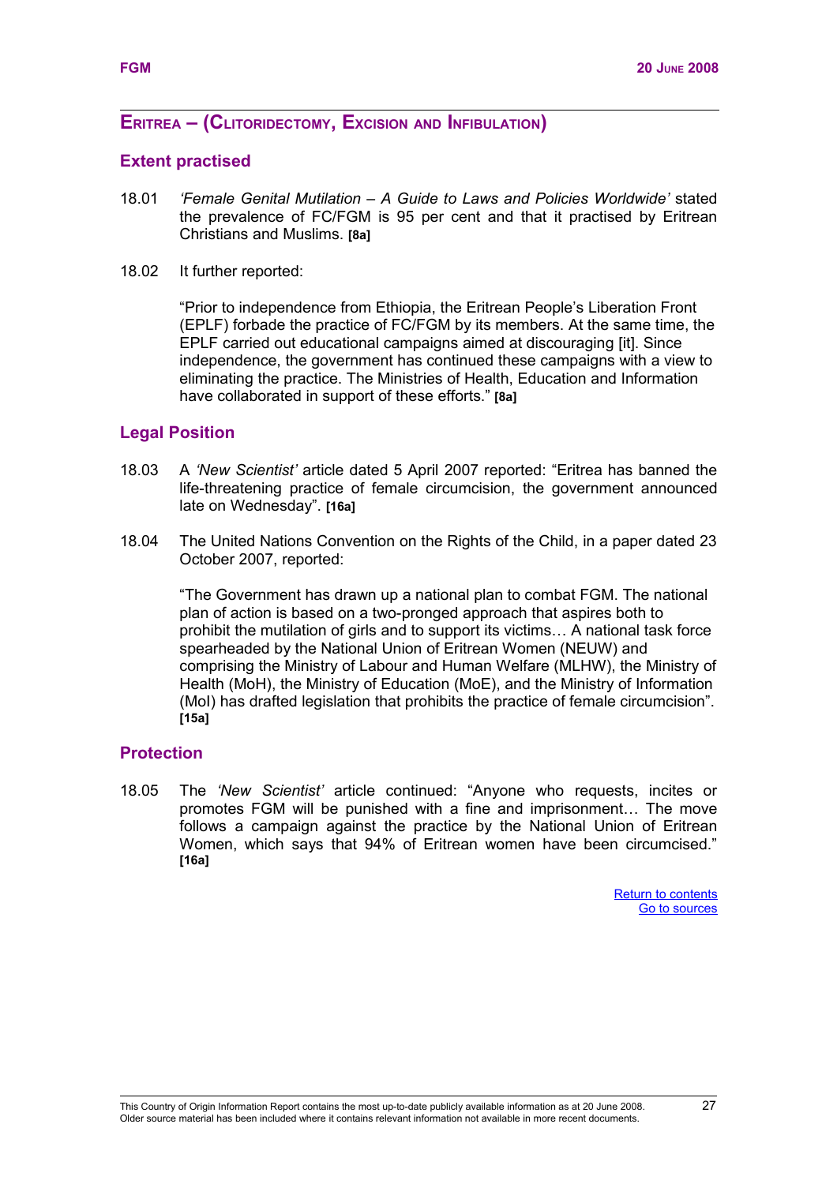## ERITREA – (CLITORIDECTOMY, EXCISION AND INFIBULATION)

### Extent practised

18.01 *'Female Genital Mutilation – A Guide to Laws and Policies Worldwide'* stated the prevalence of FC/FGM is 95 per cent and that it practised by Eritrean Christians and Muslims. **[8a]**

18.02 It further reported:

> "Prior to independence from Ethiopia, the Eritrean People's Liberation Front (EPLF) forbade the practice of FC/FGM by its members. At the same time, the EPLF carried out educational campaigns aimed at discouraging [it]. Since independence, the government has continued these campaigns with a view to eliminating the practice. The Ministries of Health, Education and Information have collaborated in support of these efforts." **[8a]**

### Legal Position

18.03 A *'New Scientist'* article dated 5 April 2007 reported: "Eritrea has banned the life-threatening practice of female circumcision, the government announced late on Wednesday". **[16a]**

18.04 The United Nations Convention on the Rights of the Child, in a paper dated 23 October 2007, reported:

> "The Government has drawn up a national plan to combat FGM. The national plan of action is based on a two-pronged approach that aspires both to prohibit the mutilation of girls and to support its victims… A national task force spearheaded by the National Union of Eritrean Women (NEUW) and comprising the Ministry of Labour and Human Welfare (MLHW), the Ministry of Health (MoH), the Ministry of Education (MoE), and the Ministry of Information (MoI) has drafted legislation that prohibits the practice of female circumcision". **[15a]**

### Protection

18.05 The *'New Scientist'* article continued: "Anyone who requests, incites or promotes FGM will be punished with a fine and imprisonment… The move follows a campaign against the practice by the National Union of Eritrean Women, which says that 94% of Eritrean women have been circumcised." **[16a]**

Return to contents
Go to sources

This Country of Origin Information Report contains the most up-to-date publicly available information as at 20 June 2008.
Older source material has been included where it contains relevant information not available in more recent documents.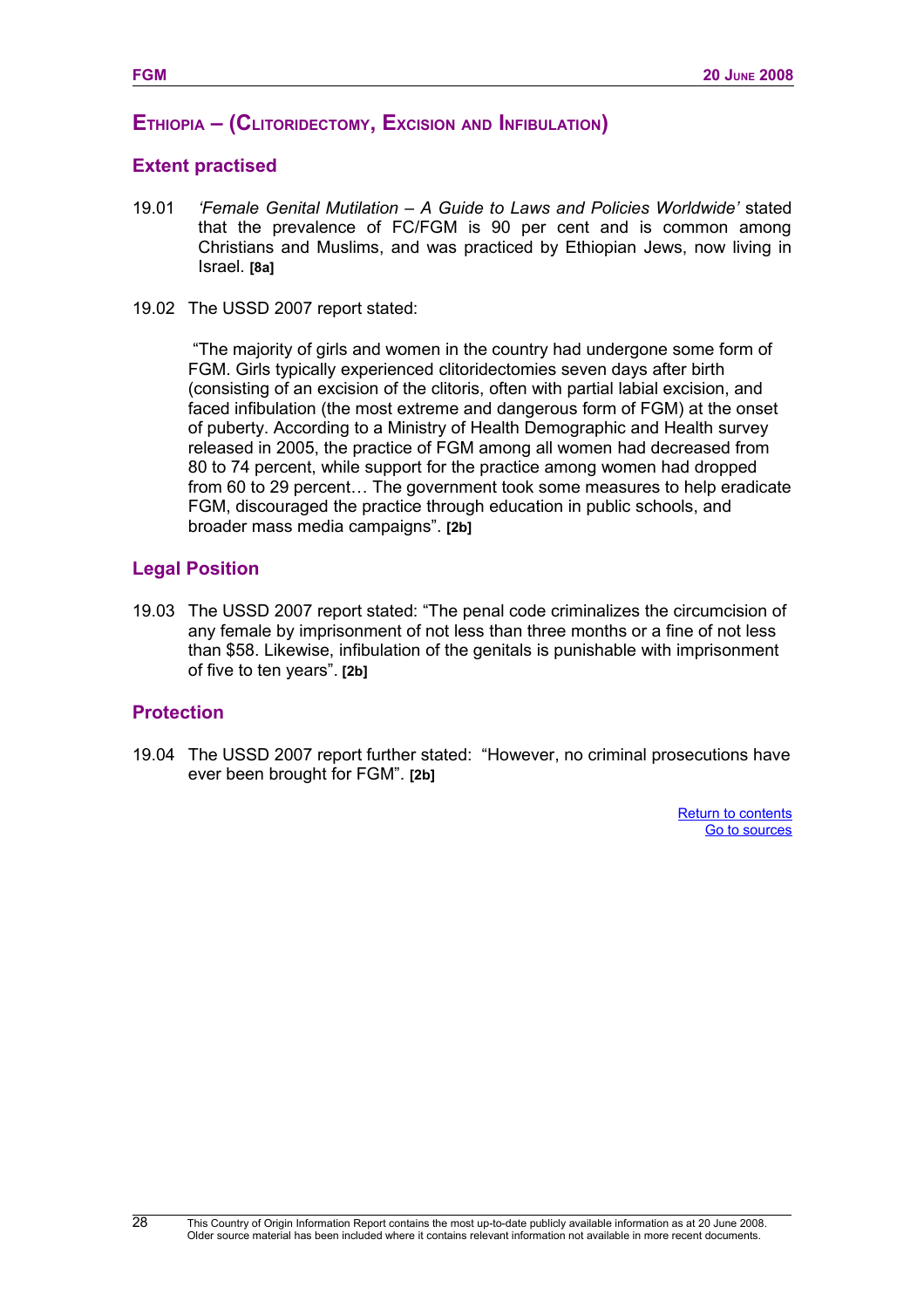## ETHIOPIA – (CLITORIDECTOMY, EXCISION AND INFIBULATION)

### Extent practised

19.01 *'Female Genital Mutilation – A Guide to Laws and Policies Worldwide'* stated that the prevalence of FC/FGM is 90 per cent and is common among Christians and Muslims, and was practiced by Ethiopian Jews, now living in Israel. **[8a]**

19.02 The USSD 2007 report stated:

> "The majority of girls and women in the country had undergone some form of FGM. Girls typically experienced clitoridectomies seven days after birth (consisting of an excision of the clitoris, often with partial labial excision, and faced infibulation (the most extreme and dangerous form of FGM) at the onset of puberty. According to a Ministry of Health Demographic and Health survey released in 2005, the practice of FGM among all women had decreased from 80 to 74 percent, while support for the practice among women had dropped from 60 to 29 percent… The government took some measures to help eradicate FGM, discouraged the practice through education in public schools, and broader mass media campaigns". **[2b]**

### Legal Position

19.03 The USSD 2007 report stated: "The penal code criminalizes the circumcision of any female by imprisonment of not less than three months or a fine of not less than $58. Likewise, infibulation of the genitals is punishable with imprisonment of five to ten years". **[2b]**

### Protection

19.04 The USSD 2007 report further stated: "However, no criminal prosecutions have ever been brought for FGM". **[2b]**

Return to contents
Go to sources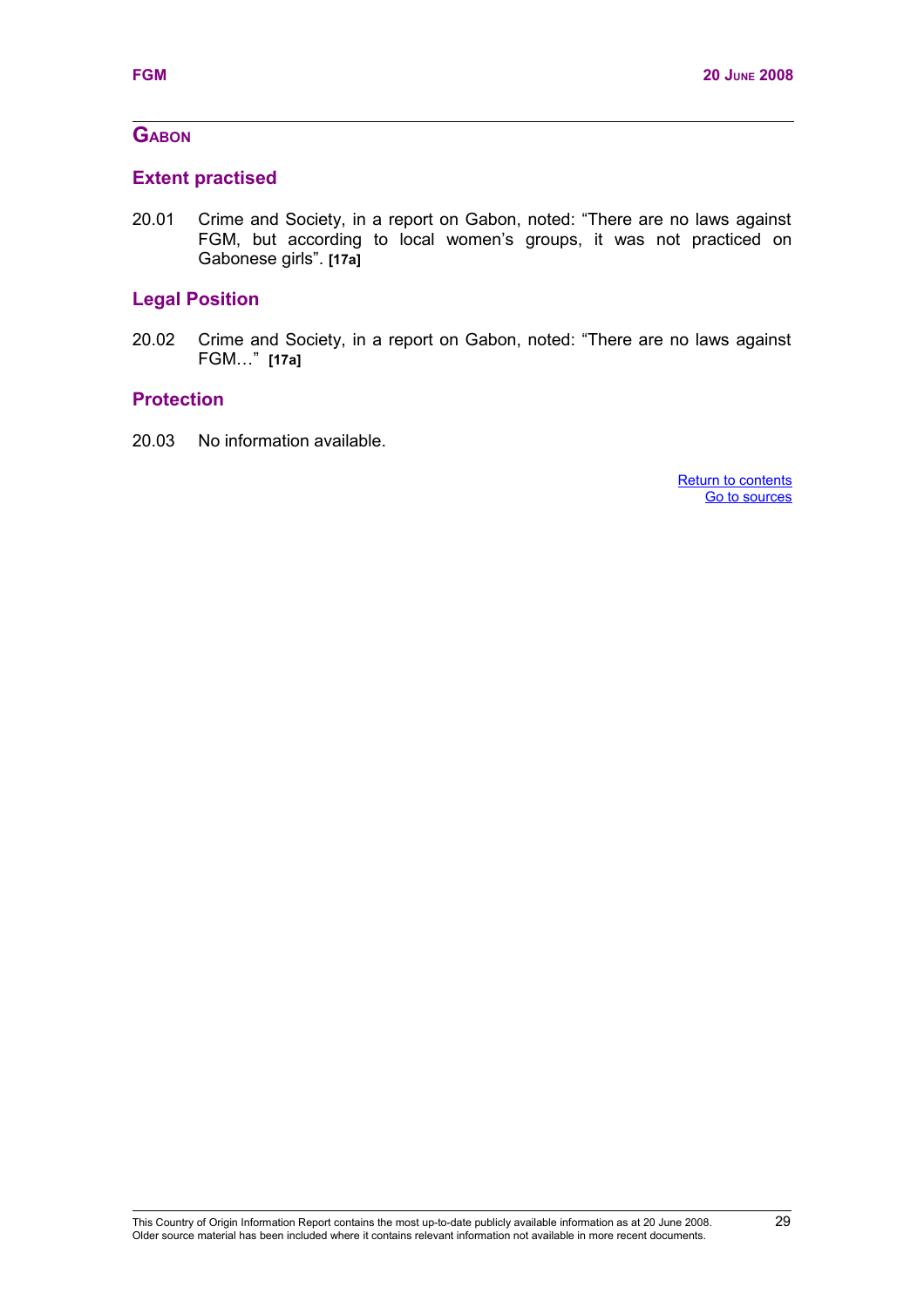## GABON

### Extent practised

20.01 Crime and Society, in a report on Gabon, noted: "There are no laws against FGM, but according to local women's groups, it was not practiced on Gabonese girls". **[17a]**

### Legal Position

20.02 Crime and Society, in a report on Gabon, noted: "There are no laws against FGM…" **[17a]**

### Protection

20.03 No information available.

Return to contents
Go to sources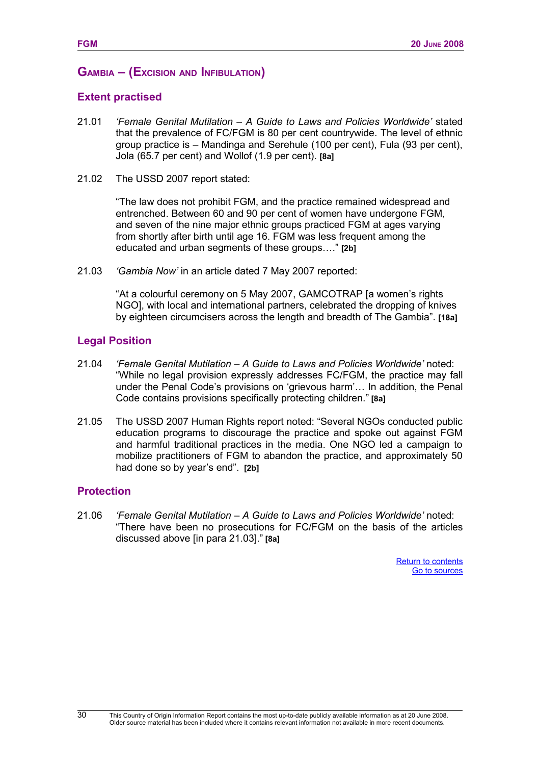## Gambia – (Excision and Infibulation)

### Extent practised

21.01 *'Female Genital Mutilation – A Guide to Laws and Policies Worldwide'* stated that the prevalence of FC/FGM is 80 per cent countrywide. The level of ethnic group practice is – Mandinga and Serehule (100 per cent), Fula (93 per cent), Jola (65.7 per cent) and Wollof (1.9 per cent). **[8a]**

21.02 The USSD 2007 report stated:

"The law does not prohibit FGM, and the practice remained widespread and entrenched. Between 60 and 90 per cent of women have undergone FGM, and seven of the nine major ethnic groups practiced FGM at ages varying from shortly after birth until age 16. FGM was less frequent among the educated and urban segments of these groups…." **[2b]**

21.03 *'Gambia Now'* in an article dated 7 May 2007 reported:

"At a colourful ceremony on 5 May 2007, GAMCOTRAP [a women's rights NGO], with local and international partners, celebrated the dropping of knives by eighteen circumcisers across the length and breadth of The Gambia". **[18a]**

### Legal Position

21.04 *'Female Genital Mutilation – A Guide to Laws and Policies Worldwide'* noted: "While no legal provision expressly addresses FC/FGM, the practice may fall under the Penal Code's provisions on 'grievous harm'… In addition, the Penal Code contains provisions specifically protecting children." **[8a]**

21.05 The USSD 2007 Human Rights report noted: "Several NGOs conducted public education programs to discourage the practice and spoke out against FGM and harmful traditional practices in the media. One NGO led a campaign to mobilize practitioners of FGM to abandon the practice, and approximately 50 had done so by year's end". **[2b]**

### Protection

21.06 *'Female Genital Mutilation – A Guide to Laws and Policies Worldwide'* noted: "There have been no prosecutions for FC/FGM on the basis of the articles discussed above [in para 21.03]." **[8a]**

Return to contents
Go to sources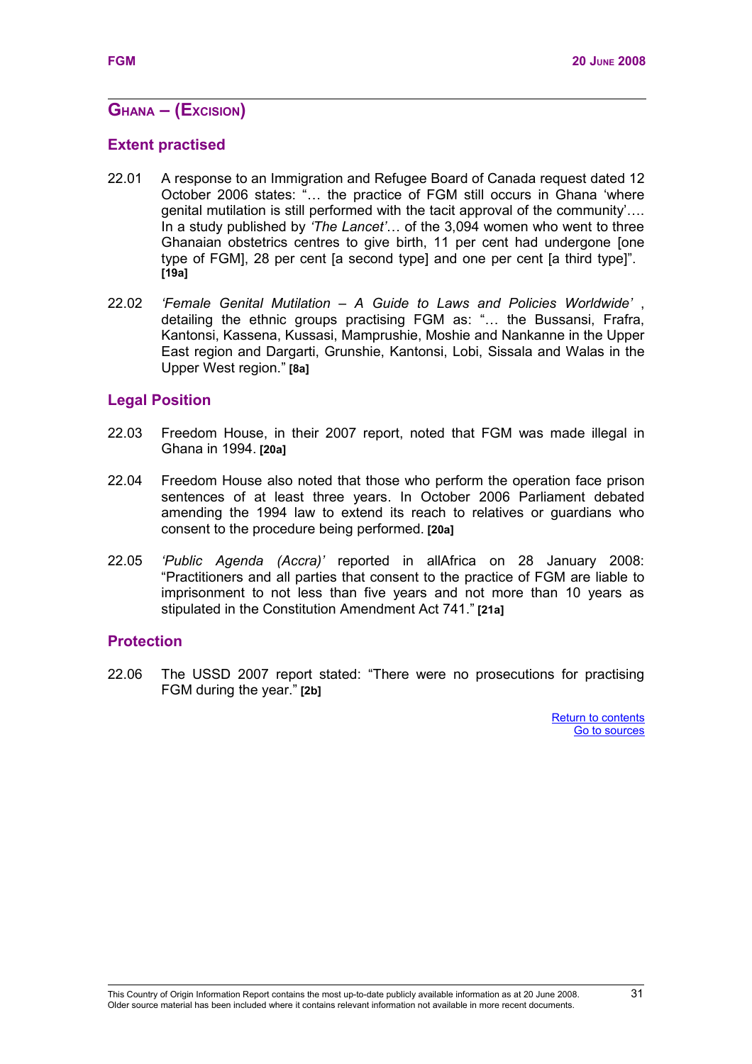## Ghana – (Excision)

### Extent practised

22.01 A response to an Immigration and Refugee Board of Canada request dated 12 October 2006 states: "… the practice of FGM still occurs in Ghana 'where genital mutilation is still performed with the tacit approval of the community'…. In a study published by *'The Lancet'*… of the 3,094 women who went to three Ghanaian obstetrics centres to give birth, 11 per cent had undergone [one type of FGM], 28 per cent [a second type] and one per cent [a third type]". **[19a]**

22.02 *'Female Genital Mutilation – A Guide to Laws and Policies Worldwide'* , detailing the ethnic groups practising FGM as: "… the Bussansi, Frafra, Kantonsi, Kassena, Kussasi, Mamprushie, Moshie and Nankanne in the Upper East region and Dargarti, Grunshie, Kantonsi, Lobi, Sissala and Walas in the Upper West region." **[8a]**

### Legal Position

22.03 Freedom House, in their 2007 report, noted that FGM was made illegal in Ghana in 1994. **[20a]**

22.04 Freedom House also noted that those who perform the operation face prison sentences of at least three years. In October 2006 Parliament debated amending the 1994 law to extend its reach to relatives or guardians who consent to the procedure being performed. **[20a]**

22.05 *'Public Agenda (Accra)'* reported in allAfrica on 28 January 2008: "Practitioners and all parties that consent to the practice of FGM are liable to imprisonment to not less than five years and not more than 10 years as stipulated in the Constitution Amendment Act 741." **[21a]**

### Protection

22.06 The USSD 2007 report stated: "There were no prosecutions for practising FGM during the year." **[2b]**

Return to contents
Go to sources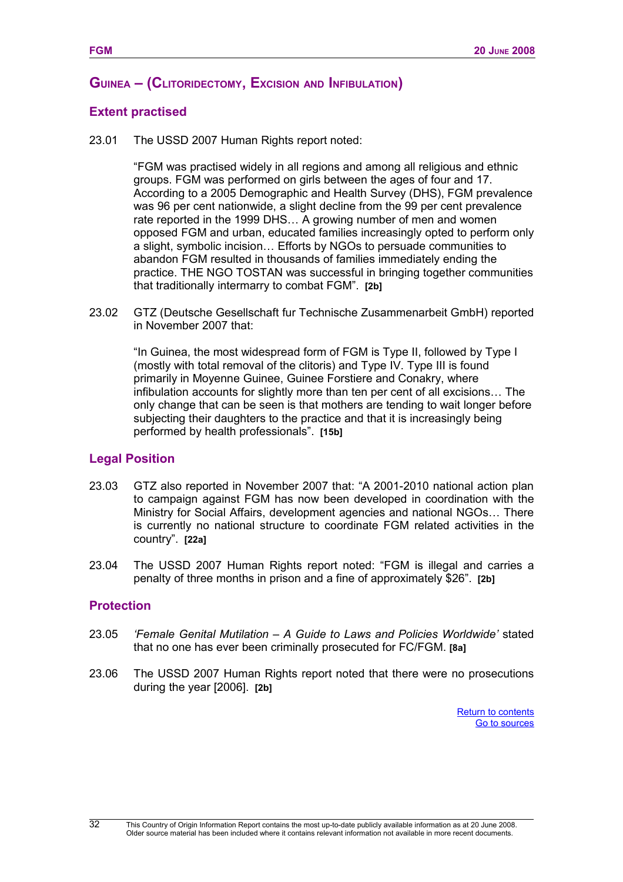## GUINEA – (CLITORIDECTOMY, EXCISION AND INFIBULATION)

### Extent practised

23.01 The USSD 2007 Human Rights report noted:

> "FGM was practised widely in all regions and among all religious and ethnic groups. FGM was performed on girls between the ages of four and 17. According to a 2005 Demographic and Health Survey (DHS), FGM prevalence was 96 per cent nationwide, a slight decline from the 99 per cent prevalence rate reported in the 1999 DHS… A growing number of men and women opposed FGM and urban, educated families increasingly opted to perform only a slight, symbolic incision… Efforts by NGOs to persuade communities to abandon FGM resulted in thousands of families immediately ending the practice. THE NGO TOSTAN was successful in bringing together communities that traditionally intermarry to combat FGM". **[2b]**

23.02 GTZ (Deutsche Gesellschaft fur Technische Zusammenarbeit GmbH) reported in November 2007 that:

> "In Guinea, the most widespread form of FGM is Type II, followed by Type I (mostly with total removal of the clitoris) and Type IV. Type III is found primarily in Moyenne Guinee, Guinee Forstiere and Conakry, where infibulation accounts for slightly more than ten per cent of all excisions… The only change that can be seen is that mothers are tending to wait longer before subjecting their daughters to the practice and that it is increasingly being performed by health professionals". **[15b]**

### Legal Position

23.03 GTZ also reported in November 2007 that: "A 2001-2010 national action plan to campaign against FGM has now been developed in coordination with the Ministry for Social Affairs, development agencies and national NGOs… There is currently no national structure to coordinate FGM related activities in the country". **[22a]**

23.04 The USSD 2007 Human Rights report noted: "FGM is illegal and carries a penalty of three months in prison and a fine of approximately $26". **[2b]**

### Protection

23.05 *'Female Genital Mutilation – A Guide to Laws and Policies Worldwide'* stated that no one has ever been criminally prosecuted for FC/FGM. **[8a]**

23.06 The USSD 2007 Human Rights report noted that there were no prosecutions during the year [2006]. **[2b]**

Return to contents
Go to sources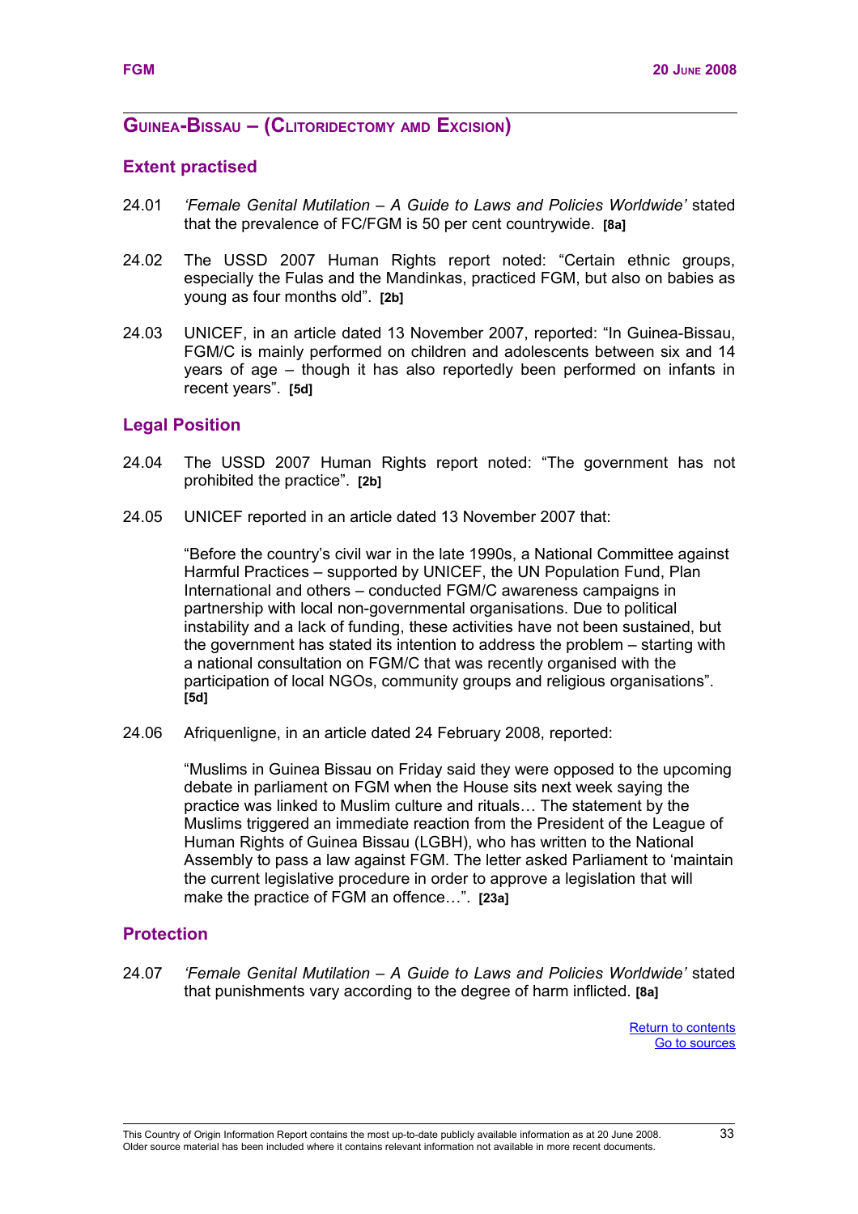## Guinea-Bissau – (Clitoridectomy and Excision)

### Extent practised

24.01 *'Female Genital Mutilation – A Guide to Laws and Policies Worldwide'* stated that the prevalence of FC/FGM is 50 per cent countrywide. **[8a]**

24.02 The USSD 2007 Human Rights report noted: "Certain ethnic groups, especially the Fulas and the Mandinkas, practiced FGM, but also on babies as young as four months old". **[2b]**

24.03 UNICEF, in an article dated 13 November 2007, reported: "In Guinea-Bissau, FGM/C is mainly performed on children and adolescents between six and 14 years of age – though it has also reportedly been performed on infants in recent years". **[5d]**

### Legal Position

24.04 The USSD 2007 Human Rights report noted: "The government has not prohibited the practice". **[2b]**

24.05 UNICEF reported in an article dated 13 November 2007 that:

> "Before the country's civil war in the late 1990s, a National Committee against Harmful Practices – supported by UNICEF, the UN Population Fund, Plan International and others – conducted FGM/C awareness campaigns in partnership with local non-governmental organisations. Due to political instability and a lack of funding, these activities have not been sustained, but the government has stated its intention to address the problem – starting with a national consultation on FGM/C that was recently organised with the participation of local NGOs, community groups and religious organisations". **[5d]**

24.06 Afriquenligne, in an article dated 24 February 2008, reported:

> "Muslims in Guinea Bissau on Friday said they were opposed to the upcoming debate in parliament on FGM when the House sits next week saying the practice was linked to Muslim culture and rituals… The statement by the Muslims triggered an immediate reaction from the President of the League of Human Rights of Guinea Bissau (LGBH), who has written to the National Assembly to pass a law against FGM. The letter asked Parliament to 'maintain the current legislative procedure in order to approve a legislation that will make the practice of FGM an offence…". **[23a]**

### Protection

24.07 *'Female Genital Mutilation – A Guide to Laws and Policies Worldwide'* stated that punishments vary according to the degree of harm inflicted. **[8a]**

Return to contents
Go to sources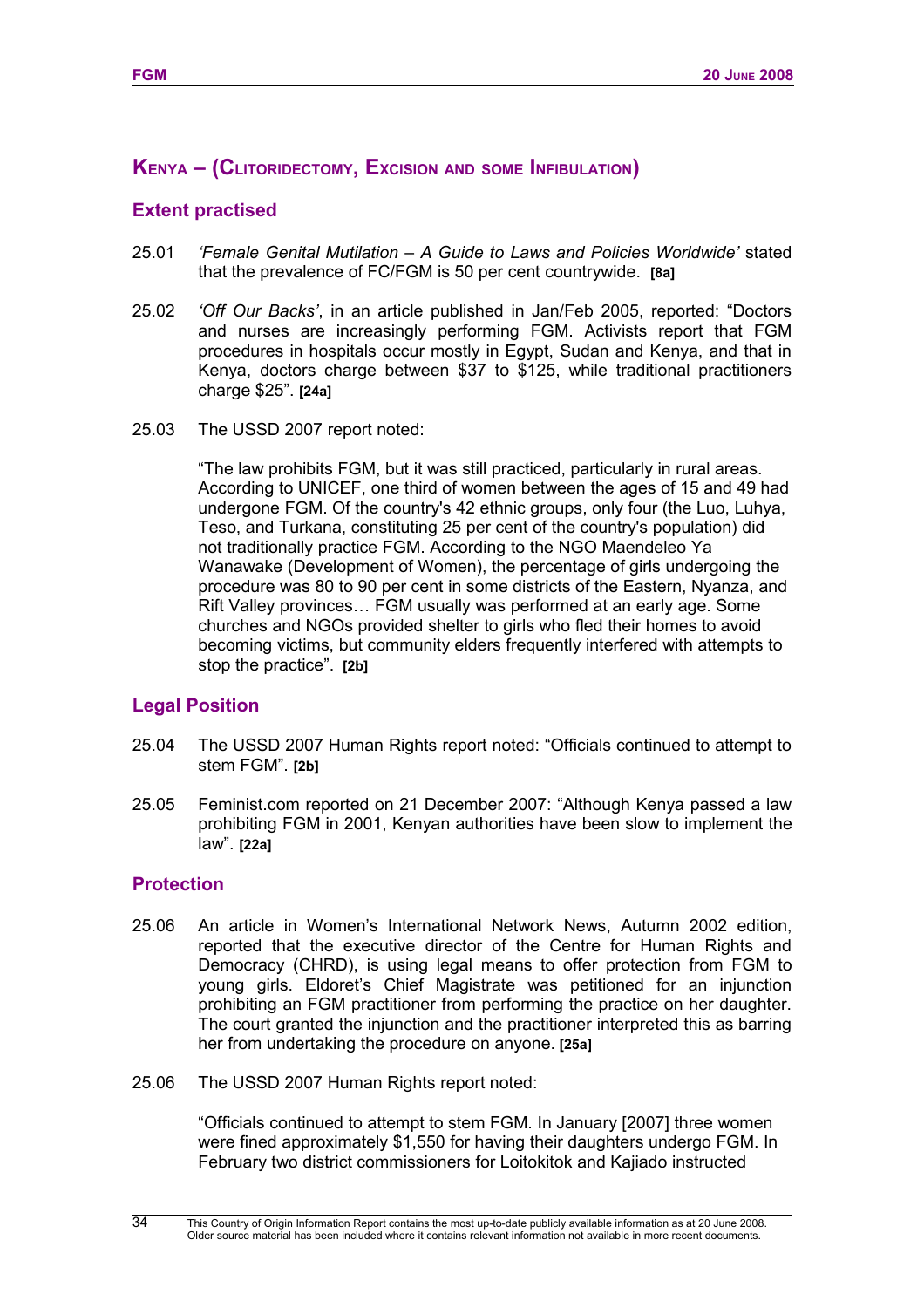## KENYA – (CLITORIDECTOMY, EXCISION AND SOME INFIBULATION)

### Extent practised

25.01 *'Female Genital Mutilation – A Guide to Laws and Policies Worldwide'* stated that the prevalence of FC/FGM is 50 per cent countrywide. **[8a]**

25.02 *'Off Our Backs'*, in an article published in Jan/Feb 2005, reported: "Doctors and nurses are increasingly performing FGM. Activists report that FGM procedures in hospitals occur mostly in Egypt, Sudan and Kenya, and that in Kenya, doctors charge between $37 to $125, while traditional practitioners charge $25". **[24a]**

25.03 The USSD 2007 report noted:

> "The law prohibits FGM, but it was still practiced, particularly in rural areas. According to UNICEF, one third of women between the ages of 15 and 49 had undergone FGM. Of the country's 42 ethnic groups, only four (the Luo, Luhya, Teso, and Turkana, constituting 25 per cent of the country's population) did not traditionally practice FGM. According to the NGO Maendeleo Ya Wanawake (Development of Women), the percentage of girls undergoing the procedure was 80 to 90 per cent in some districts of the Eastern, Nyanza, and Rift Valley provinces… FGM usually was performed at an early age. Some churches and NGOs provided shelter to girls who fled their homes to avoid becoming victims, but community elders frequently interfered with attempts to stop the practice". **[2b]**

### Legal Position

25.04 The USSD 2007 Human Rights report noted: "Officials continued to attempt to stem FGM". **[2b]**

25.05 Feminist.com reported on 21 December 2007: "Although Kenya passed a law prohibiting FGM in 2001, Kenyan authorities have been slow to implement the law". **[22a]**

### Protection

25.06 An article in Women's International Network News, Autumn 2002 edition, reported that the executive director of the Centre for Human Rights and Democracy (CHRD), is using legal means to offer protection from FGM to young girls. Eldoret's Chief Magistrate was petitioned for an injunction prohibiting an FGM practitioner from performing the practice on her daughter. The court granted the injunction and the practitioner interpreted this as barring her from undertaking the procedure on anyone. **[25a]**

25.06 The USSD 2007 Human Rights report noted:

> "Officials continued to attempt to stem FGM. In January [2007] three women were fined approximately $1,550 for having their daughters undergo FGM. In February two district commissioners for Loitokitok and Kajiado instructed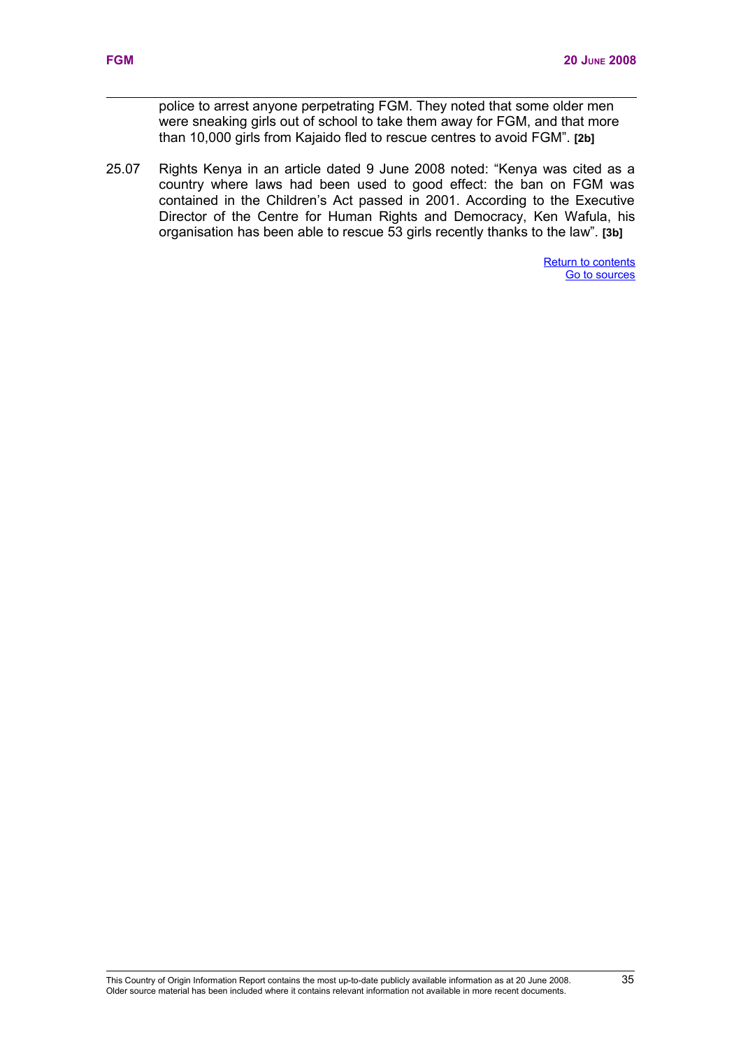police to arrest anyone perpetrating FGM. They noted that some older men were sneaking girls out of school to take them away for FGM, and that more than 10,000 girls from Kajaido fled to rescue centres to avoid FGM". **[2b]**

25.07 Rights Kenya in an article dated 9 June 2008 noted: "Kenya was cited as a country where laws had been used to good effect: the ban on FGM was contained in the Children's Act passed in 2001. According to the Executive Director of the Centre for Human Rights and Democracy, Ken Wafula, his organisation has been able to rescue 53 girls recently thanks to the law". **[3b]**

Return to contents
Go to sources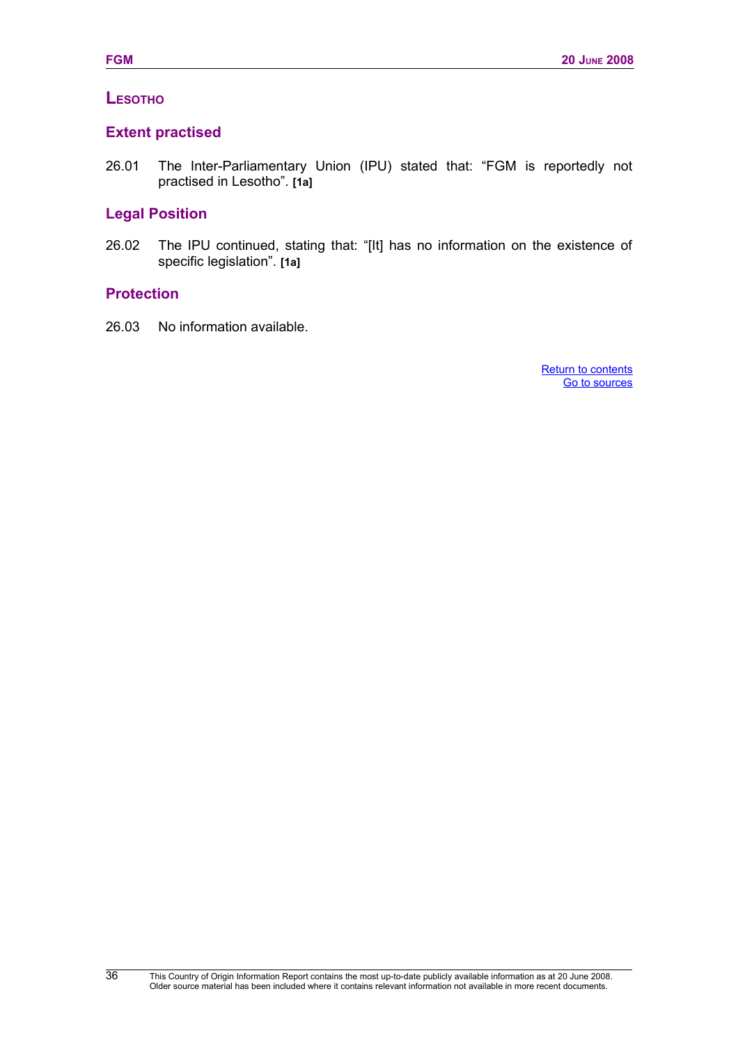## LESOTHO

### Extent practised

26.01 The Inter-Parliamentary Union (IPU) stated that: "FGM is reportedly not practised in Lesotho". **[1a]**

### Legal Position

26.02 The IPU continued, stating that: "[It] has no information on the existence of specific legislation". **[1a]**

### Protection

26.03 No information available.

Return to contents
Go to sources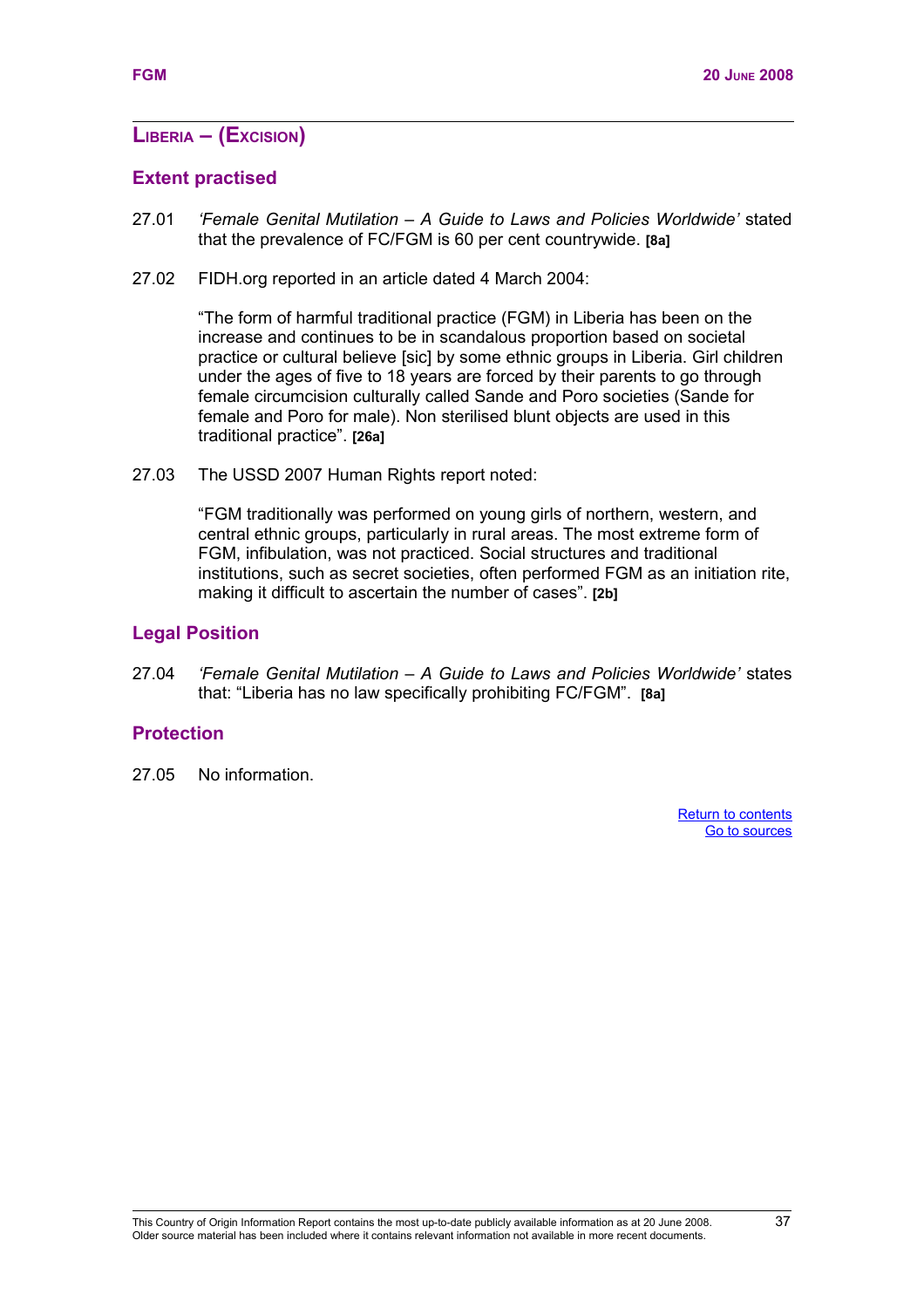## LIBERIA – (EXCISION)

### Extent practised

27.01 *'Female Genital Mutilation – A Guide to Laws and Policies Worldwide'* stated that the prevalence of FC/FGM is 60 per cent countrywide. **[8a]**

27.02 FIDH.org reported in an article dated 4 March 2004:

> "The form of harmful traditional practice (FGM) in Liberia has been on the increase and continues to be in scandalous proportion based on societal practice or cultural believe [sic] by some ethnic groups in Liberia. Girl children under the ages of five to 18 years are forced by their parents to go through female circumcision culturally called Sande and Poro societies (Sande for female and Poro for male). Non sterilised blunt objects are used in this traditional practice". **[26a]**

27.03 The USSD 2007 Human Rights report noted:

> "FGM traditionally was performed on young girls of northern, western, and central ethnic groups, particularly in rural areas. The most extreme form of FGM, infibulation, was not practiced. Social structures and traditional institutions, such as secret societies, often performed FGM as an initiation rite, making it difficult to ascertain the number of cases". **[2b]**

### Legal Position

27.04 *'Female Genital Mutilation – A Guide to Laws and Policies Worldwide'* states that: "Liberia has no law specifically prohibiting FC/FGM". **[8a]**

### Protection

27.05 No information.

Return to contents
Go to sources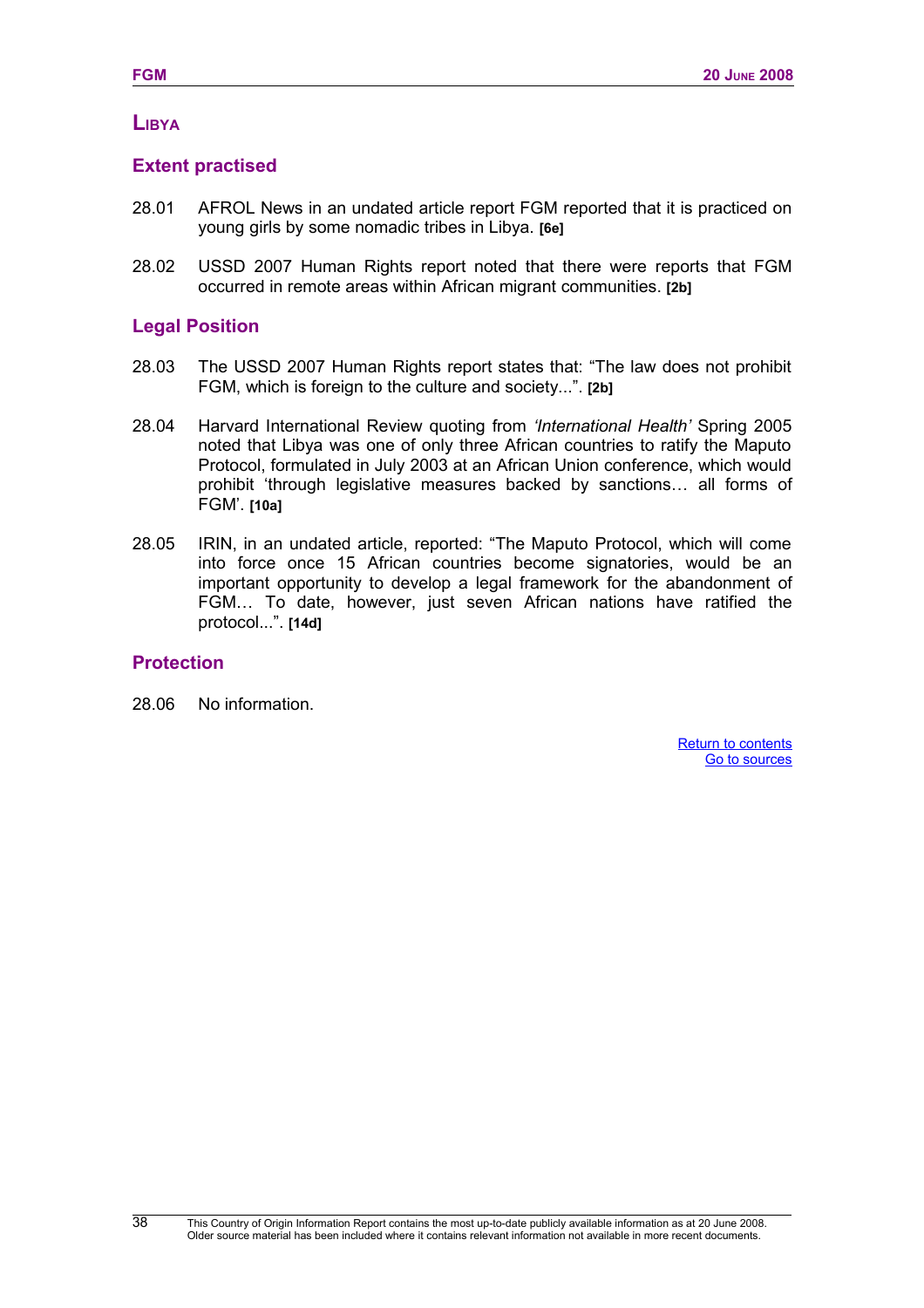## LIBYA

### Extent practised

28.01 AFROL News in an undated article report FGM reported that it is practiced on young girls by some nomadic tribes in Libya. **[6e]**

28.02 USSD 2007 Human Rights report noted that there were reports that FGM occurred in remote areas within African migrant communities. **[2b]**

### Legal Position

28.03 The USSD 2007 Human Rights report states that: "The law does not prohibit FGM, which is foreign to the culture and society...". **[2b]**

28.04 Harvard International Review quoting from *'International Health'* Spring 2005 noted that Libya was one of only three African countries to ratify the Maputo Protocol, formulated in July 2003 at an African Union conference, which would prohibit 'through legislative measures backed by sanctions… all forms of FGM'. **[10a]**

28.05 IRIN, in an undated article, reported: "The Maputo Protocol, which will come into force once 15 African countries become signatories, would be an important opportunity to develop a legal framework for the abandonment of FGM… To date, however, just seven African nations have ratified the protocol...". **[14d]**

### Protection

28.06 No information.

Return to contents
Go to sources

This Country of Origin Information Report contains the most up-to-date publicly available information as at 20 June 2008. Older source material has been included where it contains relevant information not available in more recent documents.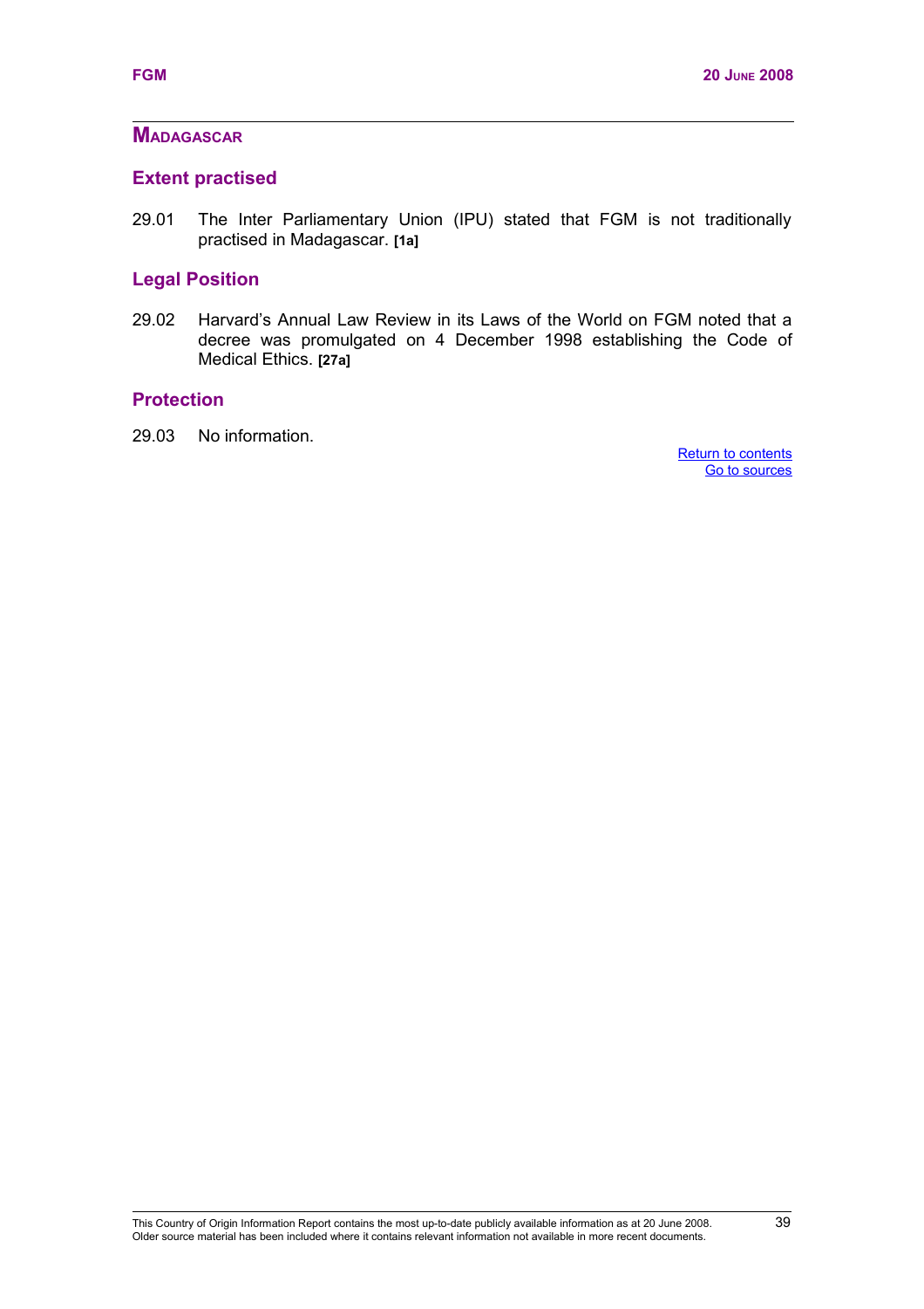## Madagascar

### Extent practised

29.01 The Inter Parliamentary Union (IPU) stated that FGM is not traditionally practised in Madagascar. **[1a]**

### Legal Position

29.02 Harvard's Annual Law Review in its Laws of the World on FGM noted that a decree was promulgated on 4 December 1998 establishing the Code of Medical Ethics. **[27a]**

### Protection

29.03 No information.

Return to contents
Go to sources

This Country of Origin Information Report contains the most up-to-date publicly available information as at 20 June 2008. Older source material has been included where it contains relevant information not available in more recent documents.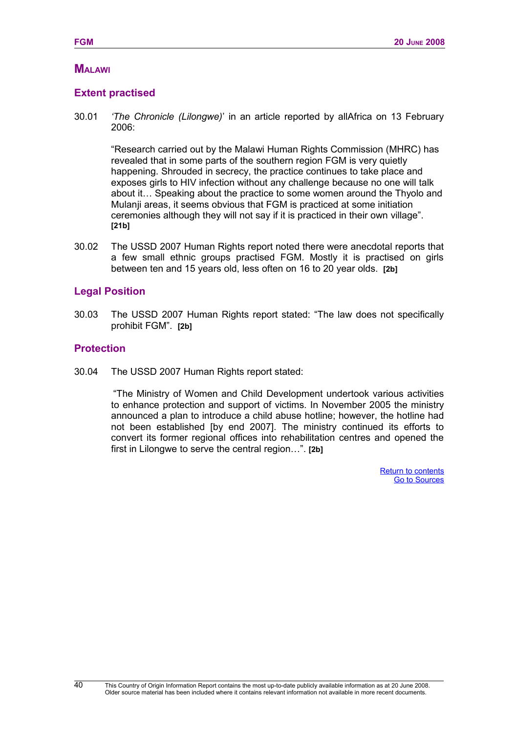## Malawi

### Extent practised

30.01 *'The Chronicle (Lilongwe)'* in an article reported by allAfrica on 13 February 2006:

> "Research carried out by the Malawi Human Rights Commission (MHRC) has revealed that in some parts of the southern region FGM is very quietly happening. Shrouded in secrecy, the practice continues to take place and exposes girls to HIV infection without any challenge because no one will talk about it… Speaking about the practice to some women around the Thyolo and Mulanji areas, it seems obvious that FGM is practiced at some initiation ceremonies although they will not say if it is practiced in their own village". **[21b]**

30.02 The USSD 2007 Human Rights report noted there were anecdotal reports that a few small ethnic groups practised FGM. Mostly it is practised on girls between ten and 15 years old, less often on 16 to 20 year olds. **[2b]**

### Legal Position

30.03 The USSD 2007 Human Rights report stated: "The law does not specifically prohibit FGM". **[2b]**

### Protection

30.04 The USSD 2007 Human Rights report stated:

> "The Ministry of Women and Child Development undertook various activities to enhance protection and support of victims. In November 2005 the ministry announced a plan to introduce a child abuse hotline; however, the hotline had not been established [by end 2007]. The ministry continued its efforts to convert its former regional offices into rehabilitation centres and opened the first in Lilongwe to serve the central region…". **[2b]**

Return to contents
Go to Sources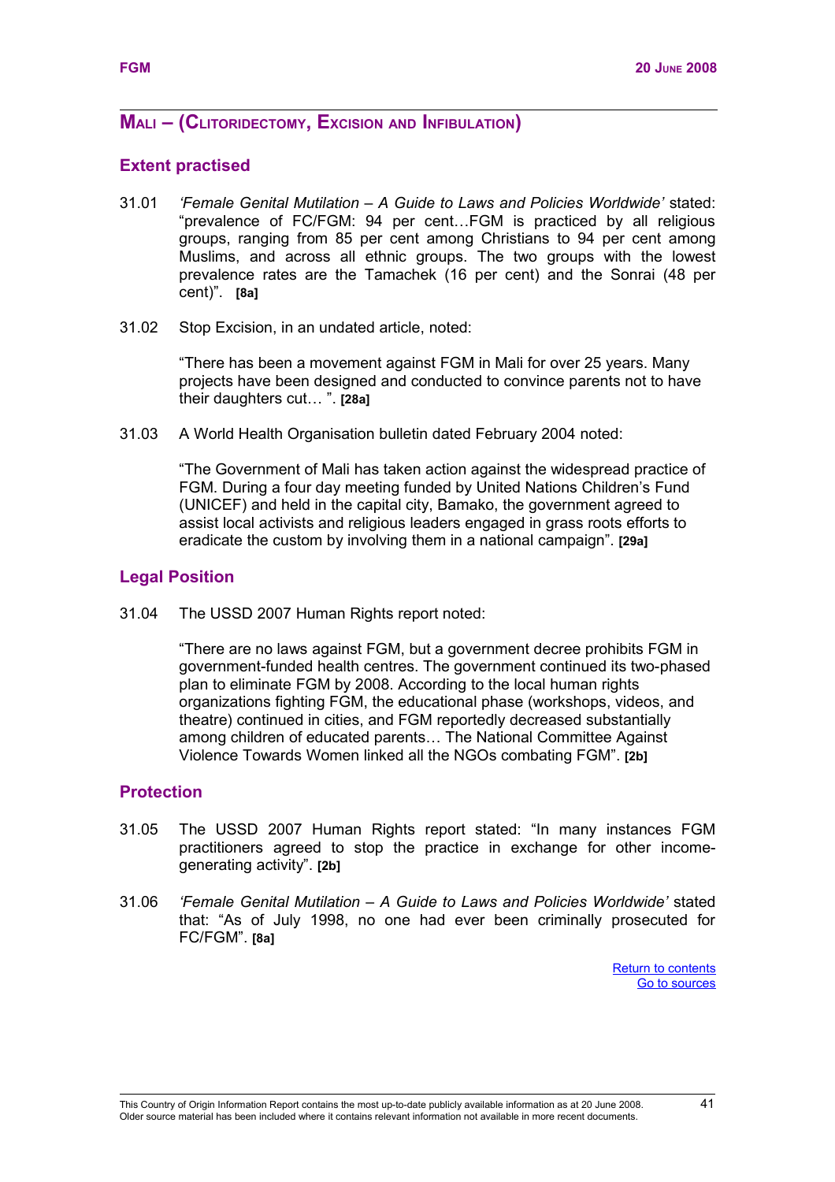## Mali – (Clitoridectomy, Excision and Infibulation)

### Extent practised

31.01 *'Female Genital Mutilation – A Guide to Laws and Policies Worldwide'* stated: "prevalence of FC/FGM: 94 per cent…FGM is practiced by all religious groups, ranging from 85 per cent among Christians to 94 per cent among Muslims, and across all ethnic groups. The two groups with the lowest prevalence rates are the Tamachek (16 per cent) and the Sonrai (48 per cent)". **[8a]**

31.02 Stop Excision, in an undated article, noted:

> "There has been a movement against FGM in Mali for over 25 years. Many projects have been designed and conducted to convince parents not to have their daughters cut… ". **[28a]**

31.03 A World Health Organisation bulletin dated February 2004 noted:

> "The Government of Mali has taken action against the widespread practice of FGM. During a four day meeting funded by United Nations Children's Fund (UNICEF) and held in the capital city, Bamako, the government agreed to assist local activists and religious leaders engaged in grass roots efforts to eradicate the custom by involving them in a national campaign". **[29a]**

### Legal Position

31.04 The USSD 2007 Human Rights report noted:

> "There are no laws against FGM, but a government decree prohibits FGM in government-funded health centres. The government continued its two-phased plan to eliminate FGM by 2008. According to the local human rights organizations fighting FGM, the educational phase (workshops, videos, and theatre) continued in cities, and FGM reportedly decreased substantially among children of educated parents… The National Committee Against Violence Towards Women linked all the NGOs combating FGM". **[2b]**

### Protection

31.05 The USSD 2007 Human Rights report stated: "In many instances FGM practitioners agreed to stop the practice in exchange for other income-generating activity". **[2b]**

31.06 *'Female Genital Mutilation – A Guide to Laws and Policies Worldwide'* stated that: "As of July 1998, no one had ever been criminally prosecuted for FC/FGM". **[8a]**

Return to contents
Go to sources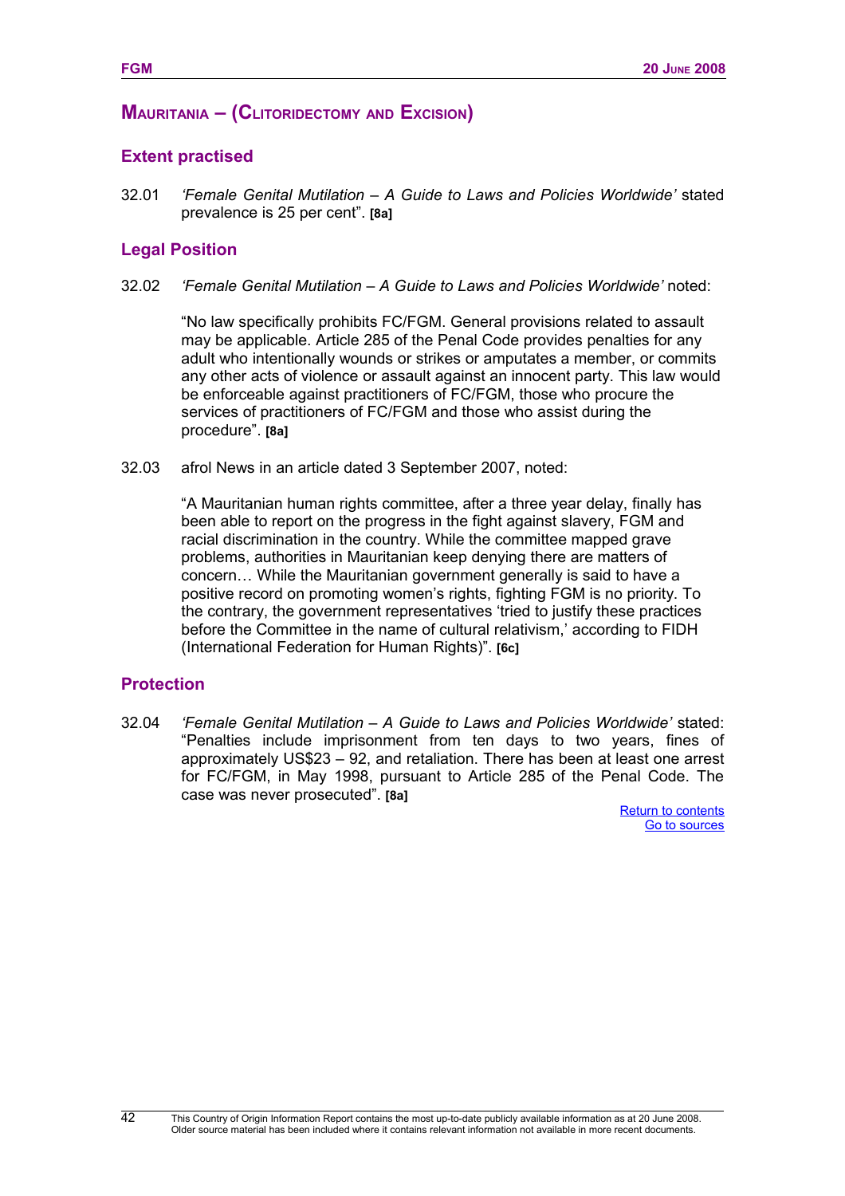## Mauritania – (Clitoridectomy and Excision)

### Extent practised

32.01 *'Female Genital Mutilation – A Guide to Laws and Policies Worldwide'* stated prevalence is 25 per cent". **[8a]**

### Legal Position

32.02 *'Female Genital Mutilation – A Guide to Laws and Policies Worldwide'* noted:

> "No law specifically prohibits FC/FGM. General provisions related to assault may be applicable. Article 285 of the Penal Code provides penalties for any adult who intentionally wounds or strikes or amputates a member, or commits any other acts of violence or assault against an innocent party. This law would be enforceable against practitioners of FC/FGM, those who procure the services of practitioners of FC/FGM and those who assist during the procedure". **[8a]**

32.03 afrol News in an article dated 3 September 2007, noted:

> "A Mauritanian human rights committee, after a three year delay, finally has been able to report on the progress in the fight against slavery, FGM and racial discrimination in the country. While the committee mapped grave problems, authorities in Mauritanian keep denying there are matters of concern… While the Mauritanian government generally is said to have a positive record on promoting women's rights, fighting FGM is no priority. To the contrary, the government representatives 'tried to justify these practices before the Committee in the name of cultural relativism,' according to FIDH (International Federation for Human Rights)". **[6c]**

### Protection

32.04 *'Female Genital Mutilation – A Guide to Laws and Policies Worldwide'* stated: "Penalties include imprisonment from ten days to two years, fines of approximately US$23 – 92, and retaliation. There has been at least one arrest for FC/FGM, in May 1998, pursuant to Article 285 of the Penal Code. The case was never prosecuted". **[8a]**

Return to contents
Go to sources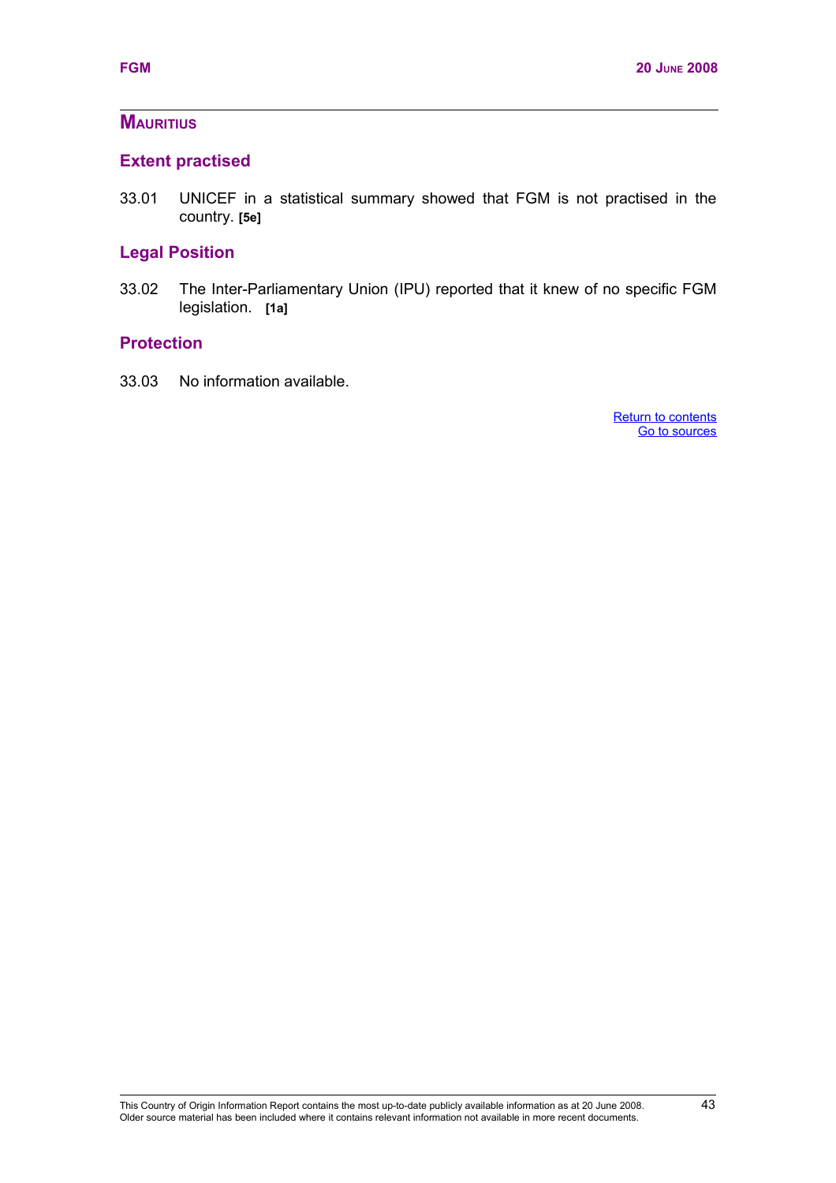## MAURITIUS

### Extent practised

33.01 UNICEF in a statistical summary showed that FGM is not practised in the country. **[5e]**

### Legal Position

33.02 The Inter-Parliamentary Union (IPU) reported that it knew of no specific FGM legislation. **[1a]**

### Protection

33.03 No information available.

Return to contents
Go to sources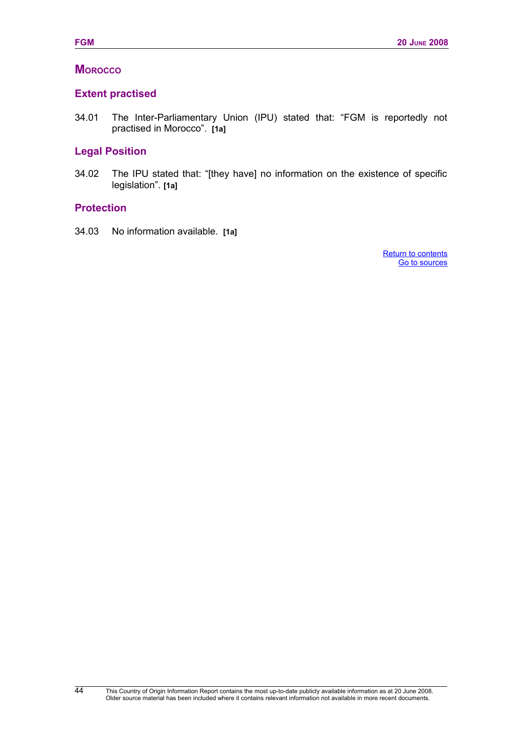## Morocco

### Extent practised

34.01 The Inter-Parliamentary Union (IPU) stated that: "FGM is reportedly not practised in Morocco". **[1a]**

### Legal Position

34.02 The IPU stated that: "[they have] no information on the existence of specific legislation". **[1a]**

### Protection

34.03 No information available. **[1a]**

Return to contents
Go to sources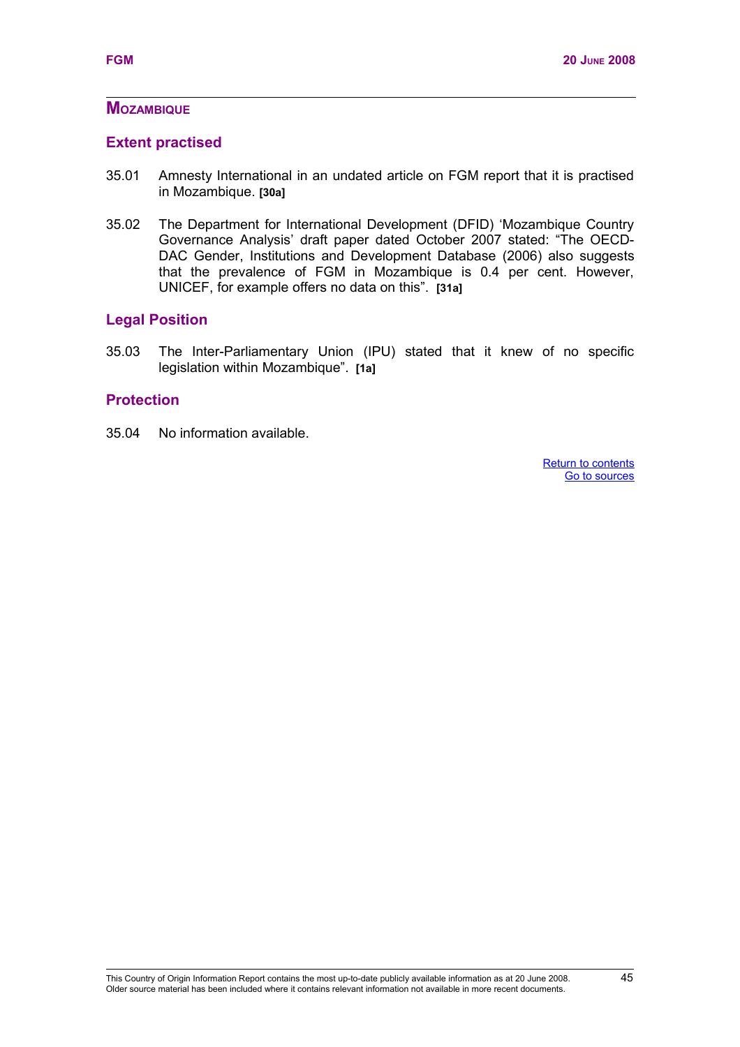## MOZAMBIQUE

### Extent practised

35.01 Amnesty International in an undated article on FGM report that it is practised in Mozambique. **[30a]**

35.02 The Department for International Development (DFID) 'Mozambique Country Governance Analysis' draft paper dated October 2007 stated: "The OECD-DAC Gender, Institutions and Development Database (2006) also suggests that the prevalence of FGM in Mozambique is 0.4 per cent. However, UNICEF, for example offers no data on this". **[31a]**

### Legal Position

35.03 The Inter-Parliamentary Union (IPU) stated that it knew of no specific legislation within Mozambique". **[1a]**

### Protection

35.04 No information available.

Return to contents
Go to sources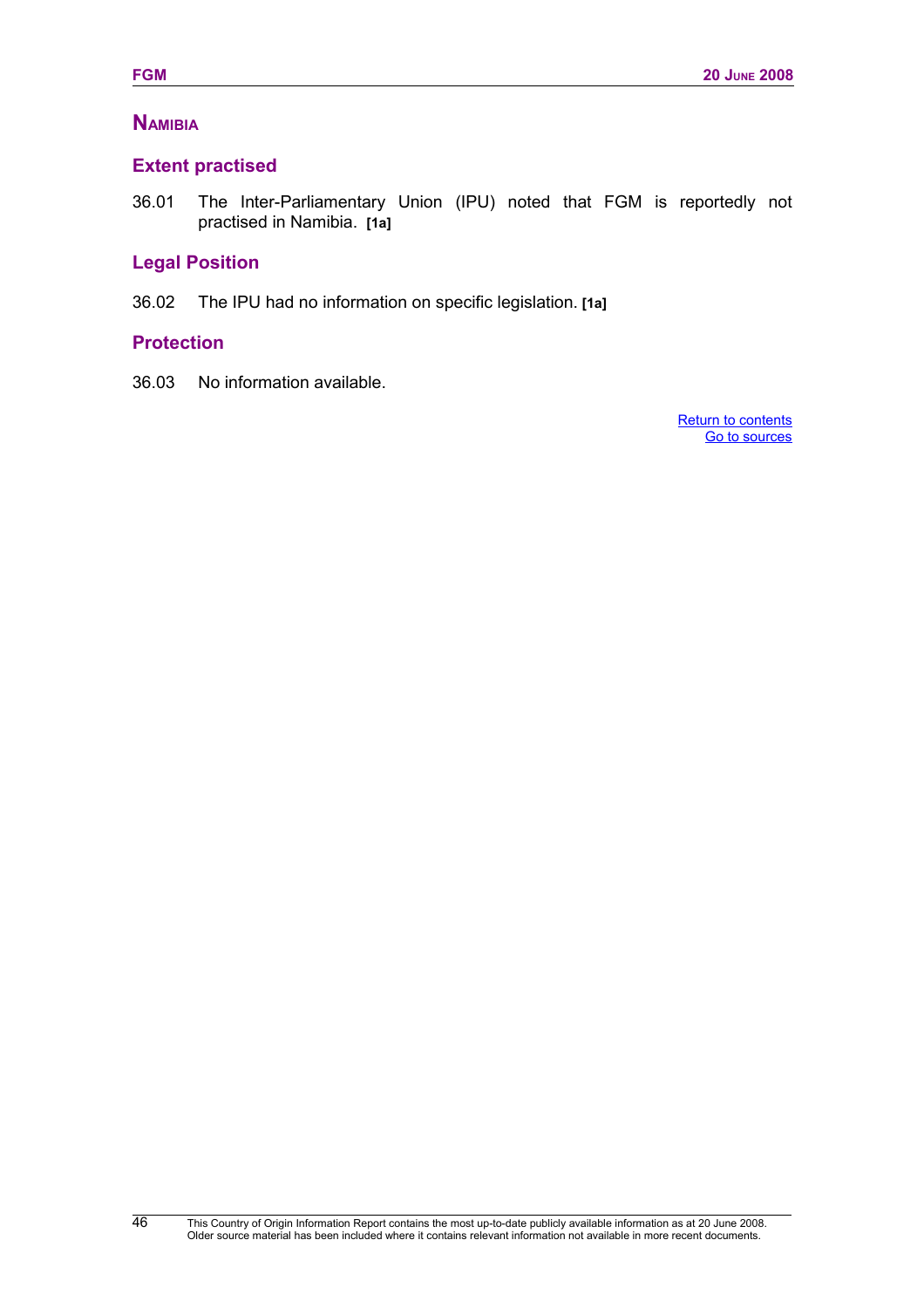## NAMIBIA

### Extent practised

36.01 The Inter-Parliamentary Union (IPU) noted that FGM is reportedly not practised in Namibia. **[1a]**

### Legal Position

36.02 The IPU had no information on specific legislation. **[1a]**

### Protection

36.03 No information available.

Return to contents
Go to sources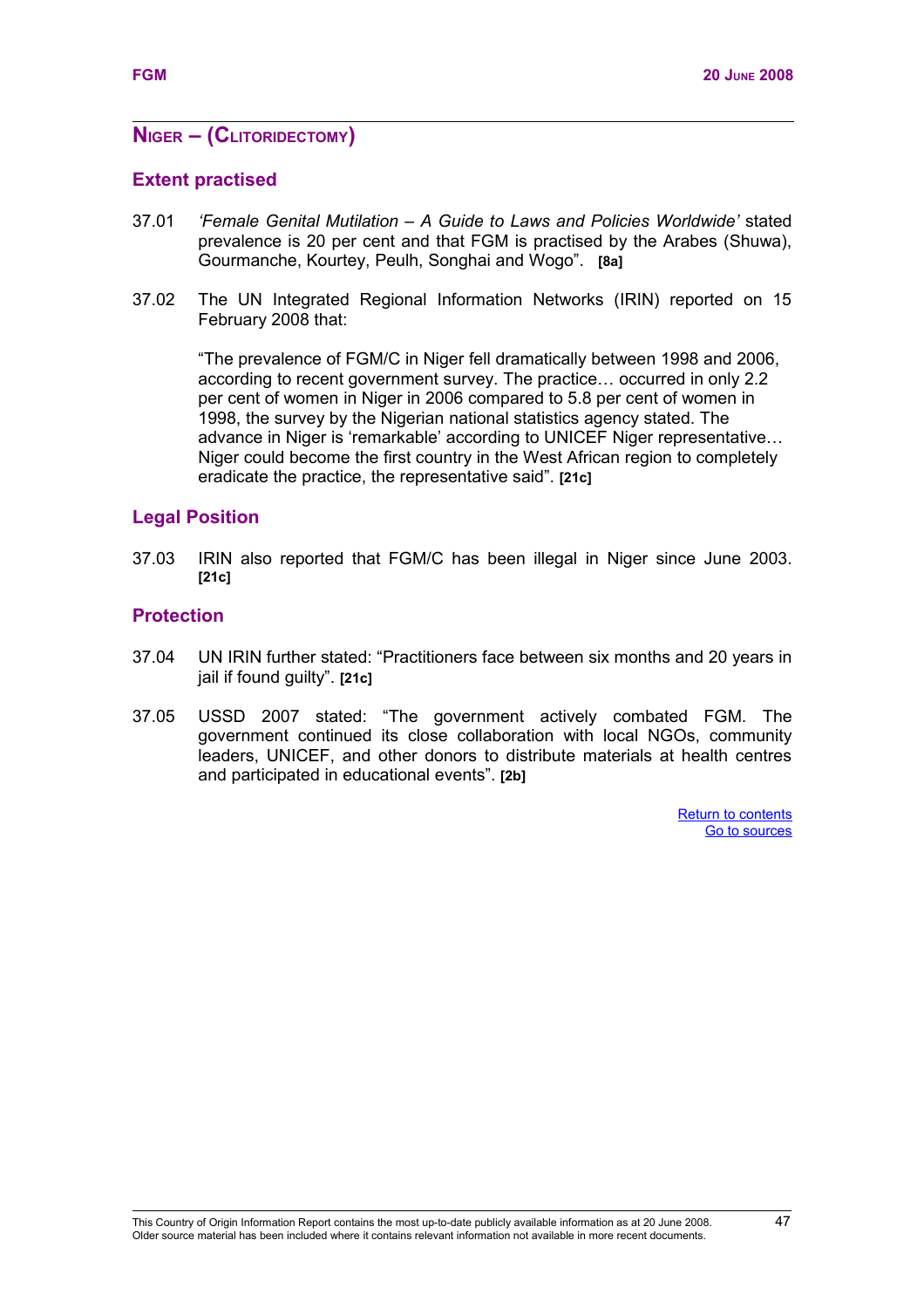## NIGER – (CLITORIDECTOMY)

### Extent practised

37.01 *'Female Genital Mutilation – A Guide to Laws and Policies Worldwide'* stated prevalence is 20 per cent and that FGM is practised by the Arabes (Shuwa), Gourmanche, Kourtey, Peulh, Songhai and Wogo". **[8a]**

37.02 The UN Integrated Regional Information Networks (IRIN) reported on 15 February 2008 that:

> "The prevalence of FGM/C in Niger fell dramatically between 1998 and 2006, according to recent government survey. The practice… occurred in only 2.2 per cent of women in Niger in 2006 compared to 5.8 per cent of women in 1998, the survey by the Nigerian national statistics agency stated. The advance in Niger is 'remarkable' according to UNICEF Niger representative… Niger could become the first country in the West African region to completely eradicate the practice, the representative said". **[21c]**

### Legal Position

37.03 IRIN also reported that FGM/C has been illegal in Niger since June 2003. **[21c]**

### Protection

37.04 UN IRIN further stated: "Practitioners face between six months and 20 years in jail if found guilty". **[21c]**

37.05 USSD 2007 stated: "The government actively combated FGM. The government continued its close collaboration with local NGOs, community leaders, UNICEF, and other donors to distribute materials at health centres and participated in educational events". **[2b]**

Return to contents
Go to sources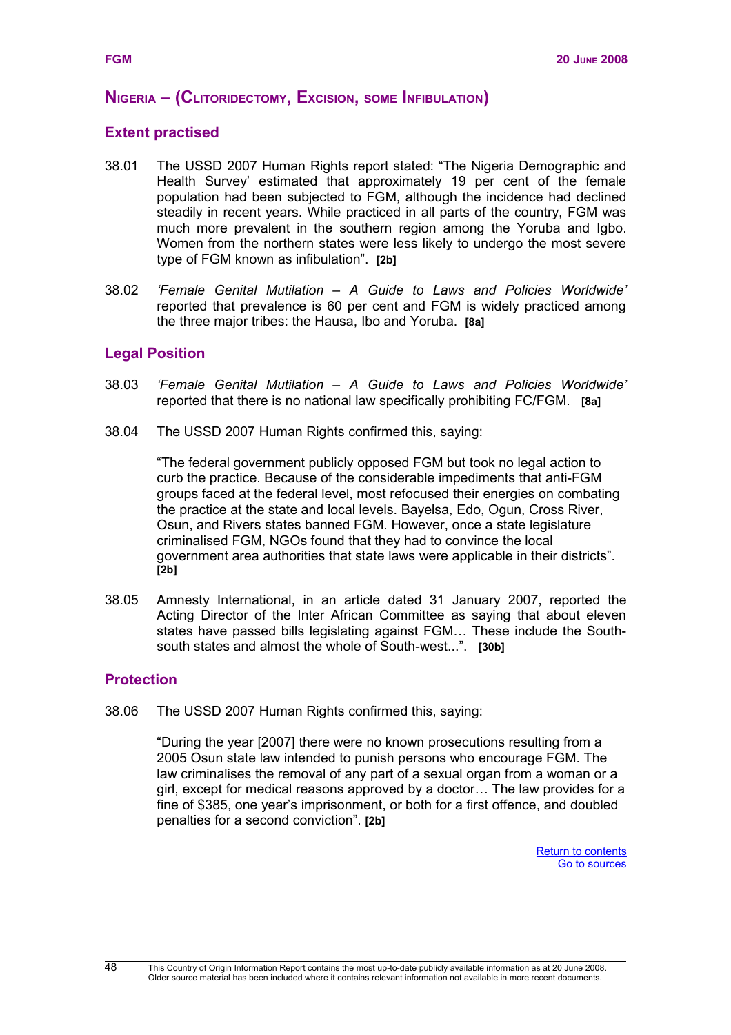## NIGERIA – (CLITORIDECTOMY, EXCISION, SOME INFIBULATION)

### Extent practised

38.01 The USSD 2007 Human Rights report stated: "The Nigeria Demographic and Health Survey' estimated that approximately 19 per cent of the female population had been subjected to FGM, although the incidence had declined steadily in recent years. While practiced in all parts of the country, FGM was much more prevalent in the southern region among the Yoruba and Igbo. Women from the northern states were less likely to undergo the most severe type of FGM known as infibulation". **[2b]**

38.02 *'Female Genital Mutilation – A Guide to Laws and Policies Worldwide'* reported that prevalence is 60 per cent and FGM is widely practiced among the three major tribes: the Hausa, Ibo and Yoruba. **[8a]**

### Legal Position

38.03 *'Female Genital Mutilation – A Guide to Laws and Policies Worldwide'* reported that there is no national law specifically prohibiting FC/FGM. **[8a]**

38.04 The USSD 2007 Human Rights confirmed this, saying:

> "The federal government publicly opposed FGM but took no legal action to curb the practice. Because of the considerable impediments that anti-FGM groups faced at the federal level, most refocused their energies on combating the practice at the state and local levels. Bayelsa, Edo, Ogun, Cross River, Osun, and Rivers states banned FGM. However, once a state legislature criminalised FGM, NGOs found that they had to convince the local government area authorities that state laws were applicable in their districts". **[2b]**

38.05 Amnesty International, in an article dated 31 January 2007, reported the Acting Director of the Inter African Committee as saying that about eleven states have passed bills legislating against FGM… These include the South-south states and almost the whole of South-west...". **[30b]**

### Protection

38.06 The USSD 2007 Human Rights confirmed this, saying:

> "During the year [2007] there were no known prosecutions resulting from a 2005 Osun state law intended to punish persons who encourage FGM. The law criminalises the removal of any part of a sexual organ from a woman or a girl, except for medical reasons approved by a doctor… The law provides for a fine of $385, one year's imprisonment, or both for a first offence, and doubled penalties for a second conviction". **[2b]**

Return to contents
Go to sources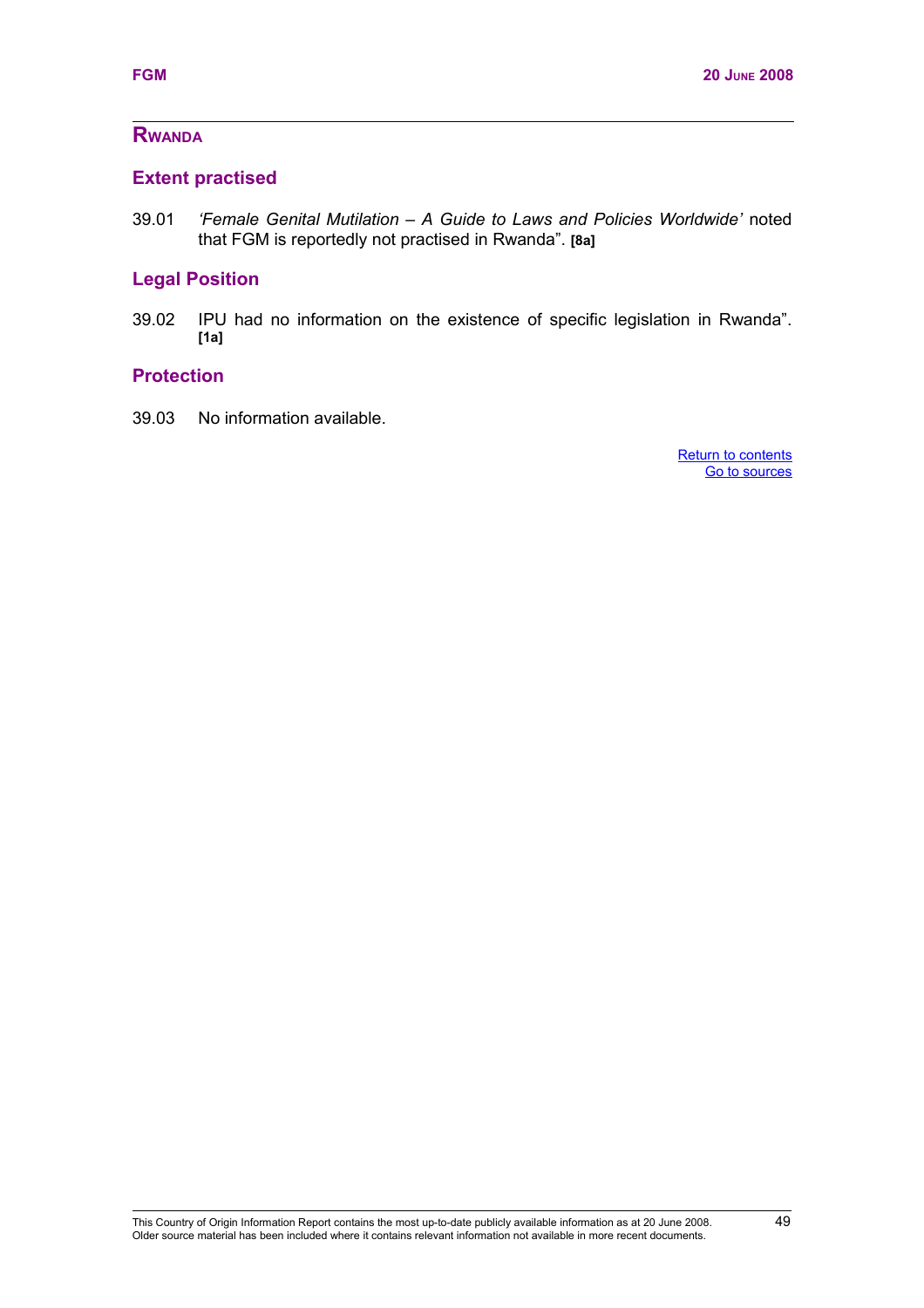## Rwanda

### Extent practised

39.01 *'Female Genital Mutilation – A Guide to Laws and Policies Worldwide'* noted that FGM is reportedly not practised in Rwanda". **[8a]**

### Legal Position

39.02 IPU had no information on the existence of specific legislation in Rwanda". **[1a]**

### Protection

39.03 No information available.

Return to contents
Go to sources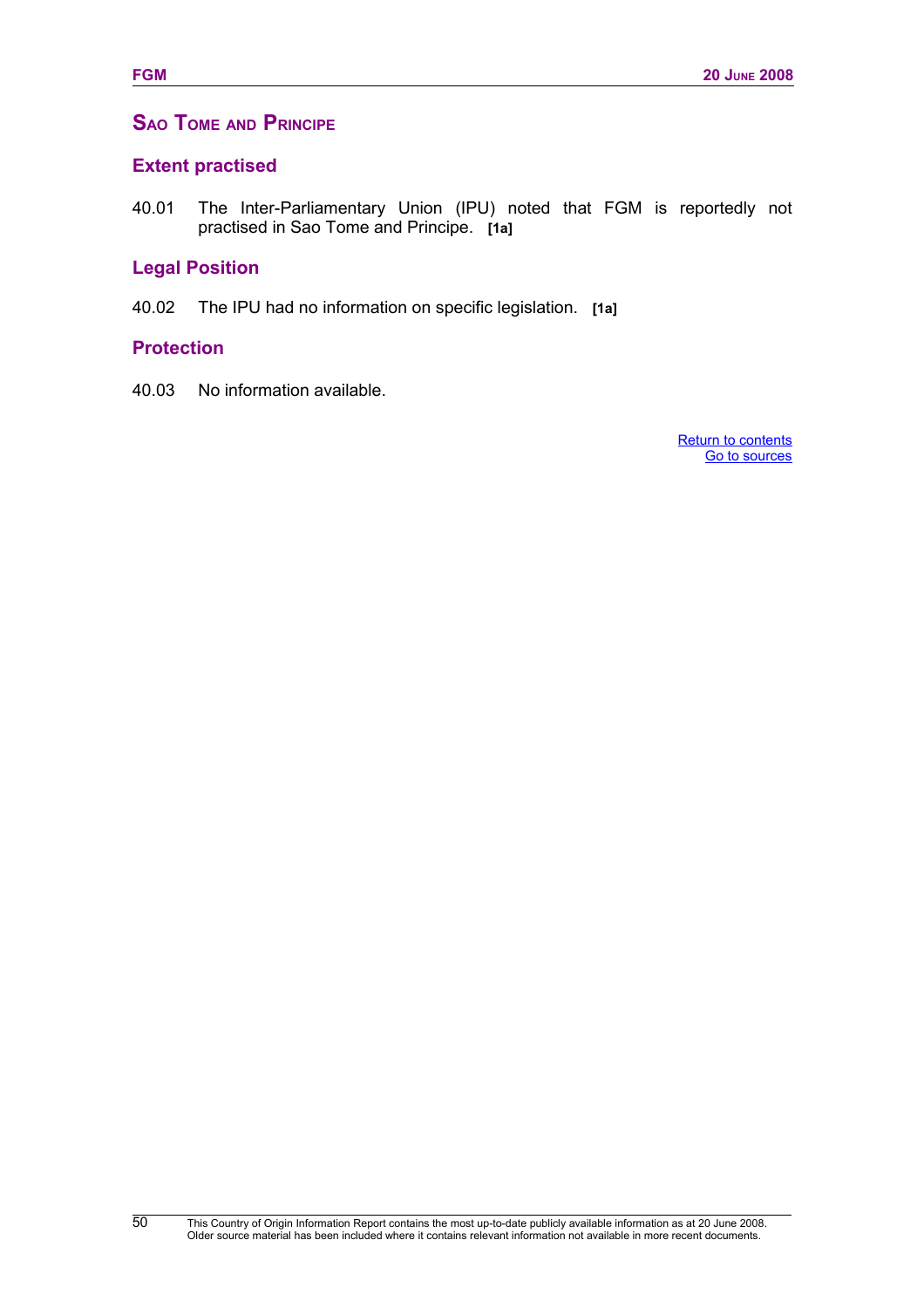## Sao Tome and Principe

### Extent practised

40.01 The Inter-Parliamentary Union (IPU) noted that FGM is reportedly not practised in Sao Tome and Principe. **[1a]**

### Legal Position

40.02 The IPU had no information on specific legislation. **[1a]**

### Protection

40.03 No information available.

Return to contents
Go to sources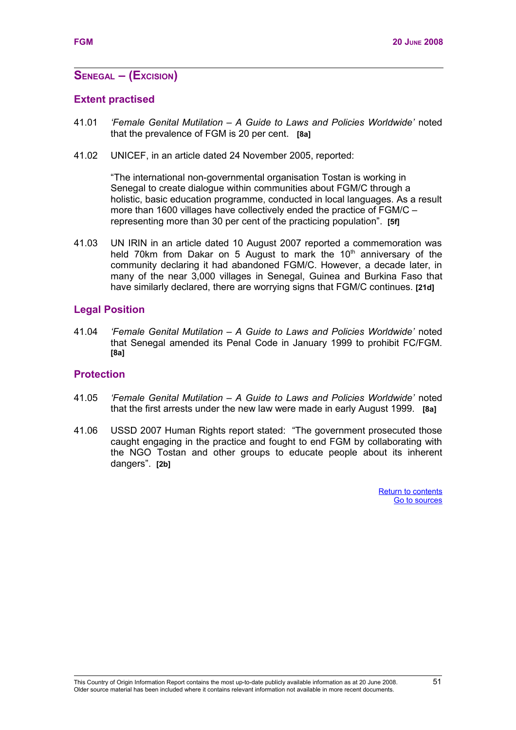## SENEGAL – (EXCISION)

### Extent practised

41.01 *'Female Genital Mutilation – A Guide to Laws and Policies Worldwide'* noted that the prevalence of FGM is 20 per cent. **[8a]**

41.02 UNICEF, in an article dated 24 November 2005, reported:

> "The international non-governmental organisation Tostan is working in Senegal to create dialogue within communities about FGM/C through a holistic, basic education programme, conducted in local languages. As a result more than 1600 villages have collectively ended the practice of FGM/C – representing more than 30 per cent of the practicing population". **[5f]**

41.03 UN IRIN in an article dated 10 August 2007 reported a commemoration was held 70km from Dakar on 5 August to mark the 10th anniversary of the community declaring it had abandoned FGM/C. However, a decade later, in many of the near 3,000 villages in Senegal, Guinea and Burkina Faso that have similarly declared, there are worrying signs that FGM/C continues. **[21d]**

### Legal Position

41.04 *'Female Genital Mutilation – A Guide to Laws and Policies Worldwide'* noted that Senegal amended its Penal Code in January 1999 to prohibit FC/FGM. **[8a]**

### Protection

41.05 *'Female Genital Mutilation – A Guide to Laws and Policies Worldwide'* noted that the first arrests under the new law were made in early August 1999. **[8a]**

41.06 USSD 2007 Human Rights report stated: "The government prosecuted those caught engaging in the practice and fought to end FGM by collaborating with the NGO Tostan and other groups to educate people about its inherent dangers". **[2b]**

Return to contents
Go to sources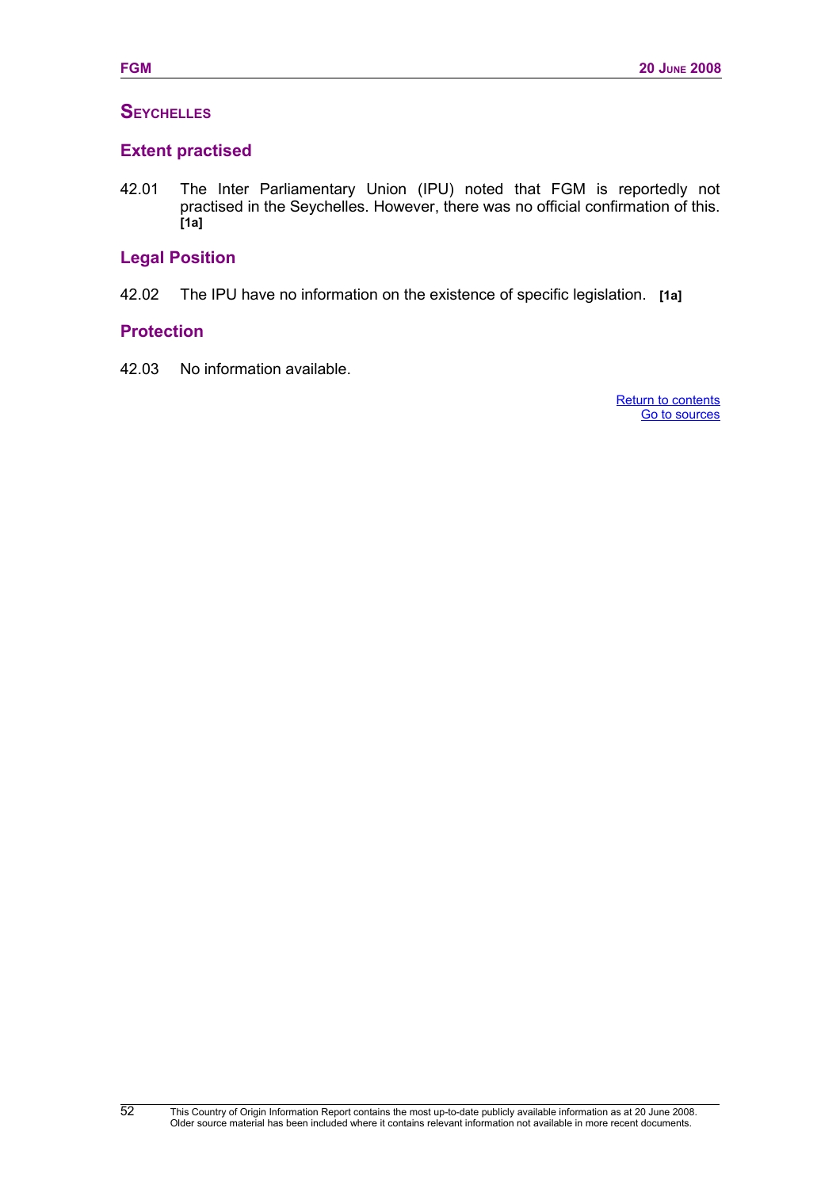## SEYCHELLES

### Extent practised

42.01 The Inter Parliamentary Union (IPU) noted that FGM is reportedly not practised in the Seychelles. However, there was no official confirmation of this. **[1a]**

### Legal Position

42.02 The IPU have no information on the existence of specific legislation. **[1a]**

### Protection

42.03 No information available.

Return to contents
Go to sources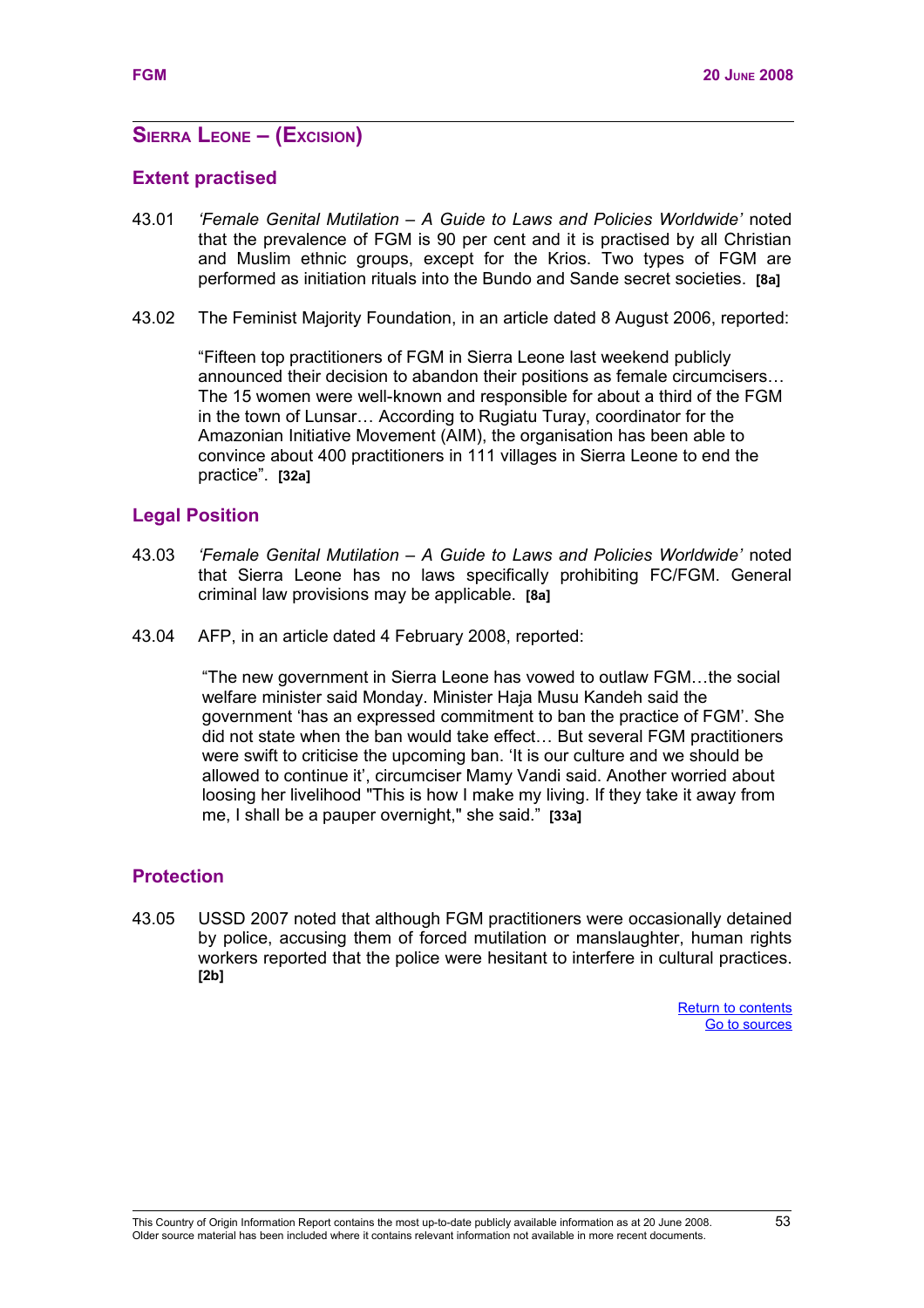## Sierra Leone – (Excision)

### Extent practised

43.01 *'Female Genital Mutilation – A Guide to Laws and Policies Worldwide'* noted that the prevalence of FGM is 90 per cent and it is practised by all Christian and Muslim ethnic groups, except for the Krios. Two types of FGM are performed as initiation rituals into the Bundo and Sande secret societies. **[8a]**

43.02 The Feminist Majority Foundation, in an article dated 8 August 2006, reported:

> "Fifteen top practitioners of FGM in Sierra Leone last weekend publicly announced their decision to abandon their positions as female circumcisers… The 15 women were well-known and responsible for about a third of the FGM in the town of Lunsar… According to Rugiatu Turay, coordinator for the Amazonian Initiative Movement (AIM), the organisation has been able to convince about 400 practitioners in 111 villages in Sierra Leone to end the practice". **[32a]**

### Legal Position

43.03 *'Female Genital Mutilation – A Guide to Laws and Policies Worldwide'* noted that Sierra Leone has no laws specifically prohibiting FC/FGM. General criminal law provisions may be applicable. **[8a]**

43.04 AFP, in an article dated 4 February 2008, reported:

> "The new government in Sierra Leone has vowed to outlaw FGM…the social welfare minister said Monday. Minister Haja Musu Kandeh said the government 'has an expressed commitment to ban the practice of FGM'. She did not state when the ban would take effect… But several FGM practitioners were swift to criticise the upcoming ban. 'It is our culture and we should be allowed to continue it', circumciser Mamy Vandi said. Another worried about loosing her livelihood "This is how I make my living. If they take it away from me, I shall be a pauper overnight," she said." **[33a]**

### Protection

43.05 USSD 2007 noted that although FGM practitioners were occasionally detained by police, accusing them of forced mutilation or manslaughter, human rights workers reported that the police were hesitant to interfere in cultural practices. **[2b]**

Return to contents
Go to sources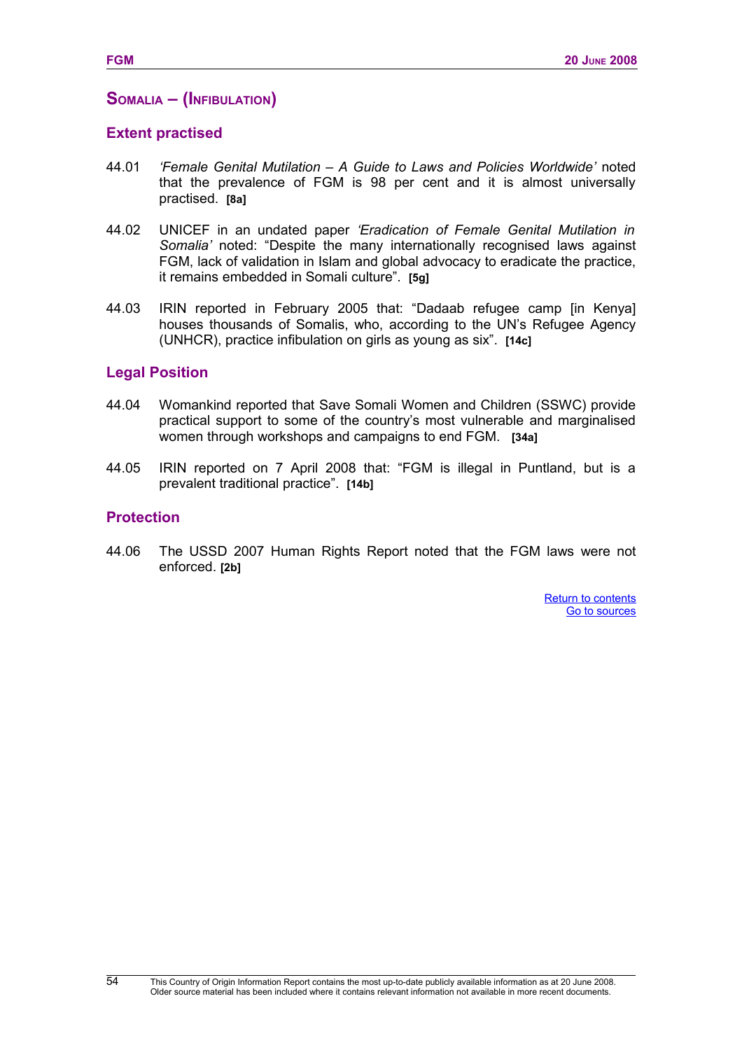## SOMALIA – (INFIBULATION)

### Extent practised

44.01 *'Female Genital Mutilation – A Guide to Laws and Policies Worldwide'* noted that the prevalence of FGM is 98 per cent and it is almost universally practised. **[8a]**

44.02 UNICEF in an undated paper *'Eradication of Female Genital Mutilation in Somalia'* noted: "Despite the many internationally recognised laws against FGM, lack of validation in Islam and global advocacy to eradicate the practice, it remains embedded in Somali culture". **[5g]**

44.03 IRIN reported in February 2005 that: "Dadaab refugee camp [in Kenya] houses thousands of Somalis, who, according to the UN's Refugee Agency (UNHCR), practice infibulation on girls as young as six". **[14c]**

### Legal Position

44.04 Womankind reported that Save Somali Women and Children (SSWC) provide practical support to some of the country's most vulnerable and marginalised women through workshops and campaigns to end FGM. **[34a]**

44.05 IRIN reported on 7 April 2008 that: "FGM is illegal in Puntland, but is a prevalent traditional practice". **[14b]**

### Protection

44.06 The USSD 2007 Human Rights Report noted that the FGM laws were not enforced. **[2b]**

Return to contents
Go to sources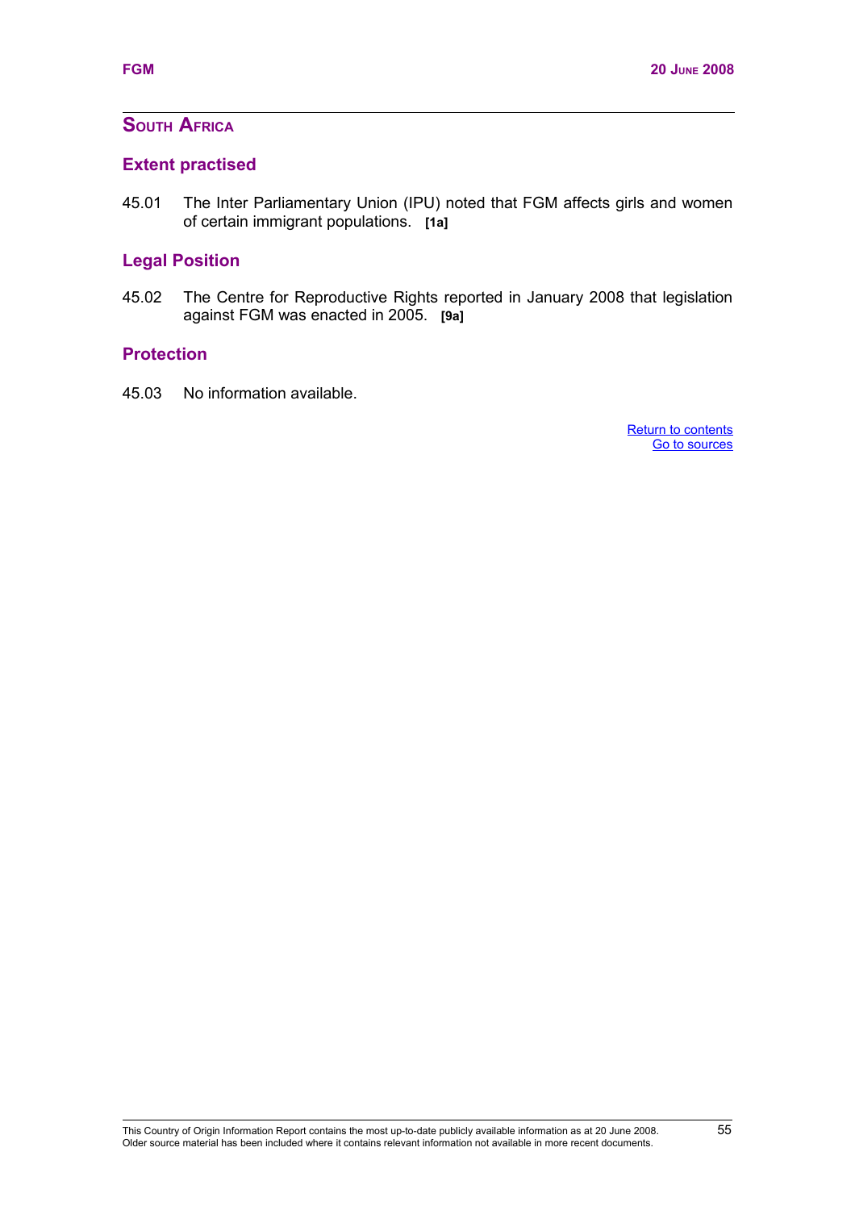## SOUTH AFRICA

### Extent practised

45.01 The Inter Parliamentary Union (IPU) noted that FGM affects girls and women of certain immigrant populations. **[1a]**

### Legal Position

45.02 The Centre for Reproductive Rights reported in January 2008 that legislation against FGM was enacted in 2005. **[9a]**

### Protection

45.03 No information available.

Return to contents
Go to sources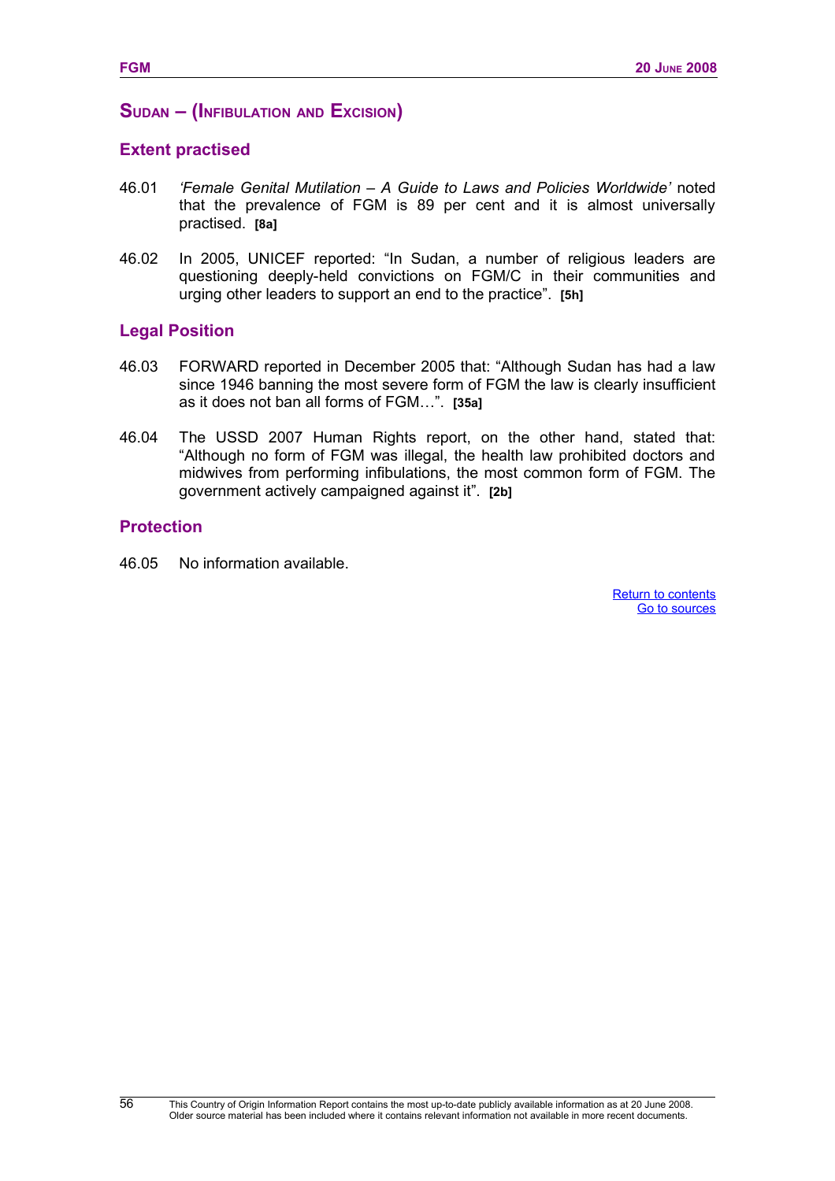## SUDAN – (INFIBULATION AND EXCISION)

### Extent practised

46.01 *'Female Genital Mutilation – A Guide to Laws and Policies Worldwide'* noted that the prevalence of FGM is 89 per cent and it is almost universally practised. **[8a]**

46.02 In 2005, UNICEF reported: "In Sudan, a number of religious leaders are questioning deeply-held convictions on FGM/C in their communities and urging other leaders to support an end to the practice". **[5h]**

### Legal Position

46.03 FORWARD reported in December 2005 that: "Although Sudan has had a law since 1946 banning the most severe form of FGM the law is clearly insufficient as it does not ban all forms of FGM…". **[35a]**

46.04 The USSD 2007 Human Rights report, on the other hand, stated that: "Although no form of FGM was illegal, the health law prohibited doctors and midwives from performing infibulations, the most common form of FGM. The government actively campaigned against it". **[2b]**

### Protection

46.05 No information available.

Return to contents
Go to sources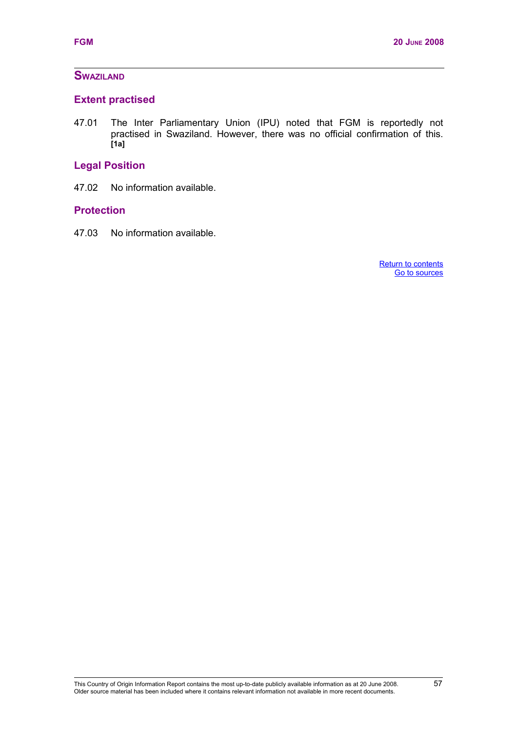## Swaziland

### Extent practised

47.01 The Inter Parliamentary Union (IPU) noted that FGM is reportedly not practised in Swaziland. However, there was no official confirmation of this. **[1a]**

### Legal Position

47.02 No information available.

### Protection

47.03 No information available.

Return to contents
Go to sources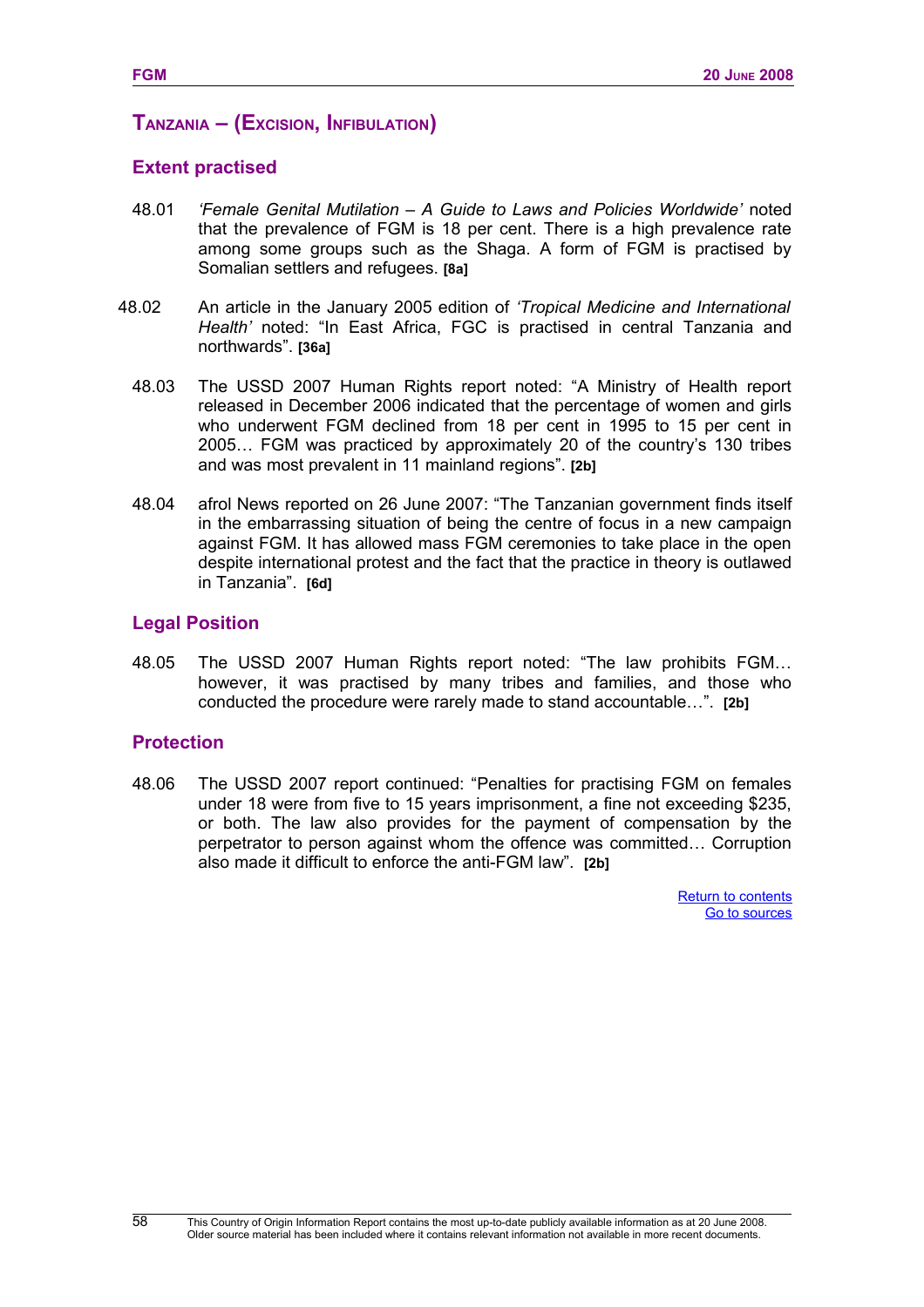## Tanzania – (Excision, Infibulation)

### Extent practised

48.01 *'Female Genital Mutilation – A Guide to Laws and Policies Worldwide'* noted that the prevalence of FGM is 18 per cent. There is a high prevalence rate among some groups such as the Shaga. A form of FGM is practised by Somalian settlers and refugees. **[8a]**

48.02 An article in the January 2005 edition of *'Tropical Medicine and International Health'* noted: "In East Africa, FGC is practised in central Tanzania and northwards". **[36a]**

48.03 The USSD 2007 Human Rights report noted: "A Ministry of Health report released in December 2006 indicated that the percentage of women and girls who underwent FGM declined from 18 per cent in 1995 to 15 per cent in 2005… FGM was practiced by approximately 20 of the country's 130 tribes and was most prevalent in 11 mainland regions". **[2b]**

48.04 afrol News reported on 26 June 2007: "The Tanzanian government finds itself in the embarrassing situation of being the centre of focus in a new campaign against FGM. It has allowed mass FGM ceremonies to take place in the open despite international protest and the fact that the practice in theory is outlawed in Tanzania". **[6d]**

### Legal Position

48.05 The USSD 2007 Human Rights report noted: "The law prohibits FGM… however, it was practised by many tribes and families, and those who conducted the procedure were rarely made to stand accountable…". **[2b]**

### Protection

48.06 The USSD 2007 report continued: "Penalties for practising FGM on females under 18 were from five to 15 years imprisonment, a fine not exceeding $235, or both. The law also provides for the payment of compensation by the perpetrator to person against whom the offence was committed… Corruption also made it difficult to enforce the anti-FGM law". **[2b]**

Return to contents
Go to sources

This Country of Origin Information Report contains the most up-to-date publicly available information as at 20 June 2008. Older source material has been included where it contains relevant information not available in more recent documents.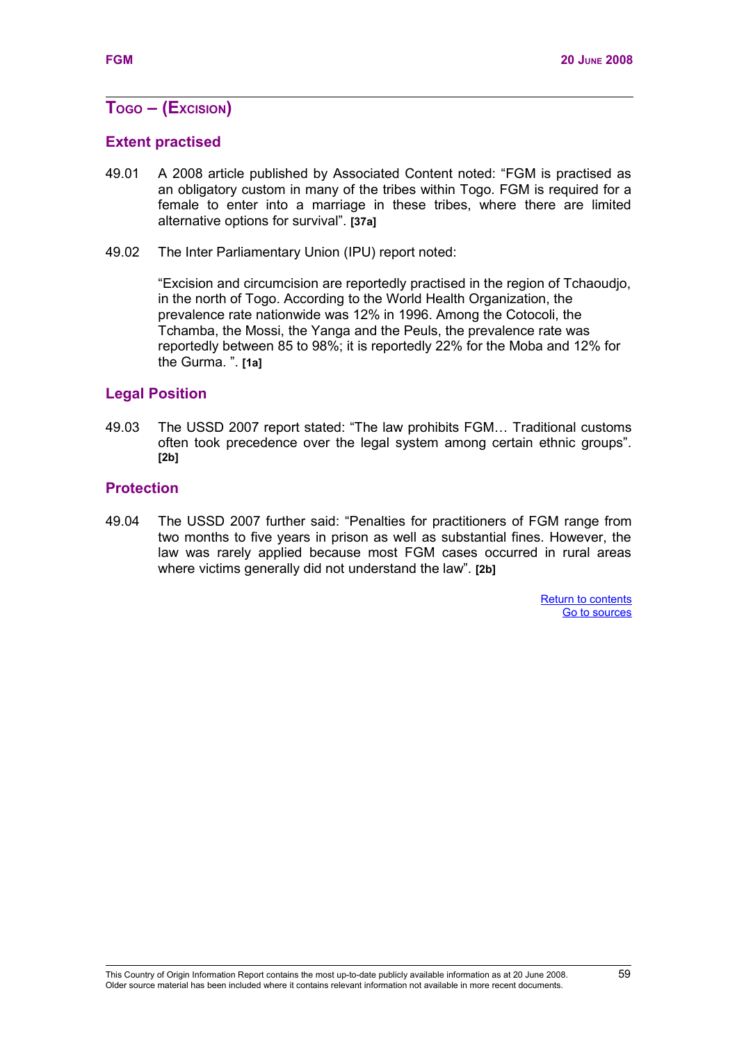## TOGO – (EXCISION)

### Extent practised

49.01 A 2008 article published by Associated Content noted: "FGM is practised as an obligatory custom in many of the tribes within Togo. FGM is required for a female to enter into a marriage in these tribes, where there are limited alternative options for survival". **[37a]**

49.02 The Inter Parliamentary Union (IPU) report noted:

> "Excision and circumcision are reportedly practised in the region of Tchaoudjo, in the north of Togo. According to the World Health Organization, the prevalence rate nationwide was 12% in 1996. Among the Cotocoli, the Tchamba, the Mossi, the Yanga and the Peuls, the prevalence rate was reportedly between 85 to 98%; it is reportedly 22% for the Moba and 12% for the Gurma. ". **[1a]**

### Legal Position

49.03 The USSD 2007 report stated: "The law prohibits FGM… Traditional customs often took precedence over the legal system among certain ethnic groups". **[2b]**

### Protection

49.04 The USSD 2007 further said: "Penalties for practitioners of FGM range from two months to five years in prison as well as substantial fines. However, the law was rarely applied because most FGM cases occurred in rural areas where victims generally did not understand the law". **[2b]**

Return to contents
Go to sources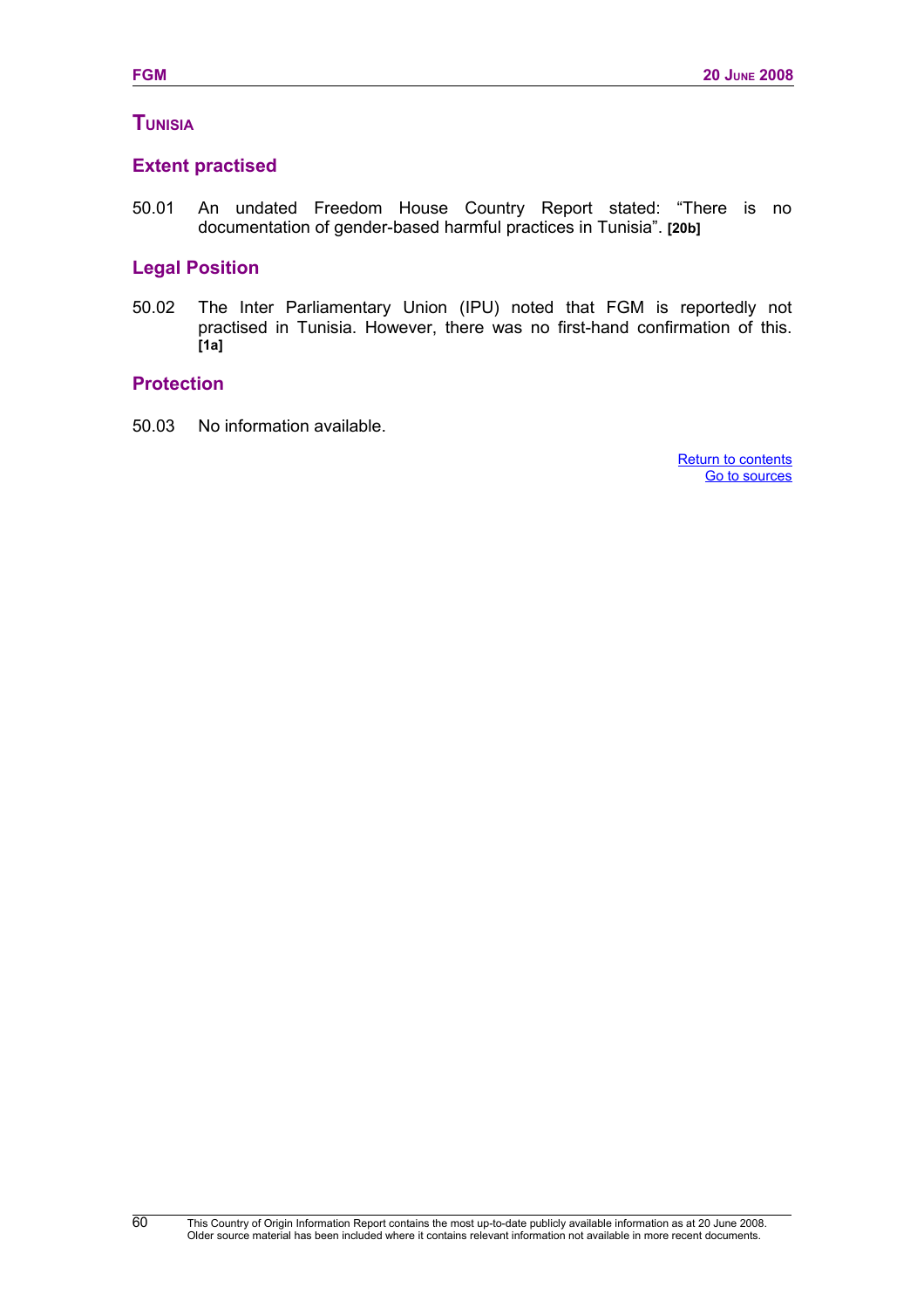## Tunisia

### Extent practised

50.01 An undated Freedom House Country Report stated: "There is no documentation of gender-based harmful practices in Tunisia". **[20b]**

### Legal Position

50.02 The Inter Parliamentary Union (IPU) noted that FGM is reportedly not practised in Tunisia. However, there was no first-hand confirmation of this. **[1a]**

### Protection

50.03 No information available.

Return to contents
Go to sources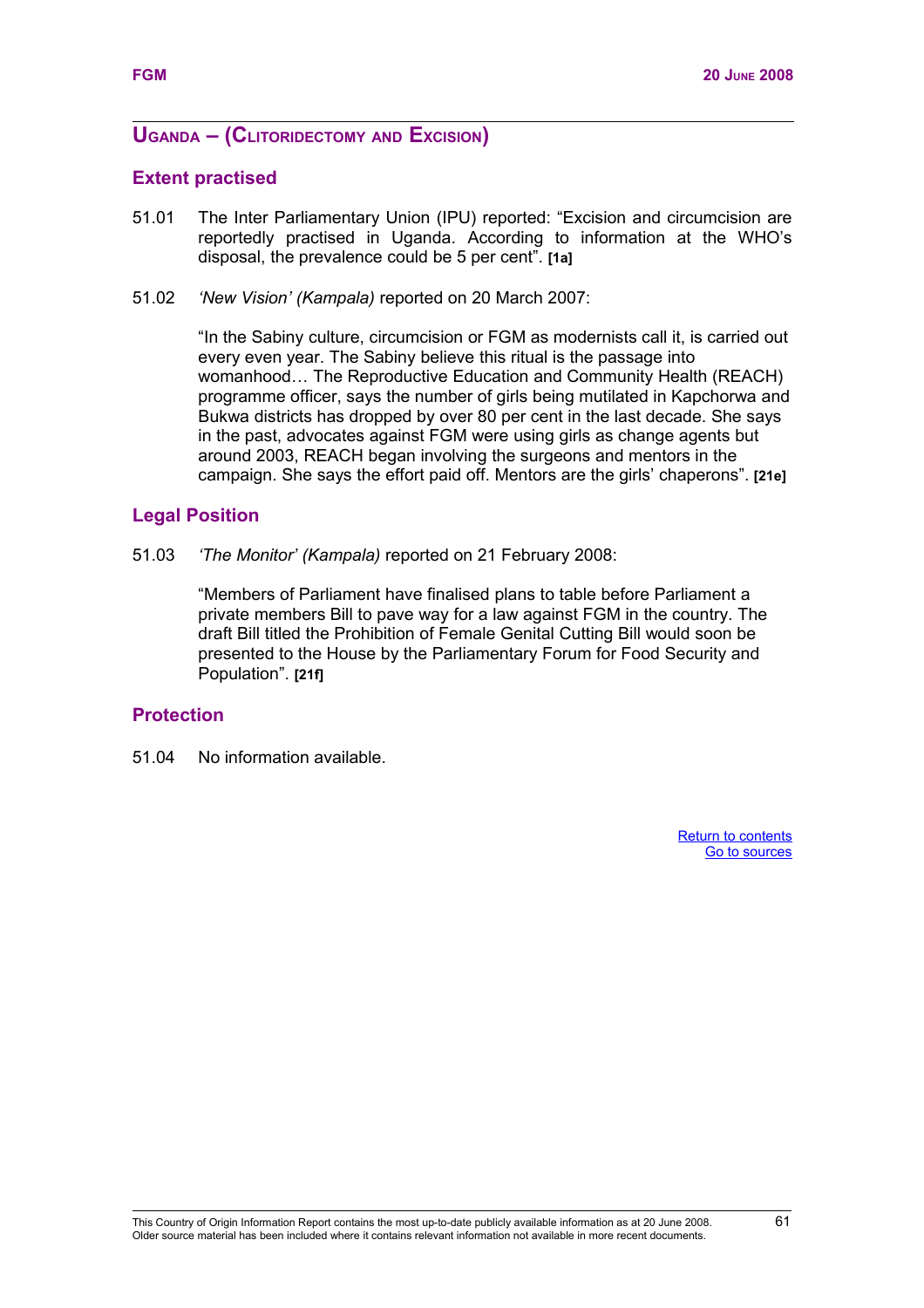## UGANDA – (CLITORIDECTOMY AND EXCISION)

### Extent practised

51.01 The Inter Parliamentary Union (IPU) reported: "Excision and circumcision are reportedly practised in Uganda. According to information at the WHO's disposal, the prevalence could be 5 per cent". **[1a]**

51.02 *'New Vision' (Kampala)* reported on 20 March 2007:

> "In the Sabiny culture, circumcision or FGM as modernists call it, is carried out every even year. The Sabiny believe this ritual is the passage into womanhood… The Reproductive Education and Community Health (REACH) programme officer, says the number of girls being mutilated in Kapchorwa and Bukwa districts has dropped by over 80 per cent in the last decade. She says in the past, advocates against FGM were using girls as change agents but around 2003, REACH began involving the surgeons and mentors in the campaign. She says the effort paid off. Mentors are the girls' chaperons". **[21e]**

### Legal Position

51.03 *'The Monitor' (Kampala)* reported on 21 February 2008:

> "Members of Parliament have finalised plans to table before Parliament a private members Bill to pave way for a law against FGM in the country. The draft Bill titled the Prohibition of Female Genital Cutting Bill would soon be presented to the House by the Parliamentary Forum for Food Security and Population". **[21f]**

### Protection

51.04 No information available.

Return to contents
Go to sources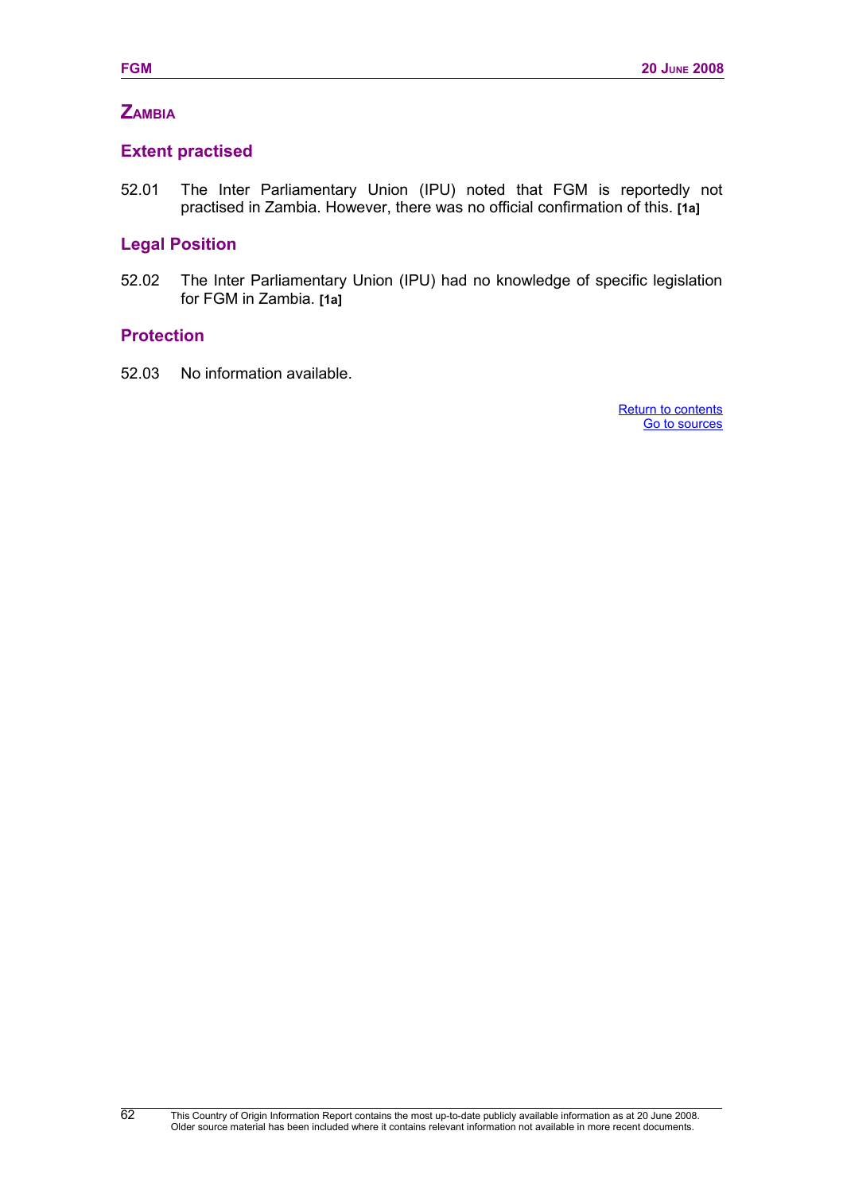## ZAMBIA

### Extent practised

52.01 The Inter Parliamentary Union (IPU) noted that FGM is reportedly not practised in Zambia. However, there was no official confirmation of this. **[1a]**

### Legal Position

52.02 The Inter Parliamentary Union (IPU) had no knowledge of specific legislation for FGM in Zambia. **[1a]**

### Protection

52.03 No information available.

Return to contents
Go to sources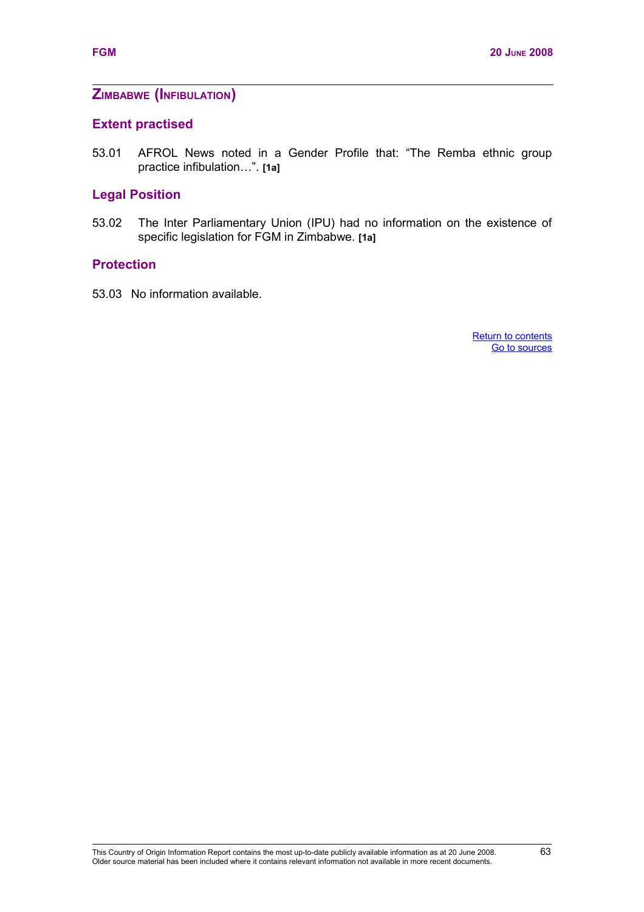## ZIMBABWE (INFIBULATION)

### Extent practised

53.01 AFROL News noted in a Gender Profile that: "The Remba ethnic group practice infibulation…". **[1a]**

### Legal Position

53.02 The Inter Parliamentary Union (IPU) had no information on the existence of specific legislation for FGM in Zimbabwe. **[1a]**

### Protection

53.03 No information available.

Return to contents
Go to sources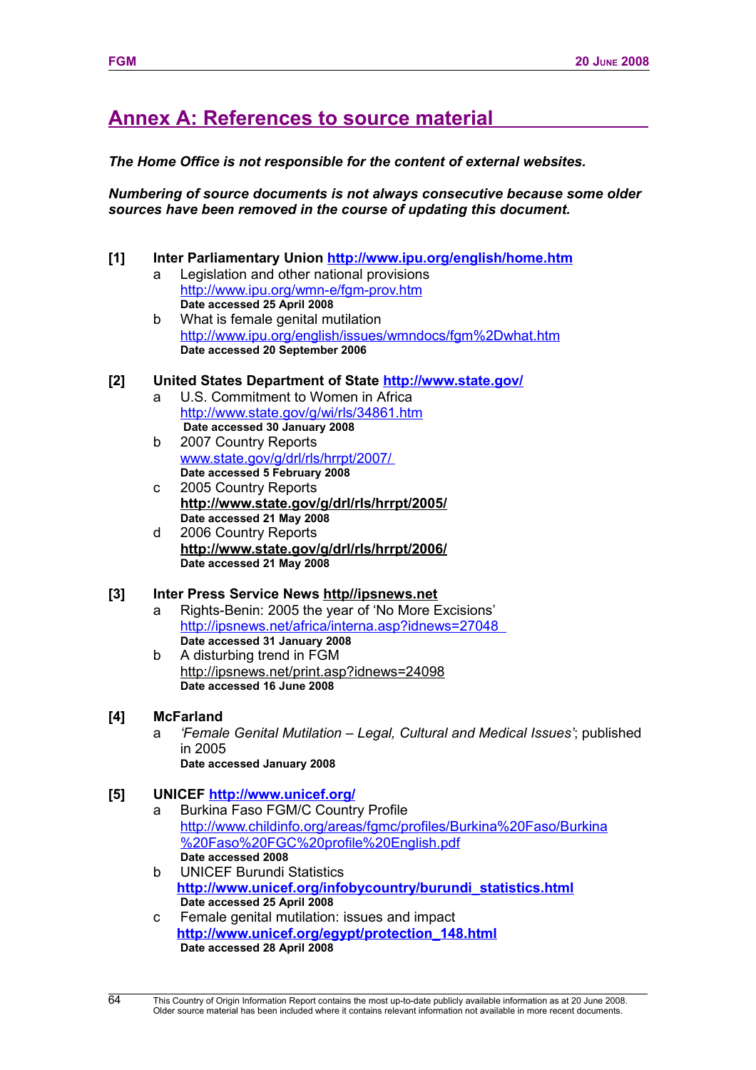# Annex A: References to source material

***The Home Office is not responsible for the content of external websites.***

***Numbering of source documents is not always consecutive because some older sources have been removed in the course of updating this document.***

**[1] Inter Parliamentary Union http://www.ipu.org/english/home.htm**

- a Legislation and other national provisions
  http://www.ipu.org/wmn-e/fgm-prov.htm
  **Date accessed 25 April 2008**
- b What is female genital mutilation
  http://www.ipu.org/english/issues/wmndocs/fgm%2Dwhat.htm
  **Date accessed 20 September 2006**

**[2] United States Department of State http://www.state.gov/**

- a U.S. Commitment to Women in Africa
  http://www.state.gov/g/wi/rls/34861.htm
  **Date accessed 30 January 2008**
- b 2007 Country Reports
  www.state.gov/g/drl/rls/hrrpt/2007/
  **Date accessed 5 February 2008**
- c 2005 Country Reports
  **http://www.state.gov/g/drl/rls/hrrpt/2005/**
  **Date accessed 21 May 2008**
- d 2006 Country Reports
  **http://www.state.gov/g/drl/rls/hrrpt/2006/**
  **Date accessed 21 May 2008**

**[3] Inter Press Service News http//ipsnews.net**

- a Rights-Benin: 2005 the year of 'No More Excisions'
  http://ipsnews.net/africa/interna.asp?idnews=27048
  **Date accessed 31 January 2008**
- b A disturbing trend in FGM
  http://ipsnews.net/print.asp?idnews=24098
  **Date accessed 16 June 2008**

**[4] McFarland**

- a *'Female Genital Mutilation – Legal, Cultural and Medical Issues'*; published in 2005
  **Date accessed January 2008**

**[5] UNICEF http://www.unicef.org/**

- a Burkina Faso FGM/C Country Profile
  http://www.childinfo.org/areas/fgmc/profiles/Burkina%20Faso/Burkina%20Faso%20FGC%20profile%20English.pdf
  **Date accessed 2008**
- b UNICEF Burundi Statistics
  **http://www.unicef.org/infobycountry/burundi_statistics.html**
  **Date accessed 25 April 2008**
- c Female genital mutilation: issues and impact
  **http://www.unicef.org/egypt/protection_148.html**
  **Date accessed 28 April 2008**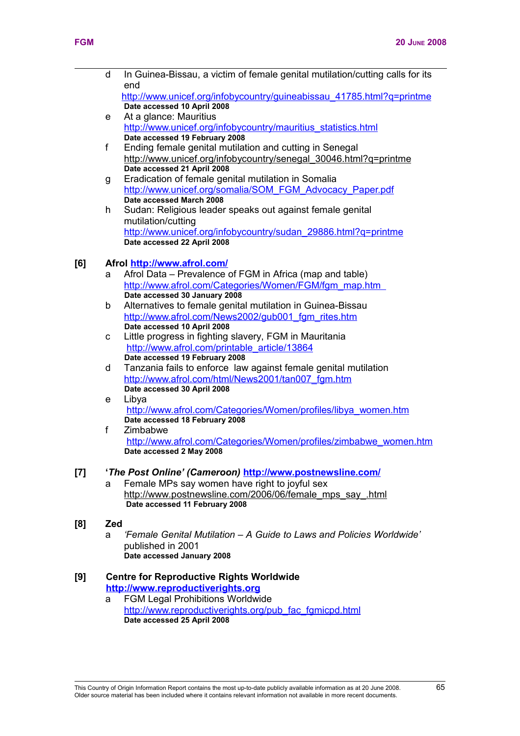d In Guinea-Bissau, a victim of female genital mutilation/cutting calls for its end
http://www.unicef.org/infobycountry/guineabissau_41785.html?q=printme
**Date accessed 10 April 2008**

e At a glance: Mauritius
http://www.unicef.org/infobycountry/mauritius_statistics.html
**Date accessed 19 February 2008**

f Ending female genital mutilation and cutting in Senegal
http://www.unicef.org/infobycountry/senegal_30046.html?q=printme
**Date accessed 21 April 2008**

g Eradication of female genital mutilation in Somalia
http://www.unicef.org/somalia/SOM_FGM_Advocacy_Paper.pdf
**Date accessed March 2008**

h Sudan: Religious leader speaks out against female genital mutilation/cutting
http://www.unicef.org/infobycountry/sudan_29886.html?q=printme
**Date accessed 22 April 2008**

**[6] Afrol http://www.afrol.com/**

a Afrol Data – Prevalence of FGM in Africa (map and table)
http://www.afrol.com/Categories/Women/FGM/fgm_map.htm
**Date accessed 30 January 2008**

b Alternatives to female genital mutilation in Guinea-Bissau
http://www.afrol.com/News2002/gub001_fgm_rites.htm
**Date accessed 10 April 2008**

c Little progress in fighting slavery, FGM in Mauritania
http://www.afrol.com/printable_article/13864
**Date accessed 19 February 2008**

d Tanzania fails to enforce law against female genital mutilation
http://www.afrol.com/html/News2001/tan007_fgm.htm
**Date accessed 30 April 2008**

e Libya
http://www.afrol.com/Categories/Women/profiles/libya_women.htm
**Date accessed 18 February 2008**

f Zimbabwe
http://www.afrol.com/Categories/Women/profiles/zimbabwe_women.htm
**Date accessed 2 May 2008**

**[7] '*The Post Online' (Cameroon)* http://www.postnewsline.com/**

a Female MPs say women have right to joyful sex
http://www.postnewsline.com/2006/06/female_mps_say_.html
**Date accessed 11 February 2008**

**[8] Zed**

a *'Female Genital Mutilation – A Guide to Laws and Policies Worldwide'* published in 2001
**Date accessed January 2008**

**[9] Centre for Reproductive Rights Worldwide**
**http://www.reproductiverights.org**

a FGM Legal Prohibitions Worldwide
http://www.reproductiverights.org/pub_fac_fgmicpd.html
**Date accessed 25 April 2008**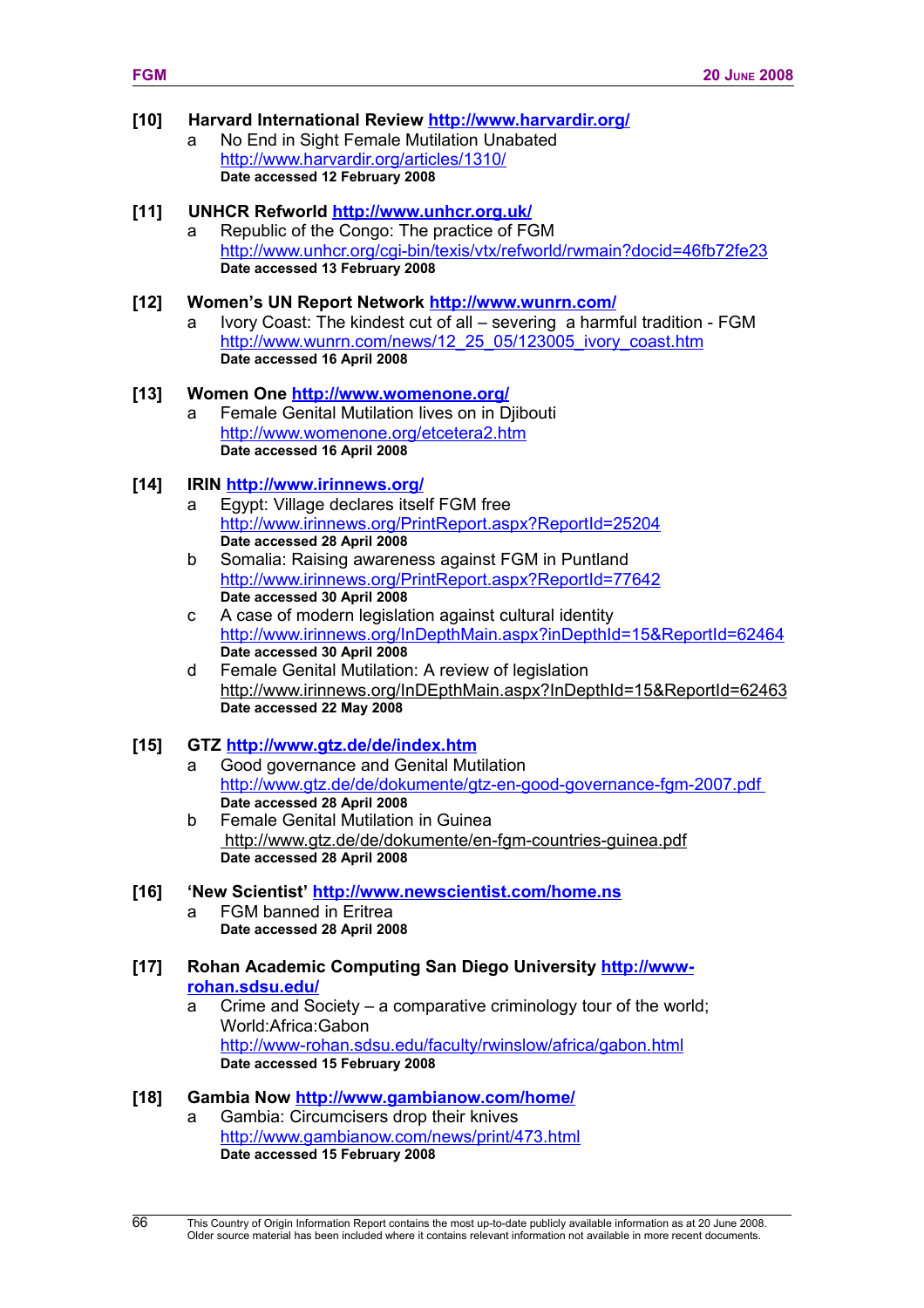**[10] Harvard International Review http://www.harvardir.org/**

a No End in Sight Female Mutilation Unabated
http://www.harvardir.org/articles/1310/
**Date accessed 12 February 2008**

**[11] UNHCR Refworld http://www.unhcr.org.uk/**

a Republic of the Congo: The practice of FGM
http://www.unhcr.org/cgi-bin/texis/vtx/refworld/rwmain?docid=46fb72fe23
**Date accessed 13 February 2008**

**[12] Women's UN Report Network http://www.wunrn.com/**

a Ivory Coast: The kindest cut of all – severing a harmful tradition - FGM
http://www.wunrn.com/news/12_25_05/123005_ivory_coast.htm
**Date accessed 16 April 2008**

**[13] Women One http://www.womenone.org/**

a Female Genital Mutilation lives on in Djibouti
http://www.womenone.org/etcetera2.htm
**Date accessed 16 April 2008**

**[14] IRIN http://www.irinnews.org/**

a Egypt: Village declares itself FGM free
http://www.irinnews.org/PrintReport.aspx?ReportId=25204
**Date accessed 28 April 2008**

b Somalia: Raising awareness against FGM in Puntland
http://www.irinnews.org/PrintReport.aspx?ReportId=77642
**Date accessed 30 April 2008**

c A case of modern legislation against cultural identity
http://www.irinnews.org/InDepthMain.aspx?inDepthId=15&ReportId=62464
**Date accessed 30 April 2008**

d Female Genital Mutilation: A review of legislation
http://www.irinnews.org/InDEpthMain.aspx?InDepthId=15&ReportId=62463
**Date accessed 22 May 2008**

**[15] GTZ http://www.gtz.de/de/index.htm**

a Good governance and Genital Mutilation
http://www.gtz.de/de/dokumente/gtz-en-good-governance-fgm-2007.pdf
**Date accessed 28 April 2008**

b Female Genital Mutilation in Guinea
http://www.gtz.de/de/dokumente/en-fgm-countries-guinea.pdf
**Date accessed 28 April 2008**

**[16] 'New Scientist' http://www.newscientist.com/home.ns**

a FGM banned in Eritrea
**Date accessed 28 April 2008**

**[17] Rohan Academic Computing San Diego University http://www-rohan.sdsu.edu/**

a Crime and Society – a comparative criminology tour of the world; World:Africa:Gabon
http://www-rohan.sdsu.edu/faculty/rwinslow/africa/gabon.html
**Date accessed 15 February 2008**

**[18] Gambia Now http://www.gambianow.com/home/**

a Gambia: Circumcisers drop their knives
http://www.gambianow.com/news/print/473.html
**Date accessed 15 February 2008**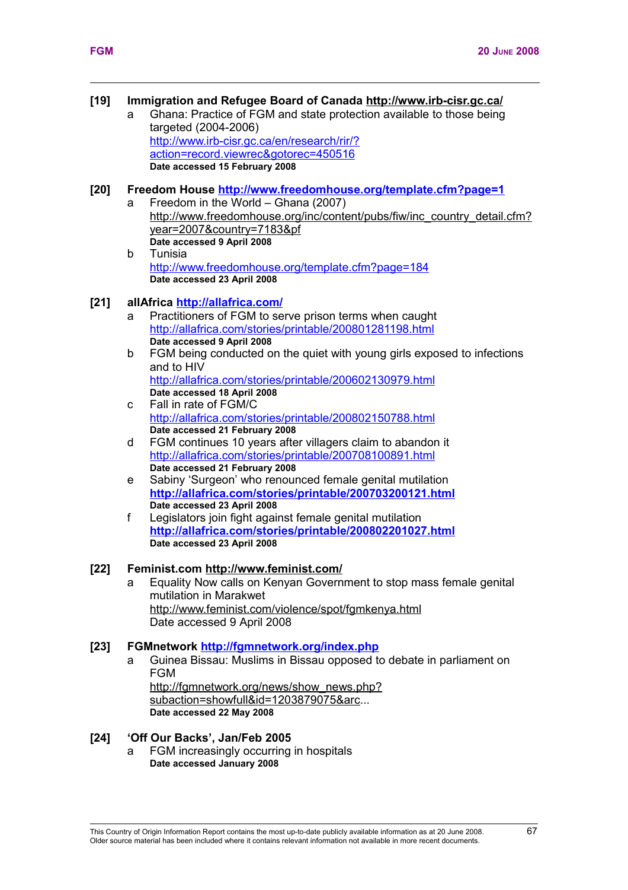**[19] Immigration and Refugee Board of Canada http://www.irb-cisr.gc.ca/**

a. Ghana: Practice of FGM and state protection available to those being targeted (2004-2006)
   http://www.irb-cisr.gc.ca/en/research/rir/?action=record.viewrec&gotorec=450516
   **Date accessed 15 February 2008**

**[20] Freedom House http://www.freedomhouse.org/template.cfm?page=1**

a. Freedom in the World – Ghana (2007)
   http://www.freedomhouse.org/inc/content/pubs/fiw/inc_country_detail.cfm?year=2007&country=7183&pf
   **Date accessed 9 April 2008**

b. Tunisia
   http://www.freedomhouse.org/template.cfm?page=184
   **Date accessed 23 April 2008**

**[21] allAfrica http://allafrica.com/**

a. Practitioners of FGM to serve prison terms when caught
   http://allafrica.com/stories/printable/200801281198.html
   **Date accessed 9 April 2008**

b. FGM being conducted on the quiet with young girls exposed to infections and to HIV
   http://allafrica.com/stories/printable/200602130979.html
   **Date accessed 18 April 2008**

c. Fall in rate of FGM/C
   http://allafrica.com/stories/printable/200802150788.html
   **Date accessed 21 February 2008**

d. FGM continues 10 years after villagers claim to abandon it
   http://allafrica.com/stories/printable/200708100891.html
   **Date accessed 21 February 2008**

e. Sabiny 'Surgeon' who renounced female genital mutilation
   **http://allafrica.com/stories/printable/200703200121.html**
   **Date accessed 23 April 2008**

f. Legislators join fight against female genital mutilation
   **http://allafrica.com/stories/printable/200802201027.html**
   **Date accessed 23 April 2008**

**[22] Feminist.com http://www.feminist.com/**

a. Equality Now calls on Kenyan Government to stop mass female genital mutilation in Marakwet
   http://www.feminist.com/violence/spot/fgmkenya.html
   Date accessed 9 April 2008

**[23] FGMnetwork http://fgmnetwork.org/index.php**

a. Guinea Bissau: Muslims in Bissau opposed to debate in parliament on FGM
   http://fgmnetwork.org/news/show_news.php?subaction=showfull&id=1203879075&arc...
   **Date accessed 22 May 2008**

**[24] 'Off Our Backs', Jan/Feb 2005**

a. FGM increasingly occurring in hospitals
   **Date accessed January 2008**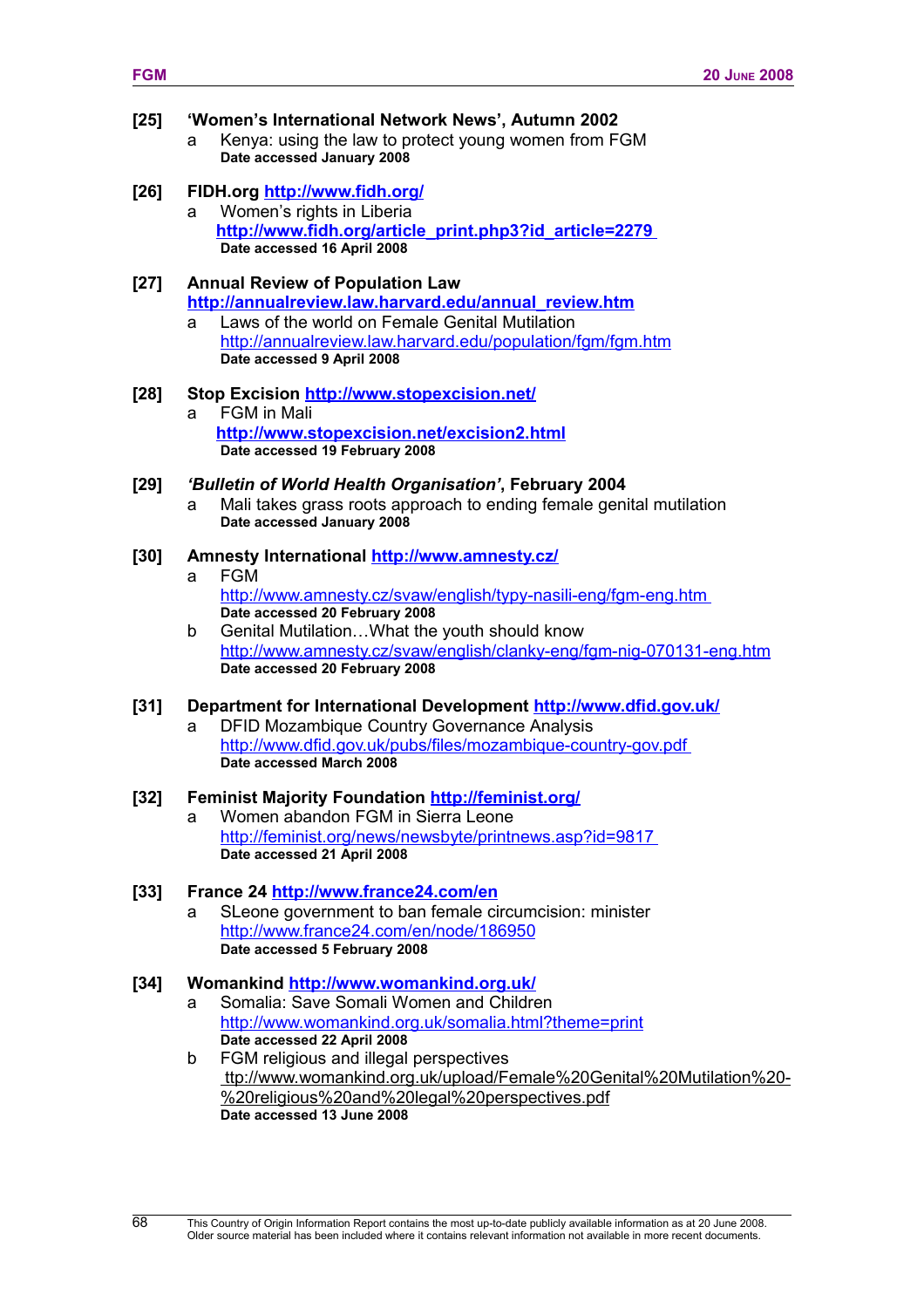**[25] 'Women's International Network News', Autumn 2002**

a Kenya: using the law to protect young women from FGM
**Date accessed January 2008**

**[26] FIDH.org http://www.fidh.org/**

a Women's rights in Liberia
**http://www.fidh.org/article_print.php3?id_article=2279**
**Date accessed 16 April 2008**

**[27] Annual Review of Population Law**
**http://annualreview.law.harvard.edu/annual_review.htm**

a Laws of the world on Female Genital Mutilation
http://annualreview.law.harvard.edu/population/fgm/fgm.htm
**Date accessed 9 April 2008**

**[28] Stop Excision http://www.stopexcision.net/**

a FGM in Mali
**http://www.stopexcision.net/excision2.html**
**Date accessed 19 February 2008**

**[29] *'Bulletin of World Health Organisation'*, February 2004**

a Mali takes grass roots approach to ending female genital mutilation
**Date accessed January 2008**

**[30] Amnesty International http://www.amnesty.cz/**

a FGM
http://www.amnesty.cz/svaw/english/typy-nasili-eng/fgm-eng.htm
**Date accessed 20 February 2008**

b Genital Mutilation…What the youth should know
http://www.amnesty.cz/svaw/english/clanky-eng/fgm-nig-070131-eng.htm
**Date accessed 20 February 2008**

**[31] Department for International Development http://www.dfid.gov.uk/**

a DFID Mozambique Country Governance Analysis
http://www.dfid.gov.uk/pubs/files/mozambique-country-gov.pdf
**Date accessed March 2008**

**[32] Feminist Majority Foundation http://feminist.org/**

a Women abandon FGM in Sierra Leone
http://feminist.org/news/newsbyte/printnews.asp?id=9817
**Date accessed 21 April 2008**

**[33] France 24 http://www.france24.com/en**

a SLeone government to ban female circumcision: minister
http://www.france24.com/en/node/186950
**Date accessed 5 February 2008**

**[34] Womankind http://www.womankind.org.uk/**

a Somalia: Save Somali Women and Children
http://www.womankind.org.uk/somalia.html?theme=print
**Date accessed 22 April 2008**

b FGM religious and illegal perspectives
ttp://www.womankind.org.uk/upload/Female%20Genital%20Mutilation%20-%20religious%20and%20legal%20perspectives.pdf
**Date accessed 13 June 2008**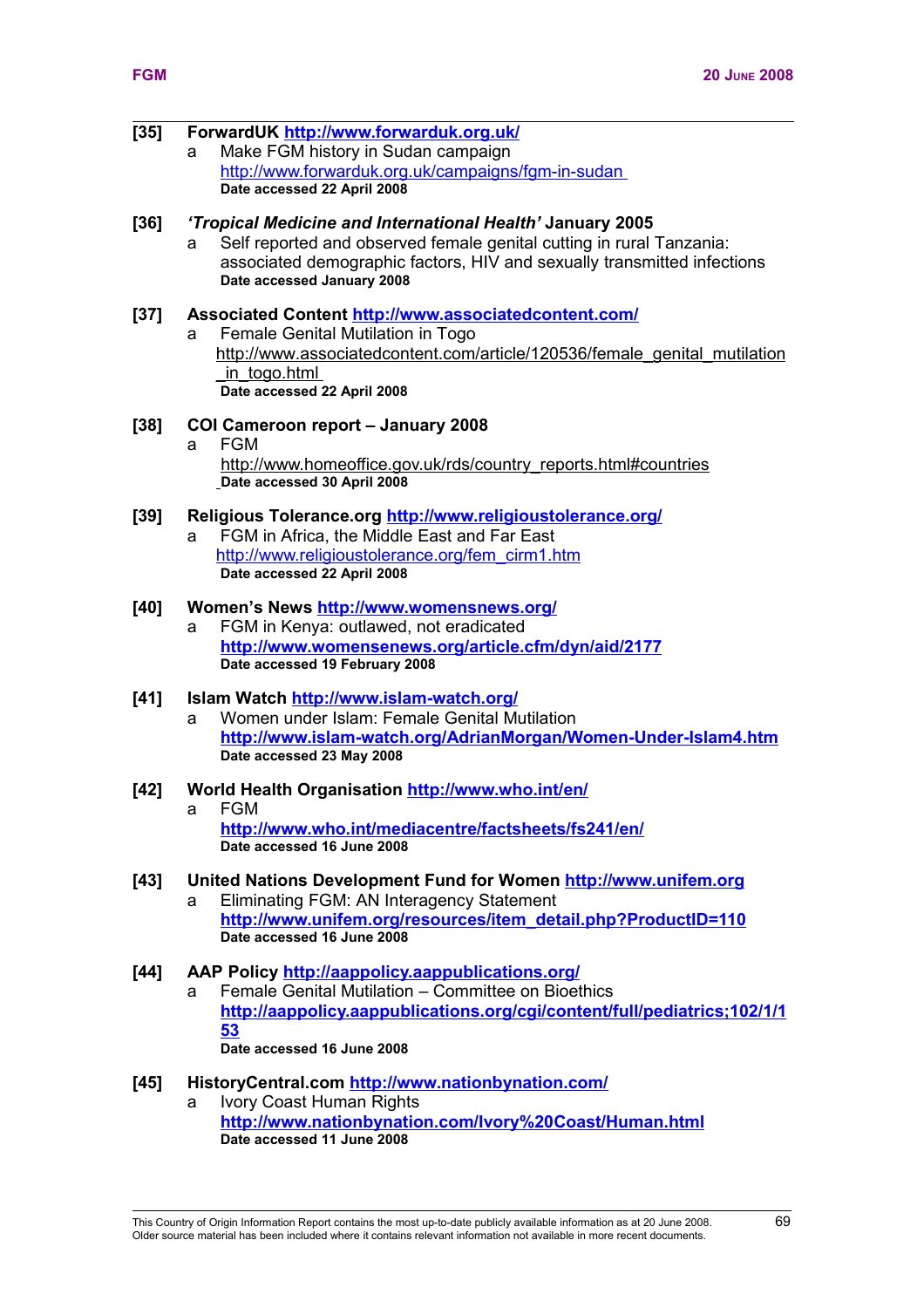**[35] ForwardUK http://www.forwarduk.org.uk/**

a Make FGM history in Sudan campaign
http://www.forwarduk.org.uk/campaigns/fgm-in-sudan
**Date accessed 22 April 2008**

**[36] *'Tropical Medicine and International Health'* January 2005**

a Self reported and observed female genital cutting in rural Tanzania: associated demographic factors, HIV and sexually transmitted infections
**Date accessed January 2008**

**[37] Associated Content http://www.associatedcontent.com/**

a Female Genital Mutilation in Togo
http://www.associatedcontent.com/article/120536/female_genital_mutilation_in_togo.html
**Date accessed 22 April 2008**

**[38] COI Cameroon report – January 2008**

a FGM
http://www.homeoffice.gov.uk/rds/country_reports.html#countries
**Date accessed 30 April 2008**

**[39] Religious Tolerance.org http://www.religioustolerance.org/**

a FGM in Africa, the Middle East and Far East
http://www.religioustolerance.org/fem_cirm1.htm
**Date accessed 22 April 2008**

**[40] Women's News http://www.womensnews.org/**

a FGM in Kenya: outlawed, not eradicated
**http://www.womensenews.org/article.cfm/dyn/aid/2177**
**Date accessed 19 February 2008**

**[41] Islam Watch http://www.islam-watch.org/**

a Women under Islam: Female Genital Mutilation
**http://www.islam-watch.org/AdrianMorgan/Women-Under-Islam4.htm**
**Date accessed 23 May 2008**

**[42] World Health Organisation http://www.who.int/en/**

a FGM
**http://www.who.int/mediacentre/factsheets/fs241/en/**
**Date accessed 16 June 2008**

**[43] United Nations Development Fund for Women http://www.unifem.org**

a Eliminating FGM: AN Interagency Statement
**http://www.unifem.org/resources/item_detail.php?ProductID=110**
**Date accessed 16 June 2008**

**[44] AAP Policy http://aappolicy.aappublications.org/**

a Female Genital Mutilation – Committee on Bioethics
**http://aappolicy.aappublications.org/cgi/content/full/pediatrics;102/1/153**
**Date accessed 16 June 2008**

**[45] HistoryCentral.com http://www.nationbynation.com/**

a Ivory Coast Human Rights
**http://www.nationbynation.com/Ivory%20Coast/Human.html**
**Date accessed 11 June 2008**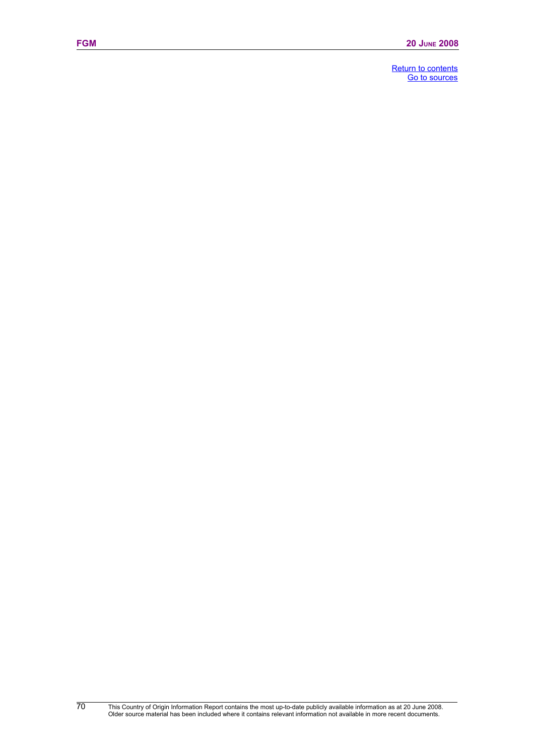Return to contents
Go to sources